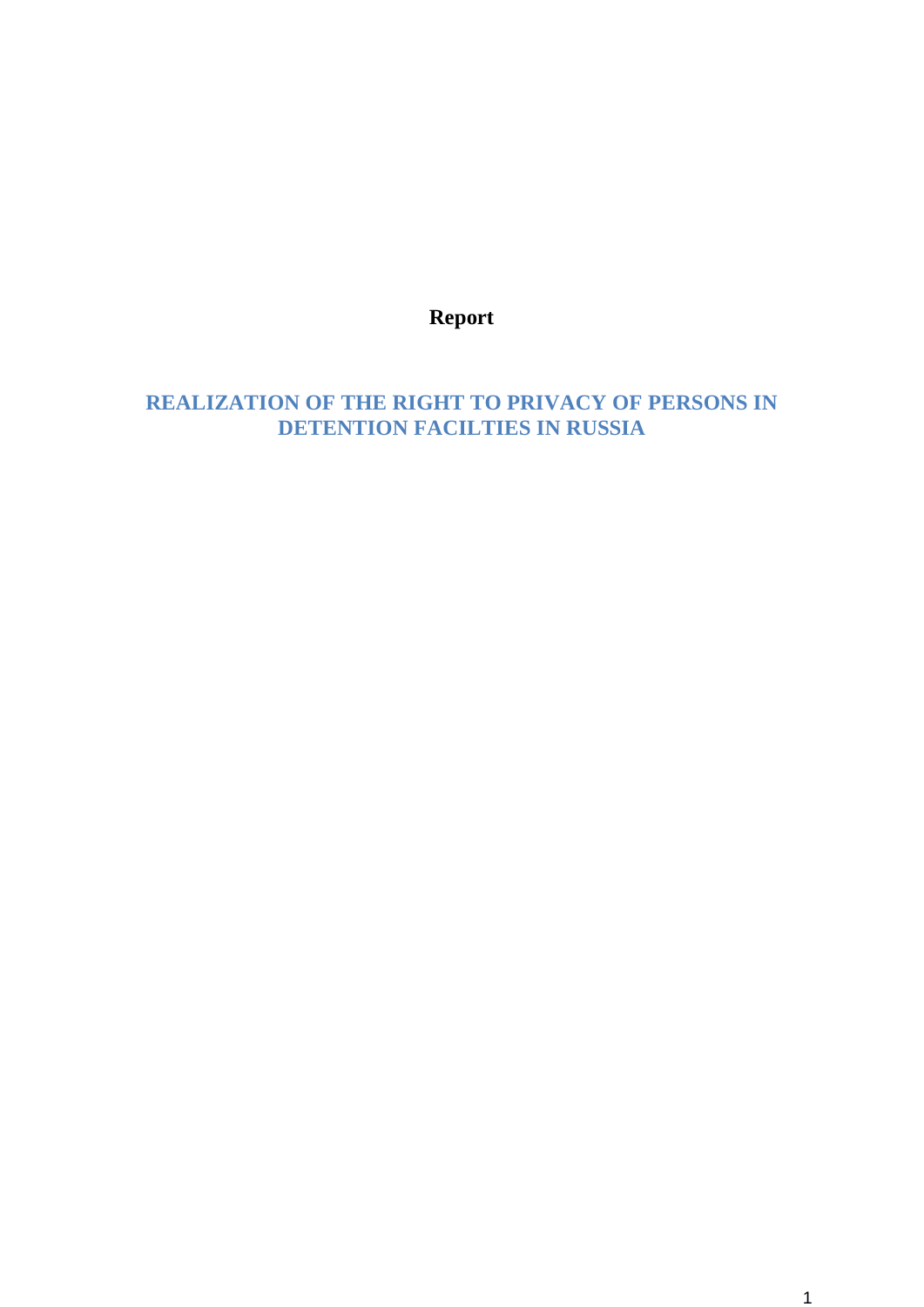**Report**

# REALIZATION OF THE RIGHT TO PRIVACY OF PERSONS IN DETENTION FACILTIES IN RUSSIA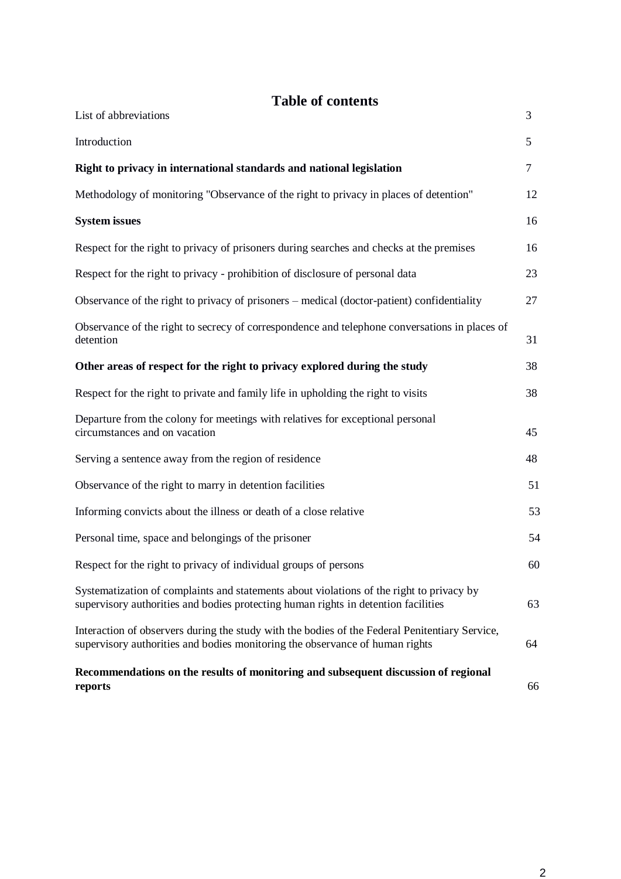# Table of contents

| | |
|---|---|
| List of abbreviations | 3 |
| Introduction | 5 |
| **Right to privacy in international standards and national legislation** | 7 |
| Methodology of monitoring "Observance of the right to privacy in places of detention" | 12 |
| **System issues** | 16 |
| Respect for the right to privacy of prisoners during searches and checks at the premises | 16 |
| Respect for the right to privacy - prohibition of disclosure of personal data | 23 |
| Observance of the right to privacy of prisoners – medical (doctor-patient) confidentiality | 27 |
| Observance of the right to secrecy of correspondence and telephone conversations in places of detention | 31 |
| **Other areas of respect for the right to privacy explored during the study** | 38 |
| Respect for the right to private and family life in upholding the right to visits | 38 |
| Departure from the colony for meetings with relatives for exceptional personal circumstances and on vacation | 45 |
| Serving a sentence away from the region of residence | 48 |
| Observance of the right to marry in detention facilities | 51 |
| Informing convicts about the illness or death of a close relative | 53 |
| Personal time, space and belongings of the prisoner | 54 |
| Respect for the right to privacy of individual groups of persons | 60 |
| Systematization of complaints and statements about violations of the right to privacy by supervisory authorities and bodies protecting human rights in detention facilities | 63 |
| Interaction of observers during the study with the bodies of the Federal Penitentiary Service, supervisory authorities and bodies monitoring the observance of human rights | 64 |
| **Recommendations on the results of monitoring and subsequent discussion of regional reports** | 66 |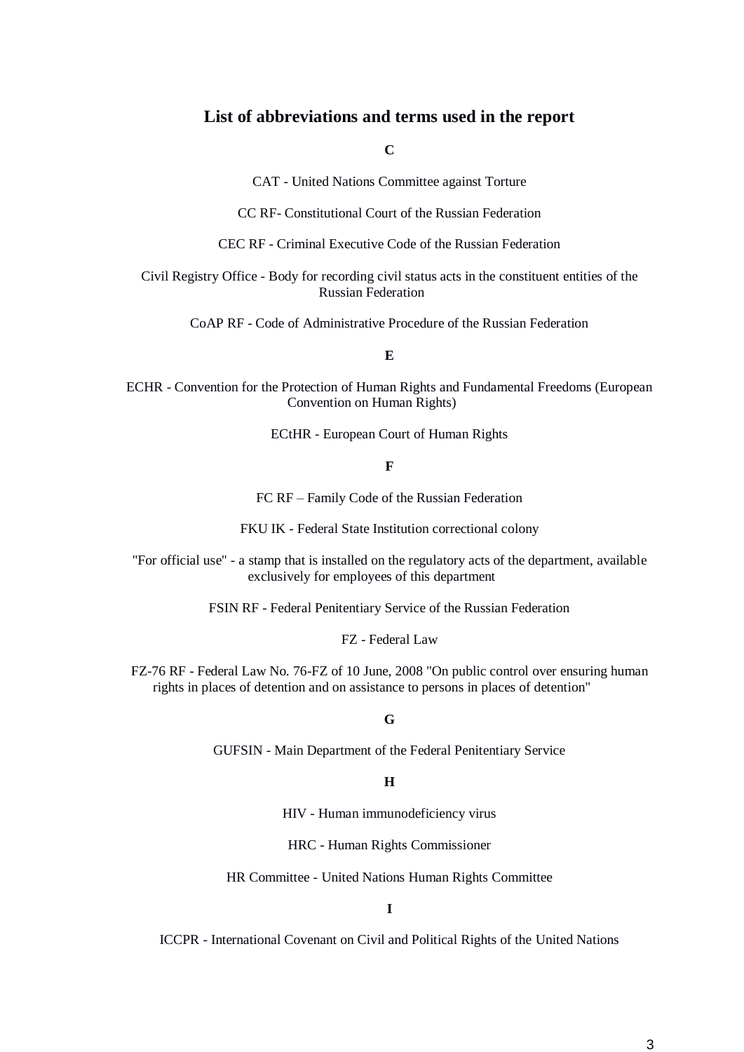## List of abbreviations and terms used in the report

**C**

CAT - United Nations Committee against Torture

CC RF- Constitutional Court of the Russian Federation

CEC RF - Criminal Executive Code of the Russian Federation

Civil Registry Office - Body for recording civil status acts in the constituent entities of the Russian Federation

CoAP RF - Code of Administrative Procedure of the Russian Federation

**E**

ECHR - Convention for the Protection of Human Rights and Fundamental Freedoms (European Convention on Human Rights)

ECtHR - European Court of Human Rights

**F**

FC RF – Family Code of the Russian Federation

FKU IK - Federal State Institution correctional colony

"For official use" - a stamp that is installed on the regulatory acts of the department, available exclusively for employees of this department

FSIN RF - Federal Penitentiary Service of the Russian Federation

FZ - Federal Law

FZ-76 RF - Federal Law No. 76-FZ of 10 June, 2008 "On public control over ensuring human rights in places of detention and on assistance to persons in places of detention"

**G**

GUFSIN - Main Department of the Federal Penitentiary Service

**H**

HIV - Human immunodeficiency virus

HRC - Human Rights Commissioner

HR Committee - United Nations Human Rights Committee

**I**

ICCPR - International Covenant on Civil and Political Rights of the United Nations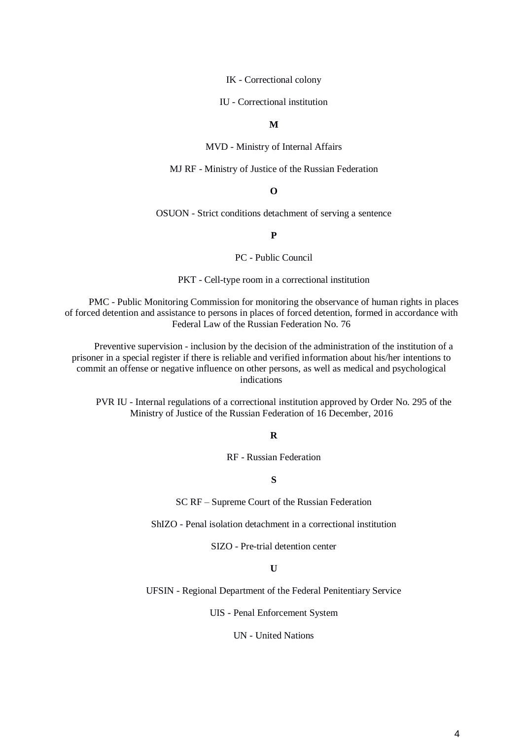IK - Correctional colony

IU - Correctional institution

**M**

MVD - Ministry of Internal Affairs

MJ RF - Ministry of Justice of the Russian Federation

**O**

OSUON - Strict conditions detachment of serving a sentence

**P**

PC - Public Council

PKT - Cell-type room in a correctional institution

PMC - Public Monitoring Commission for monitoring the observance of human rights in places of forced detention and assistance to persons in places of forced detention, formed in accordance with Federal Law of the Russian Federation No. 76

Preventive supervision - inclusion by the decision of the administration of the institution of a prisoner in a special register if there is reliable and verified information about his/her intentions to commit an offense or negative influence on other persons, as well as medical and psychological indications

PVR IU - Internal regulations of a correctional institution approved by Order No. 295 of the Ministry of Justice of the Russian Federation of 16 December, 2016

**R**

RF - Russian Federation

**S**

SC RF – Supreme Court of the Russian Federation

ShIZO - Penal isolation detachment in a correctional institution

SIZO - Pre-trial detention center

**U**

UFSIN - Regional Department of the Federal Penitentiary Service

UIS - Penal Enforcement System

UN - United Nations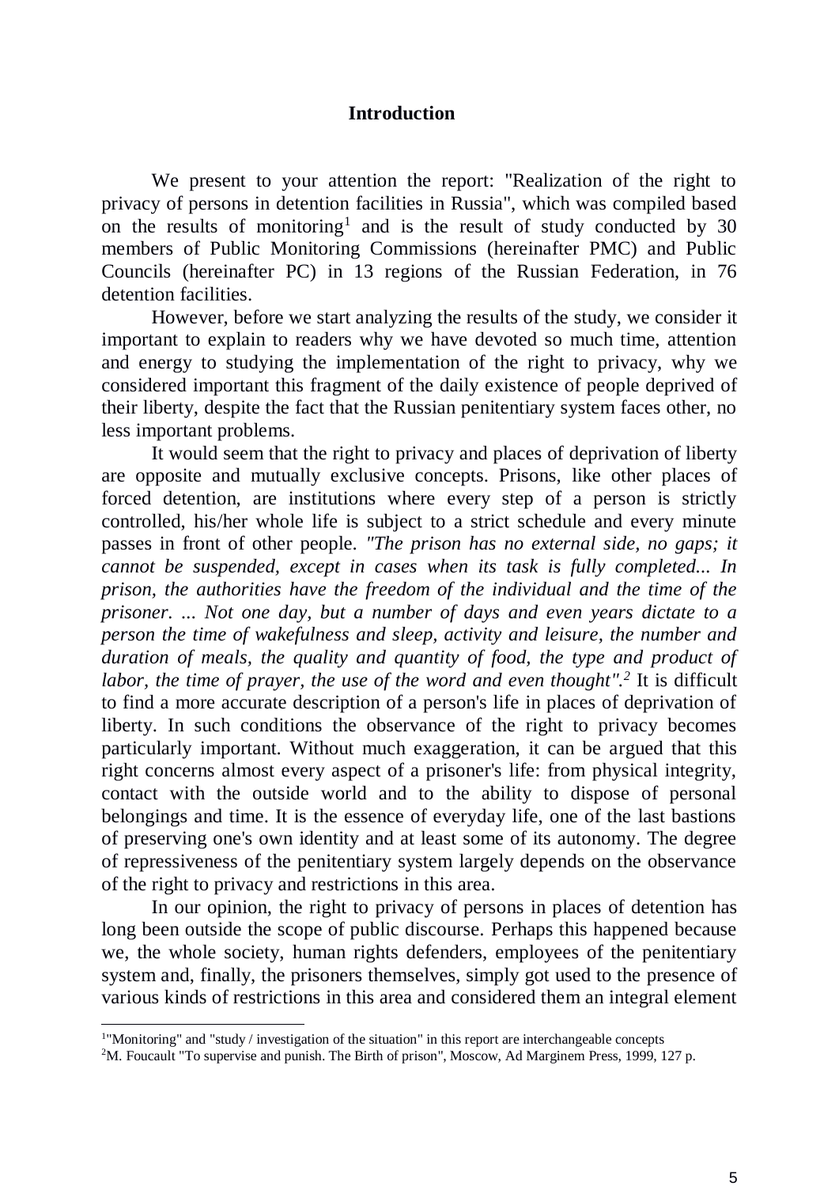## Introduction

We present to your attention the report: "Realization of the right to privacy of persons in detention facilities in Russia", which was compiled based on the results of monitoring[1] and is the result of study conducted by 30 members of Public Monitoring Commissions (hereinafter PMC) and Public Councils (hereinafter PC) in 13 regions of the Russian Federation, in 76 detention facilities.

However, before we start analyzing the results of the study, we consider it important to explain to readers why we have devoted so much time, attention and energy to studying the implementation of the right to privacy, why we considered important this fragment of the daily existence of people deprived of their liberty, despite the fact that the Russian penitentiary system faces other, no less important problems.

It would seem that the right to privacy and places of deprivation of liberty are opposite and mutually exclusive concepts. Prisons, like other places of forced detention, are institutions where every step of a person is strictly controlled, his/her whole life is subject to a strict schedule and every minute passes in front of other people. *"The prison has no external side, no gaps; it cannot be suspended, except in cases when its task is fully completed... In prison, the authorities have the freedom of the individual and the time of the prisoner. ... Not one day, but a number of days and even years dictate to a person the time of wakefulness and sleep, activity and leisure, the number and duration of meals, the quality and quantity of food, the type and product of labor, the time of prayer, the use of the word and even thought".*[2] It is difficult to find a more accurate description of a person's life in places of deprivation of liberty. In such conditions the observance of the right to privacy becomes particularly important. Without much exaggeration, it can be argued that this right concerns almost every aspect of a prisoner's life: from physical integrity, contact with the outside world and to the ability to dispose of personal belongings and time. It is the essence of everyday life, one of the last bastions of preserving one's own identity and at least some of its autonomy. The degree of repressiveness of the penitentiary system largely depends on the observance of the right to privacy and restrictions in this area.

In our opinion, the right to privacy of persons in places of detention has long been outside the scope of public discourse. Perhaps this happened because we, the whole society, human rights defenders, employees of the penitentiary system and, finally, the prisoners themselves, simply got used to the presence of various kinds of restrictions in this area and considered them an integral element

---

[1] "Monitoring" and "study / investigation of the situation" in this report are interchangeable concepts

[2] M. Foucault "To supervise and punish. The Birth of prison", Moscow, Ad Marginem Press, 1999, 127 p.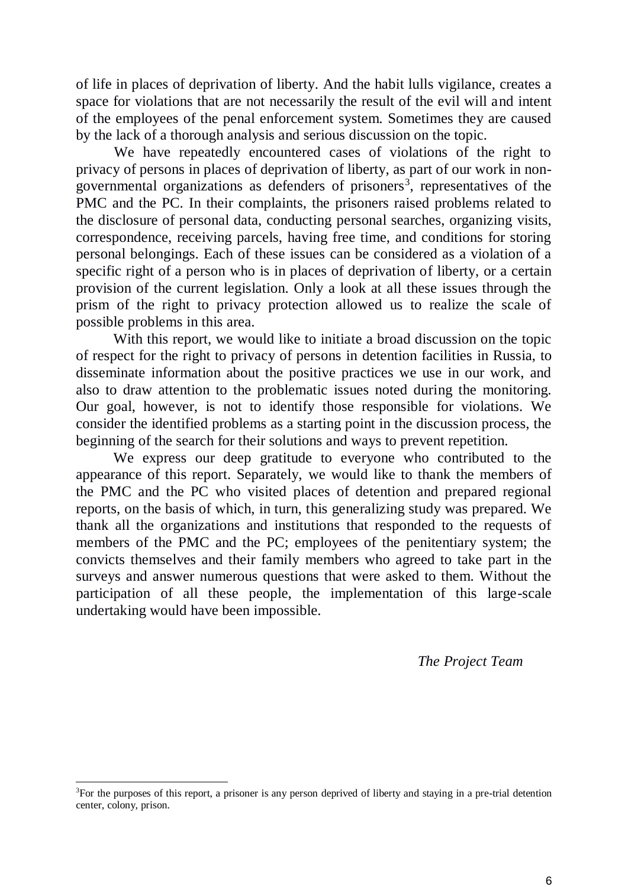of life in places of deprivation of liberty. And the habit lulls vigilance, creates a space for violations that are not necessarily the result of the evil will and intent of the employees of the penal enforcement system. Sometimes they are caused by the lack of a thorough analysis and serious discussion on the topic.

We have repeatedly encountered cases of violations of the right to privacy of persons in places of deprivation of liberty, as part of our work in non-governmental organizations as defenders of prisoners[3], representatives of the PMC and the PC. In their complaints, the prisoners raised problems related to the disclosure of personal data, conducting personal searches, organizing visits, correspondence, receiving parcels, having free time, and conditions for storing personal belongings. Each of these issues can be considered as a violation of a specific right of a person who is in places of deprivation of liberty, or a certain provision of the current legislation. Only a look at all these issues through the prism of the right to privacy protection allowed us to realize the scale of possible problems in this area.

With this report, we would like to initiate a broad discussion on the topic of respect for the right to privacy of persons in detention facilities in Russia, to disseminate information about the positive practices we use in our work, and also to draw attention to the problematic issues noted during the monitoring. Our goal, however, is not to identify those responsible for violations. We consider the identified problems as a starting point in the discussion process, the beginning of the search for their solutions and ways to prevent repetition.

We express our deep gratitude to everyone who contributed to the appearance of this report. Separately, we would like to thank the members of the PMC and the PC who visited places of detention and prepared regional reports, on the basis of which, in turn, this generalizing study was prepared. We thank all the organizations and institutions that responded to the requests of members of the PMC and the PC; employees of the penitentiary system; the convicts themselves and their family members who agreed to take part in the surveys and answer numerous questions that were asked to them. Without the participation of all these people, the implementation of this large-scale undertaking would have been impossible.

*The Project Team*

---

[3]For the purposes of this report, a prisoner is any person deprived of liberty and staying in a pre-trial detention center, colony, prison.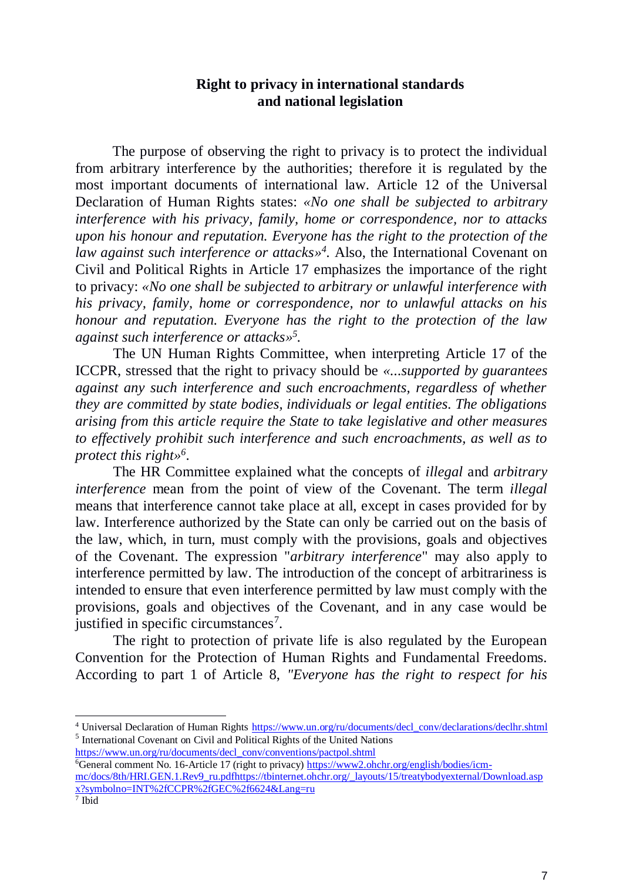## Right to privacy in international standards and national legislation

The purpose of observing the right to privacy is to protect the individual from arbitrary interference by the authorities; therefore it is regulated by the most important documents of international law. Article 12 of the Universal Declaration of Human Rights states: *«No one shall be subjected to arbitrary interference with his privacy, family, home or correspondence, nor to attacks upon his honour and reputation. Everyone has the right to the protection of the law against such interference or attacks»*[4]. Also, the International Covenant on Civil and Political Rights in Article 17 emphasizes the importance of the right to privacy: *«No one shall be subjected to arbitrary or unlawful interference with his privacy, family, home or correspondence, nor to unlawful attacks on his honour and reputation. Everyone has the right to the protection of the law against such interference or attacks»*[5].

The UN Human Rights Committee, when interpreting Article 17 of the ICCPR, stressed that the right to privacy should be *«...supported by guarantees against any such interference and such encroachments, regardless of whether they are committed by state bodies, individuals or legal entities. The obligations arising from this article require the State to take legislative and other measures to effectively prohibit such interference and such encroachments, as well as to protect this right»*[6].

The HR Committee explained what the concepts of *illegal* and *arbitrary interference* mean from the point of view of the Covenant. The term *illegal* means that interference cannot take place at all, except in cases provided for by law. Interference authorized by the State can only be carried out on the basis of the law, which, in turn, must comply with the provisions, goals and objectives of the Covenant. The expression "*arbitrary interference*" may also apply to interference permitted by law. The introduction of the concept of arbitrariness is intended to ensure that even interference permitted by law must comply with the provisions, goals and objectives of the Covenant, and in any case would be justified in specific circumstances[7].

The right to protection of private life is also regulated by the European Convention for the Protection of Human Rights and Fundamental Freedoms. According to part 1 of Article 8, *"Everyone has the right to respect for his*

---

[4] Universal Declaration of Human Rights https://www.un.org/ru/documents/decl_conv/declarations/declhr.shtml

[5] International Covenant on Civil and Political Rights of the United Nations https://www.un.org/ru/documents/decl_conv/conventions/pactpol.shtml

[6] General comment No. 16-Article 17 (right to privacy) https://www2.ohchr.org/english/bodies/icm-mc/docs/8th/HRI.GEN.1.Rev9_ru.pdfhttps://tbinternet.ohchr.org/_layouts/15/treatybodyexternal/Download.aspx?symbolno=INT%2fCCPR%2fGEC%2f6624&Lang=ru

[7] Ibid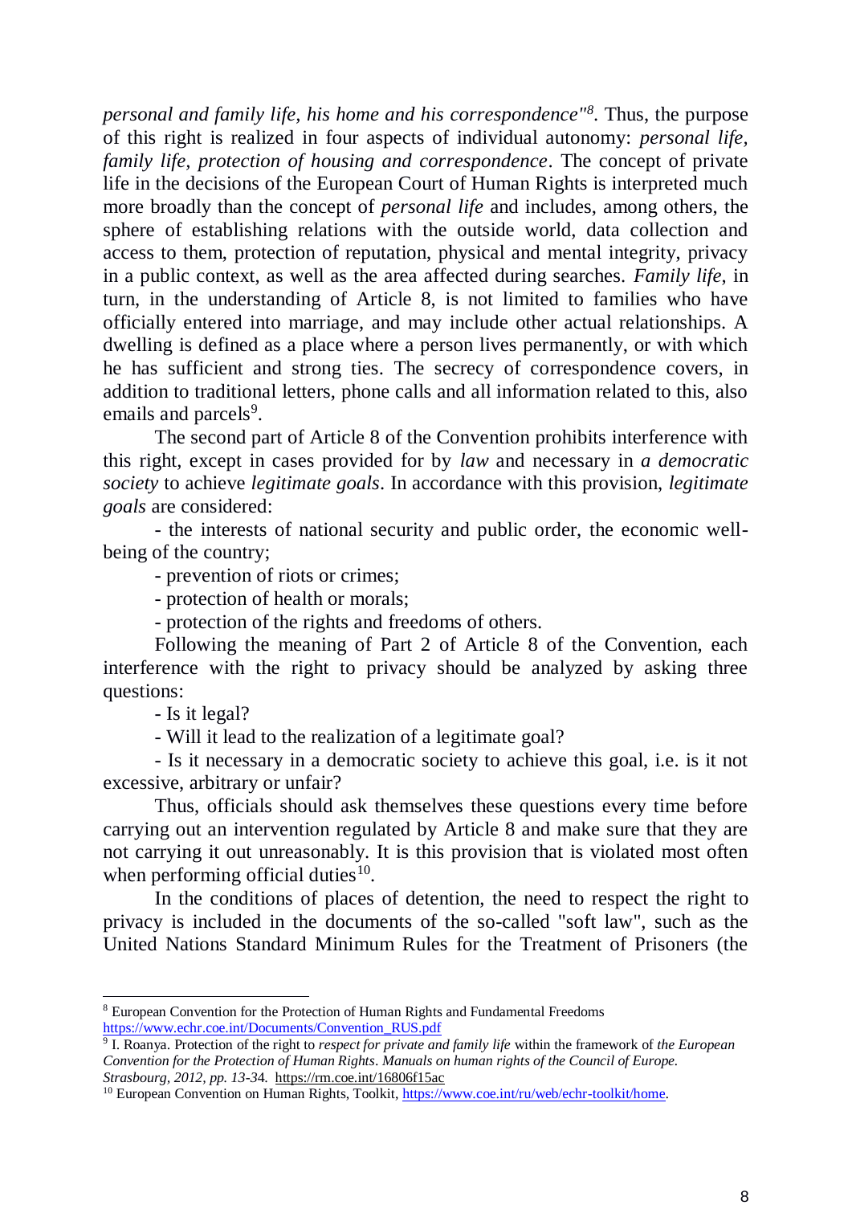*personal and family life, his home and his correspondence"*[8]. Thus, the purpose of this right is realized in four aspects of individual autonomy: *personal life, family life, protection of housing and correspondence*. The concept of private life in the decisions of the European Court of Human Rights is interpreted much more broadly than the concept of *personal life* and includes, among others, the sphere of establishing relations with the outside world, data collection and access to them, protection of reputation, physical and mental integrity, privacy in a public context, as well as the area affected during searches. *Family life*, in turn, in the understanding of Article 8, is not limited to families who have officially entered into marriage, and may include other actual relationships. A dwelling is defined as a place where a person lives permanently, or with which he has sufficient and strong ties. The secrecy of correspondence covers, in addition to traditional letters, phone calls and all information related to this, also emails and parcels[9].

The second part of Article 8 of the Convention prohibits interference with this right, except in cases provided for by *law* and necessary in *a democratic society* to achieve *legitimate goals*. In accordance with this provision, *legitimate goals* are considered:

- the interests of national security and public order, the economic well-being of the country;
- prevention of riots or crimes;
- protection of health or morals;
- protection of the rights and freedoms of others.

Following the meaning of Part 2 of Article 8 of the Convention, each interference with the right to privacy should be analyzed by asking three questions:

- Is it legal?
- Will it lead to the realization of a legitimate goal?
- Is it necessary in a democratic society to achieve this goal, i.e. is it not excessive, arbitrary or unfair?

Thus, officials should ask themselves these questions every time before carrying out an intervention regulated by Article 8 and make sure that they are not carrying it out unreasonably. It is this provision that is violated most often when performing official duties[10].

In the conditions of places of detention, the need to respect the right to privacy is included in the documents of the so-called "soft law", such as the United Nations Standard Minimum Rules for the Treatment of Prisoners (the

---

[8] European Convention for the Protection of Human Rights and Fundamental Freedoms https://www.echr.coe.int/Documents/Convention_RUS.pdf

[9] I. Roanya. Protection of the right to *respect for private and family life* within the framework of *the European Convention for the Protection of Human Rights*. *Manuals on human rights of the Council of Europe. Strasbourg, 2012, pp. 13-34.* https://rm.coe.int/16806f15ac

[10] European Convention on Human Rights, Toolkit, https://www.coe.int/ru/web/echr-toolkit/home.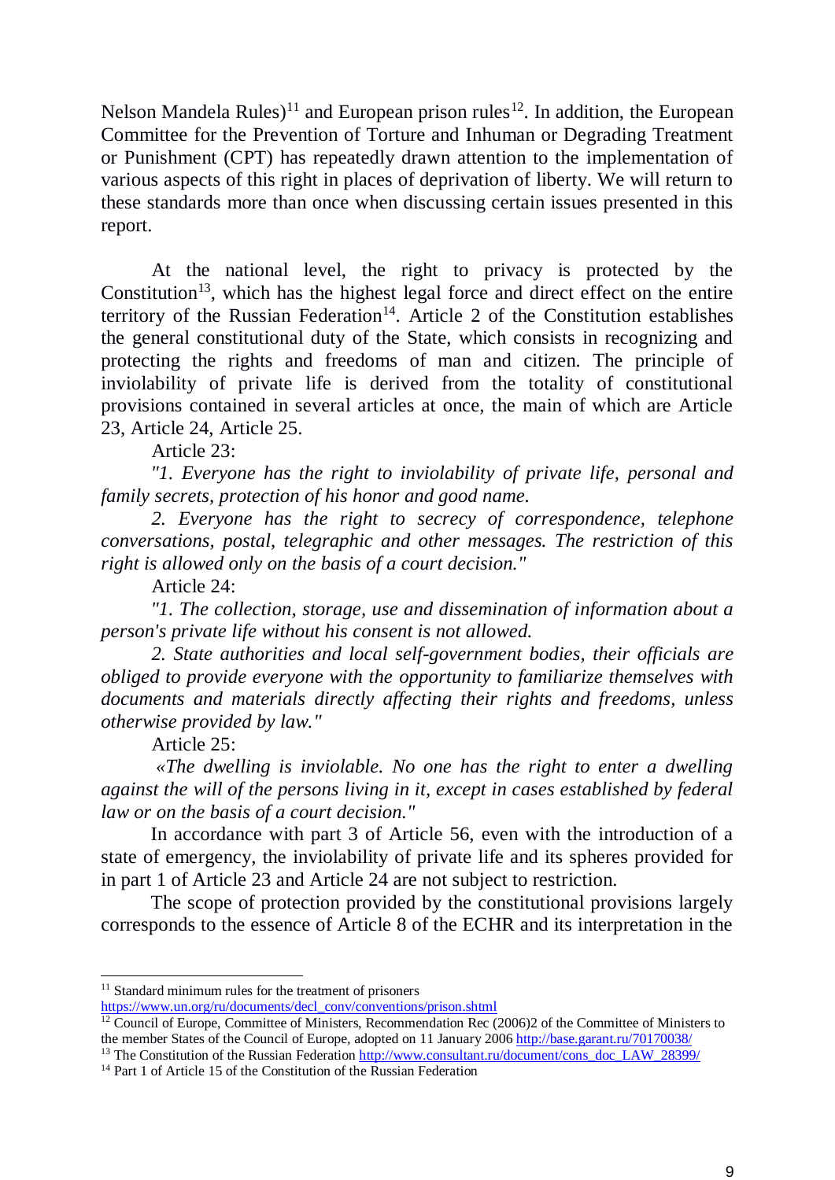Nelson Mandela Rules)[11] and European prison rules[12]. In addition, the European Committee for the Prevention of Torture and Inhuman or Degrading Treatment or Punishment (CPT) has repeatedly drawn attention to the implementation of various aspects of this right in places of deprivation of liberty. We will return to these standards more than once when discussing certain issues presented in this report.

At the national level, the right to privacy is protected by the Constitution[13], which has the highest legal force and direct effect on the entire territory of the Russian Federation[14]. Article 2 of the Constitution establishes the general constitutional duty of the State, which consists in recognizing and protecting the rights and freedoms of man and citizen. The principle of inviolability of private life is derived from the totality of constitutional provisions contained in several articles at once, the main of which are Article 23, Article 24, Article 25.

Article 23:

*"1. Everyone has the right to inviolability of private life, personal and family secrets, protection of his honor and good name.*

*2. Everyone has the right to secrecy of correspondence, telephone conversations, postal, telegraphic and other messages. The restriction of this right is allowed only on the basis of a court decision."*

Article 24:

*"1. The collection, storage, use and dissemination of information about a person's private life without his consent is not allowed.*

*2. State authorities and local self-government bodies, their officials are obliged to provide everyone with the opportunity to familiarize themselves with documents and materials directly affecting their rights and freedoms, unless otherwise provided by law."*

Article 25:

*«The dwelling is inviolable. No one has the right to enter a dwelling against the will of the persons living in it, except in cases established by federal law or on the basis of a court decision."*

In accordance with part 3 of Article 56, even with the introduction of a state of emergency, the inviolability of private life and its spheres provided for in part 1 of Article 23 and Article 24 are not subject to restriction.

The scope of protection provided by the constitutional provisions largely corresponds to the essence of Article 8 of the ECHR and its interpretation in the

---

[11] Standard minimum rules for the treatment of prisoners https://www.un.org/ru/documents/decl_conv/conventions/prison.shtml

[12] Council of Europe, Committee of Ministers, Recommendation Rec (2006)2 of the Committee of Ministers to the member States of the Council of Europe, adopted on 11 January 2006 http://base.garant.ru/70170038/

[13] The Constitution of the Russian Federation http://www.consultant.ru/document/cons_doc_LAW_28399/

[14] Part 1 of Article 15 of the Constitution of the Russian Federation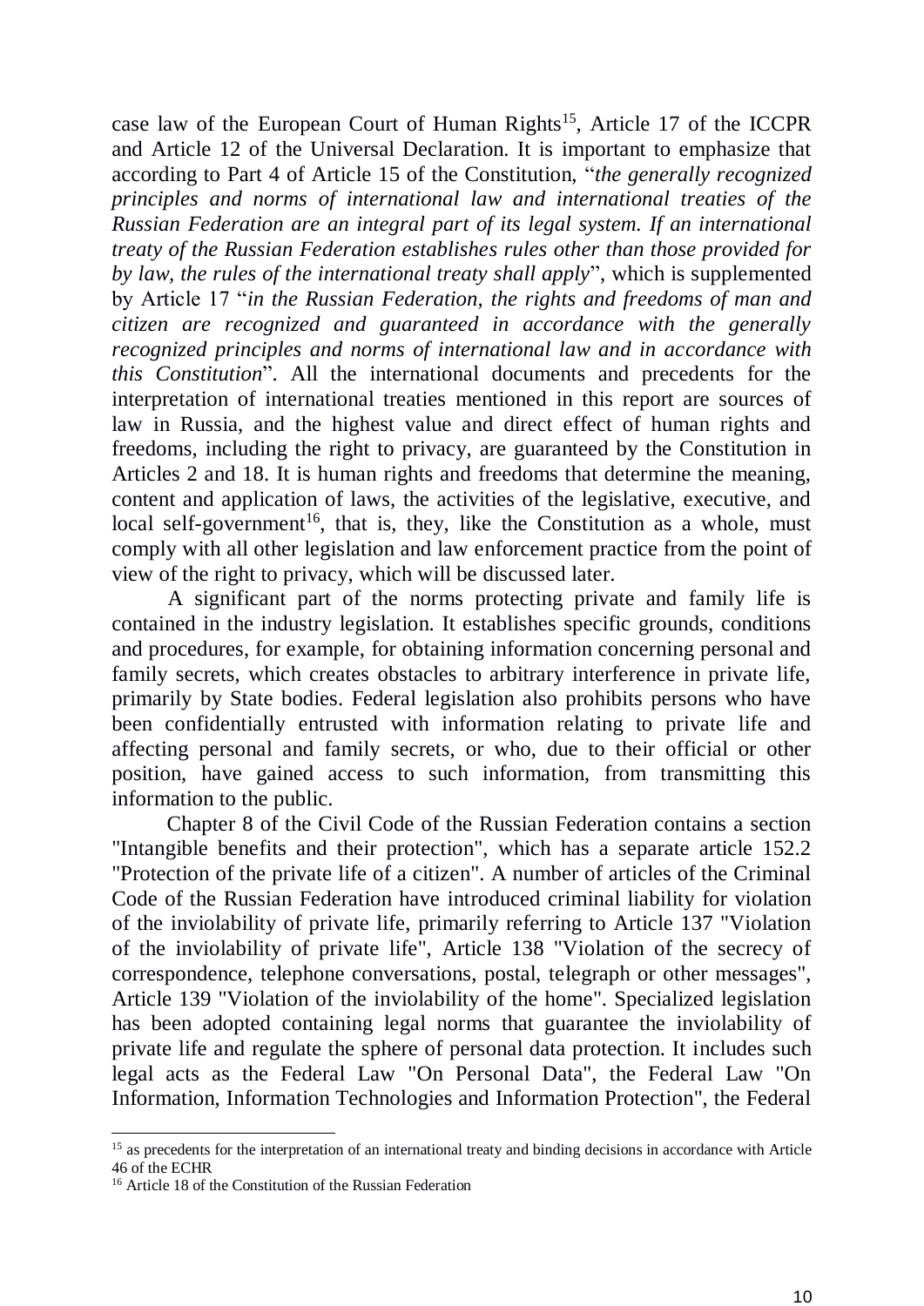case law of the European Court of Human Rights[15], Article 17 of the ICCPR and Article 12 of the Universal Declaration. It is important to emphasize that according to Part 4 of Article 15 of the Constitution, "*the generally recognized principles and norms of international law and international treaties of the Russian Federation are an integral part of its legal system. If an international treaty of the Russian Federation establishes rules other than those provided for by law, the rules of the international treaty shall apply*", which is supplemented by Article 17 "*in the Russian Federation, the rights and freedoms of man and citizen are recognized and guaranteed in accordance with the generally recognized principles and norms of international law and in accordance with this Constitution*". All the international documents and precedents for the interpretation of international treaties mentioned in this report are sources of law in Russia, and the highest value and direct effect of human rights and freedoms, including the right to privacy, are guaranteed by the Constitution in Articles 2 and 18. It is human rights and freedoms that determine the meaning, content and application of laws, the activities of the legislative, executive, and local self-government[16], that is, they, like the Constitution as a whole, must comply with all other legislation and law enforcement practice from the point of view of the right to privacy, which will be discussed later.

A significant part of the norms protecting private and family life is contained in the industry legislation. It establishes specific grounds, conditions and procedures, for example, for obtaining information concerning personal and family secrets, which creates obstacles to arbitrary interference in private life, primarily by State bodies. Federal legislation also prohibits persons who have been confidentially entrusted with information relating to private life and affecting personal and family secrets, or who, due to their official or other position, have gained access to such information, from transmitting this information to the public.

Chapter 8 of the Civil Code of the Russian Federation contains a section "Intangible benefits and their protection", which has a separate article 152.2 "Protection of the private life of a citizen". A number of articles of the Criminal Code of the Russian Federation have introduced criminal liability for violation of the inviolability of private life, primarily referring to Article 137 "Violation of the inviolability of private life", Article 138 "Violation of the secrecy of correspondence, telephone conversations, postal, telegraph or other messages", Article 139 "Violation of the inviolability of the home". Specialized legislation has been adopted containing legal norms that guarantee the inviolability of private life and regulate the sphere of personal data protection. It includes such legal acts as the Federal Law "On Personal Data", the Federal Law "On Information, Information Technologies and Information Protection", the Federal

---

[15] as precedents for the interpretation of an international treaty and binding decisions in accordance with Article 46 of the ECHR

[16] Article 18 of the Constitution of the Russian Federation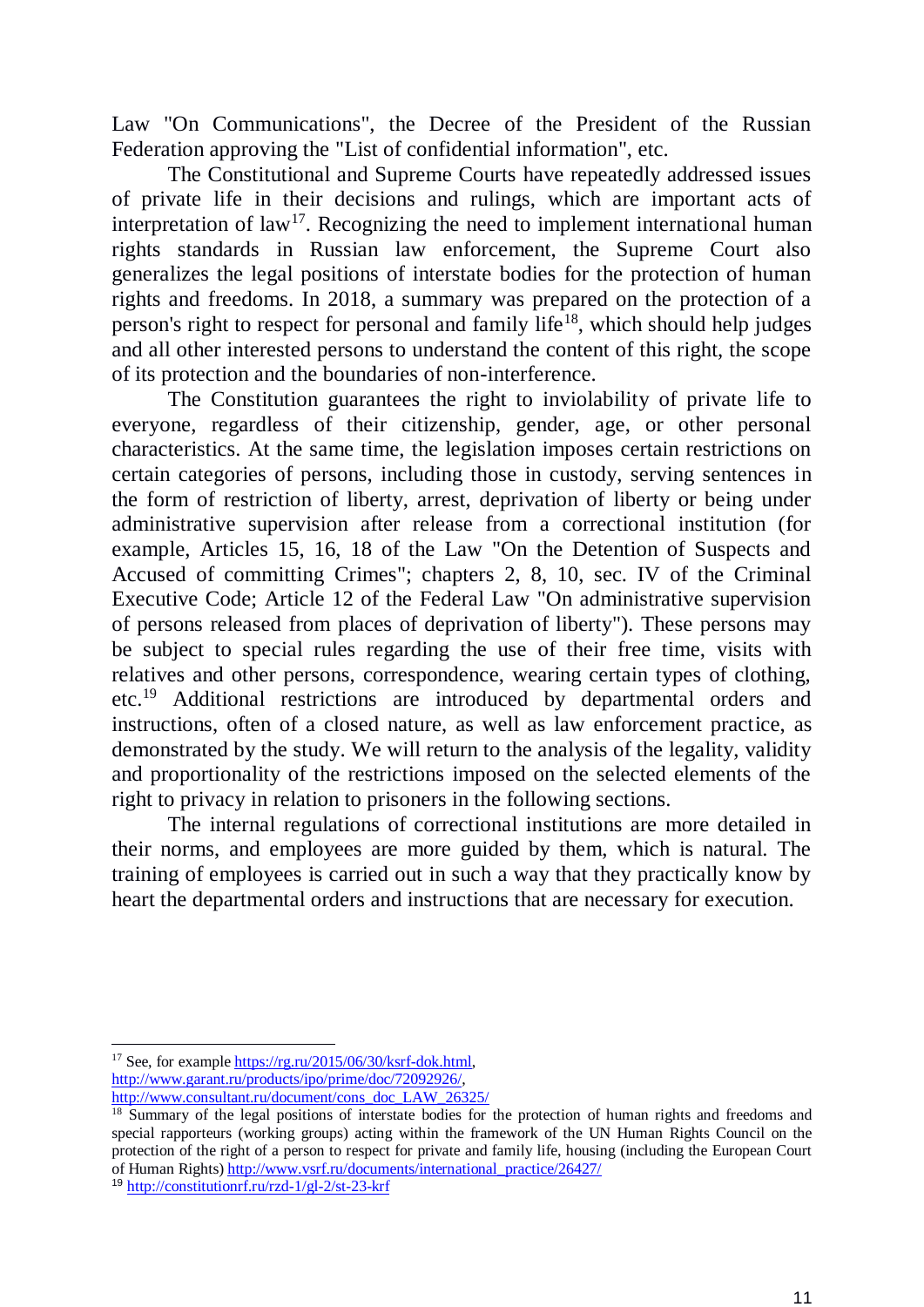Law "On Communications", the Decree of the President of the Russian Federation approving the "List of confidential information", etc.

The Constitutional and Supreme Courts have repeatedly addressed issues of private life in their decisions and rulings, which are important acts of interpretation of law[17]. Recognizing the need to implement international human rights standards in Russian law enforcement, the Supreme Court also generalizes the legal positions of interstate bodies for the protection of human rights and freedoms. In 2018, a summary was prepared on the protection of a person's right to respect for personal and family life[18], which should help judges and all other interested persons to understand the content of this right, the scope of its protection and the boundaries of non-interference.

The Constitution guarantees the right to inviolability of private life to everyone, regardless of their citizenship, gender, age, or other personal characteristics. At the same time, the legislation imposes certain restrictions on certain categories of persons, including those in custody, serving sentences in the form of restriction of liberty, arrest, deprivation of liberty or being under administrative supervision after release from a correctional institution (for example, Articles 15, 16, 18 of the Law "On the Detention of Suspects and Accused of committing Crimes"; chapters 2, 8, 10, sec. IV of the Criminal Executive Code; Article 12 of the Federal Law "On administrative supervision of persons released from places of deprivation of liberty"). These persons may be subject to special rules regarding the use of their free time, visits with relatives and other persons, correspondence, wearing certain types of clothing, etc.[19] Additional restrictions are introduced by departmental orders and instructions, often of a closed nature, as well as law enforcement practice, as demonstrated by the study. We will return to the analysis of the legality, validity and proportionality of the restrictions imposed on the selected elements of the right to privacy in relation to prisoners in the following sections.

The internal regulations of correctional institutions are more detailed in their norms, and employees are more guided by them, which is natural. The training of employees is carried out in such a way that they practically know by heart the departmental orders and instructions that are necessary for execution.

---

[17] See, for example https://rg.ru/2015/06/30/ksrf-dok.html, http://www.garant.ru/products/ipo/prime/doc/72092926/, http://www.consultant.ru/document/cons_doc_LAW_26325/

[18] Summary of the legal positions of interstate bodies for the protection of human rights and freedoms and special rapporteurs (working groups) acting within the framework of the UN Human Rights Council on the protection of the right of a person to respect for private and family life, housing (including the European Court of Human Rights) http://www.vsrf.ru/documents/international_practice/26427/

[19] http://constitutionrf.ru/rzd-1/gl-2/st-23-krf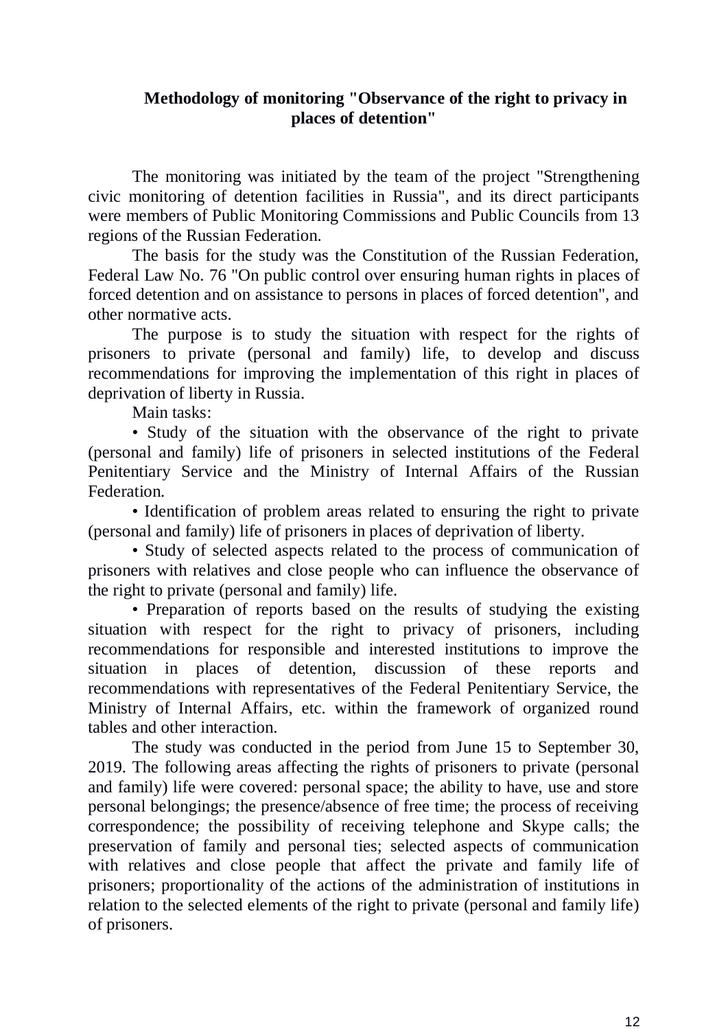## Methodology of monitoring "Observance of the right to privacy in places of detention"

The monitoring was initiated by the team of the project "Strengthening civic monitoring of detention facilities in Russia", and its direct participants were members of Public Monitoring Commissions and Public Councils from 13 regions of the Russian Federation.

The basis for the study was the Constitution of the Russian Federation, Federal Law No. 76 "On public control over ensuring human rights in places of forced detention and on assistance to persons in places of forced detention", and other normative acts.

The purpose is to study the situation with respect for the rights of prisoners to private (personal and family) life, to develop and discuss recommendations for improving the implementation of this right in places of deprivation of liberty in Russia.

Main tasks:

- Study of the situation with the observance of the right to private (personal and family) life of prisoners in selected institutions of the Federal Penitentiary Service and the Ministry of Internal Affairs of the Russian Federation.
- Identification of problem areas related to ensuring the right to private (personal and family) life of prisoners in places of deprivation of liberty.
- Study of selected aspects related to the process of communication of prisoners with relatives and close people who can influence the observance of the right to private (personal and family) life.
- Preparation of reports based on the results of studying the existing situation with respect for the right to privacy of prisoners, including recommendations for responsible and interested institutions to improve the situation in places of detention, discussion of these reports and recommendations with representatives of the Federal Penitentiary Service, the Ministry of Internal Affairs, etc. within the framework of organized round tables and other interaction.

The study was conducted in the period from June 15 to September 30, 2019. The following areas affecting the rights of prisoners to private (personal and family) life were covered: personal space; the ability to have, use and store personal belongings; the presence/absence of free time; the process of receiving correspondence; the possibility of receiving telephone and Skype calls; the preservation of family and personal ties; selected aspects of communication with relatives and close people that affect the private and family life of prisoners; proportionality of the actions of the administration of institutions in relation to the selected elements of the right to private (personal and family life) of prisoners.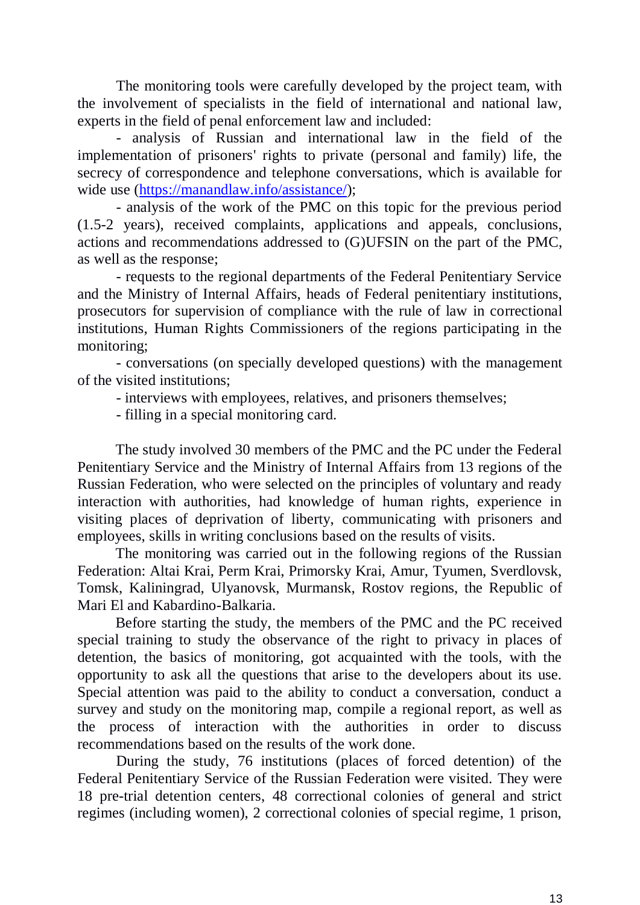The monitoring tools were carefully developed by the project team, with the involvement of specialists in the field of international and national law, experts in the field of penal enforcement law and included:

- analysis of Russian and international law in the field of the implementation of prisoners' rights to private (personal and family) life, the secrecy of correspondence and telephone conversations, which is available for wide use ([https://manandlaw.info/assistance/](https://manandlaw.info/assistance/));
- analysis of the work of the PMC on this topic for the previous period (1.5-2 years), received complaints, applications and appeals, conclusions, actions and recommendations addressed to (G)UFSIN on the part of the PMC, as well as the response;
- requests to the regional departments of the Federal Penitentiary Service and the Ministry of Internal Affairs, heads of Federal penitentiary institutions, prosecutors for supervision of compliance with the rule of law in correctional institutions, Human Rights Commissioners of the regions participating in the monitoring;
- conversations (on specially developed questions) with the management of the visited institutions;
- interviews with employees, relatives, and prisoners themselves;
- filling in a special monitoring card.

The study involved 30 members of the PMC and the PC under the Federal Penitentiary Service and the Ministry of Internal Affairs from 13 regions of the Russian Federation, who were selected on the principles of voluntary and ready interaction with authorities, had knowledge of human rights, experience in visiting places of deprivation of liberty, communicating with prisoners and employees, skills in writing conclusions based on the results of visits.

The monitoring was carried out in the following regions of the Russian Federation: Altai Krai, Perm Krai, Primorsky Krai, Amur, Tyumen, Sverdlovsk, Tomsk, Kaliningrad, Ulyanovsk, Murmansk, Rostov regions, the Republic of Mari El and Kabardino-Balkaria.

Before starting the study, the members of the PMC and the PC received special training to study the observance of the right to privacy in places of detention, the basics of monitoring, got acquainted with the tools, with the opportunity to ask all the questions that arise to the developers about its use. Special attention was paid to the ability to conduct a conversation, conduct a survey and study on the monitoring map, compile a regional report, as well as the process of interaction with the authorities in order to discuss recommendations based on the results of the work done.

During the study, 76 institutions (places of forced detention) of the Federal Penitentiary Service of the Russian Federation were visited. They were 18 pre-trial detention centers, 48 correctional colonies of general and strict regimes (including women), 2 correctional colonies of special regime, 1 prison,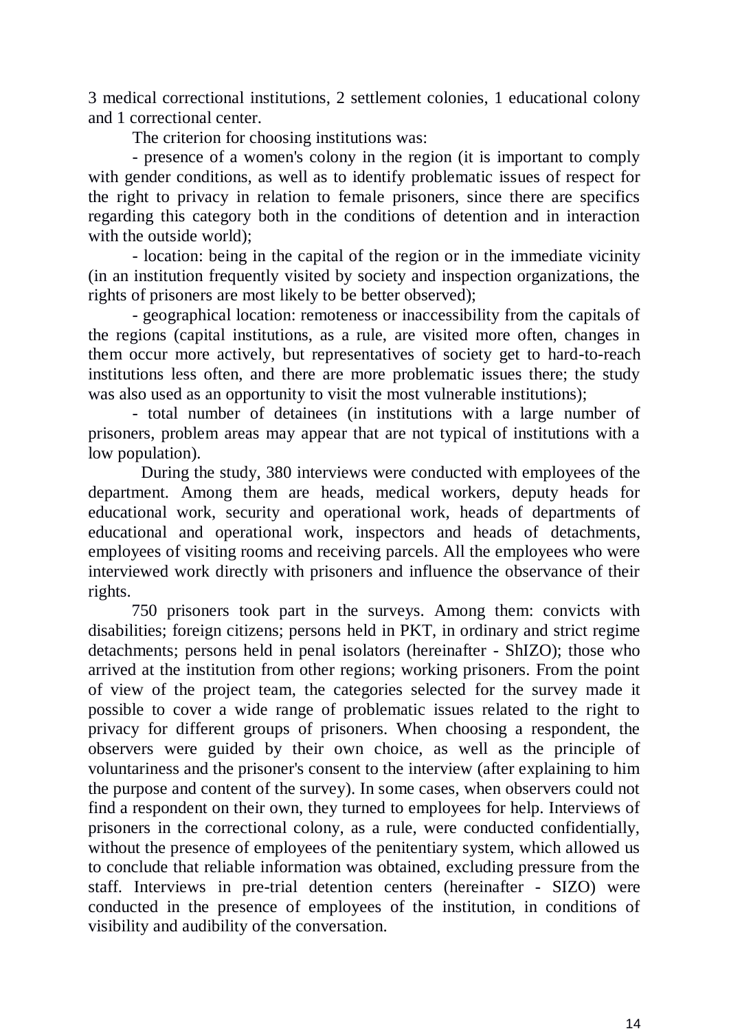3 medical correctional institutions, 2 settlement colonies, 1 educational colony and 1 correctional center.

The criterion for choosing institutions was:

- presence of a women's colony in the region (it is important to comply with gender conditions, as well as to identify problematic issues of respect for the right to privacy in relation to female prisoners, since there are specifics regarding this category both in the conditions of detention and in interaction with the outside world);

- location: being in the capital of the region or in the immediate vicinity (in an institution frequently visited by society and inspection organizations, the rights of prisoners are most likely to be better observed);

- geographical location: remoteness or inaccessibility from the capitals of the regions (capital institutions, as a rule, are visited more often, changes in them occur more actively, but representatives of society get to hard-to-reach institutions less often, and there are more problematic issues there; the study was also used as an opportunity to visit the most vulnerable institutions);

- total number of detainees (in institutions with a large number of prisoners, problem areas may appear that are not typical of institutions with a low population).

During the study, 380 interviews were conducted with employees of the department. Among them are heads, medical workers, deputy heads for educational work, security and operational work, heads of departments of educational and operational work, inspectors and heads of detachments, employees of visiting rooms and receiving parcels. All the employees who were interviewed work directly with prisoners and influence the observance of their rights.

750 prisoners took part in the surveys. Among them: convicts with disabilities; foreign citizens; persons held in PKT, in ordinary and strict regime detachments; persons held in penal isolators (hereinafter - ShIZO); those who arrived at the institution from other regions; working prisoners. From the point of view of the project team, the categories selected for the survey made it possible to cover a wide range of problematic issues related to the right to privacy for different groups of prisoners. When choosing a respondent, the observers were guided by their own choice, as well as the principle of voluntariness and the prisoner's consent to the interview (after explaining to him the purpose and content of the survey). In some cases, when observers could not find a respondent on their own, they turned to employees for help. Interviews of prisoners in the correctional colony, as a rule, were conducted confidentially, without the presence of employees of the penitentiary system, which allowed us to conclude that reliable information was obtained, excluding pressure from the staff. Interviews in pre-trial detention centers (hereinafter - SIZO) were conducted in the presence of employees of the institution, in conditions of visibility and audibility of the conversation.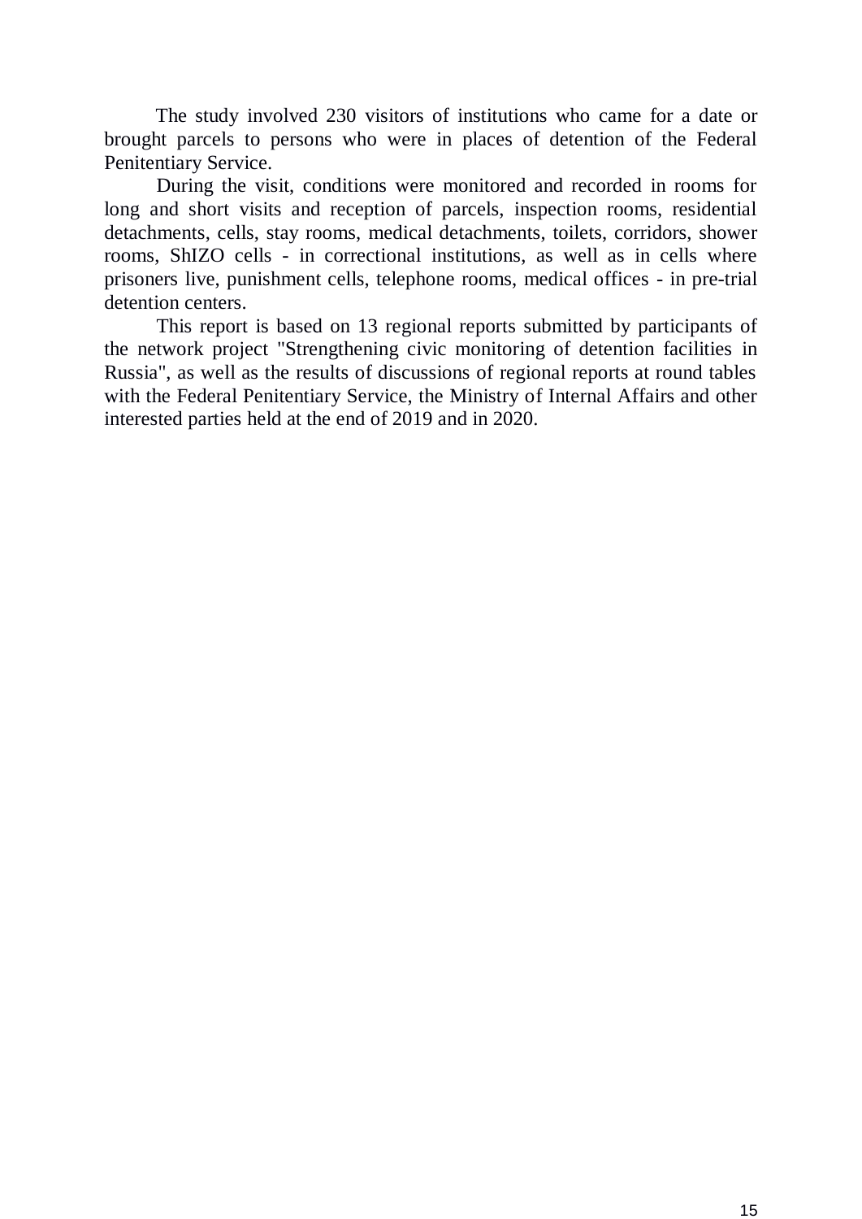The study involved 230 visitors of institutions who came for a date or brought parcels to persons who were in places of detention of the Federal Penitentiary Service.

During the visit, conditions were monitored and recorded in rooms for long and short visits and reception of parcels, inspection rooms, residential detachments, cells, stay rooms, medical detachments, toilets, corridors, shower rooms, ShIZO cells - in correctional institutions, as well as in cells where prisoners live, punishment cells, telephone rooms, medical offices - in pre-trial detention centers.

This report is based on 13 regional reports submitted by participants of the network project "Strengthening civic monitoring of detention facilities in Russia", as well as the results of discussions of regional reports at round tables with the Federal Penitentiary Service, the Ministry of Internal Affairs and other interested parties held at the end of 2019 and in 2020.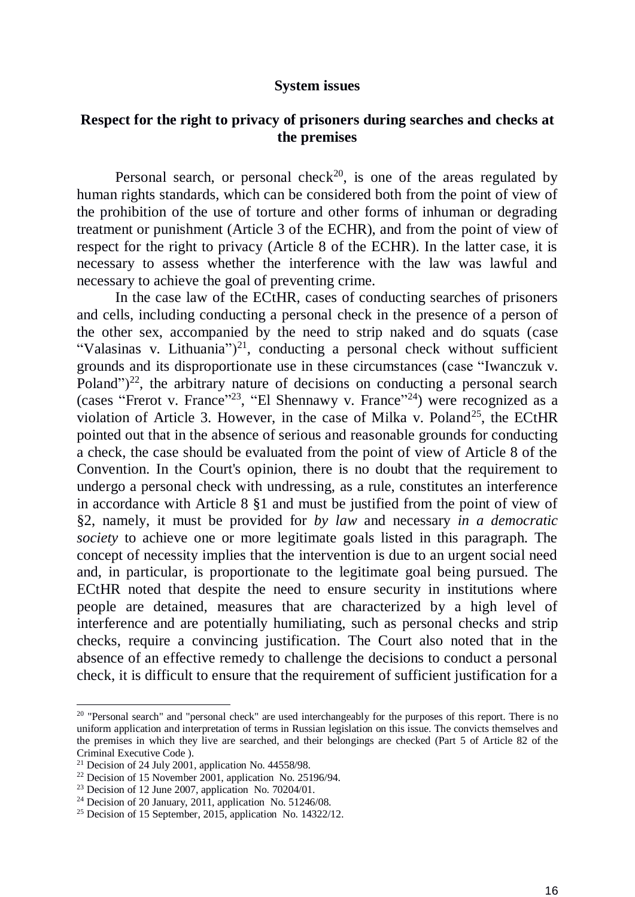**System issues**

## Respect for the right to privacy of prisoners during searches and checks at the premises

Personal search, or personal check[20], is one of the areas regulated by human rights standards, which can be considered both from the point of view of the prohibition of the use of torture and other forms of inhuman or degrading treatment or punishment (Article 3 of the ECHR), and from the point of view of respect for the right to privacy (Article 8 of the ECHR). In the latter case, it is necessary to assess whether the interference with the law was lawful and necessary to achieve the goal of preventing crime.

In the case law of the ECtHR, cases of conducting searches of prisoners and cells, including conducting a personal check in the presence of a person of the other sex, accompanied by the need to strip naked and do squats (case "Valasinas v. Lithuania")[21], conducting a personal check without sufficient grounds and its disproportionate use in these circumstances (case "Iwanczuk v. Poland")[22], the arbitrary nature of decisions on conducting a personal search (cases "Frerot v. France"[23], "El Shennawy v. France"[24]) were recognized as a violation of Article 3. However, in the case of Milka v. Poland[25], the ECtHR pointed out that in the absence of serious and reasonable grounds for conducting a check, the case should be evaluated from the point of view of Article 8 of the Convention. In the Court's opinion, there is no doubt that the requirement to undergo a personal check with undressing, as a rule, constitutes an interference in accordance with Article 8 §1 and must be justified from the point of view of §2, namely, it must be provided for *by law* and necessary *in a democratic society* to achieve one or more legitimate goals listed in this paragraph. The concept of necessity implies that the intervention is due to an urgent social need and, in particular, is proportionate to the legitimate goal being pursued. The ECtHR noted that despite the need to ensure security in institutions where people are detained, measures that are characterized by a high level of interference and are potentially humiliating, such as personal checks and strip checks, require a convincing justification. The Court also noted that in the absence of an effective remedy to challenge the decisions to conduct a personal check, it is difficult to ensure that the requirement of sufficient justification for a

---

[20] "Personal search" and "personal check" are used interchangeably for the purposes of this report. There is no uniform application and interpretation of terms in Russian legislation on this issue. The convicts themselves and the premises in which they live are searched, and their belongings are checked (Part 5 of Article 82 of the Criminal Executive Code ).

[21] Decision of 24 July 2001, application No. 44558/98.

[22] Decision of 15 November 2001, application No. 25196/94.

[23] Decision of 12 June 2007, application No. 70204/01.

[24] Decision of 20 January, 2011, application No. 51246/08.

[25] Decision of 15 September, 2015, application No. 14322/12.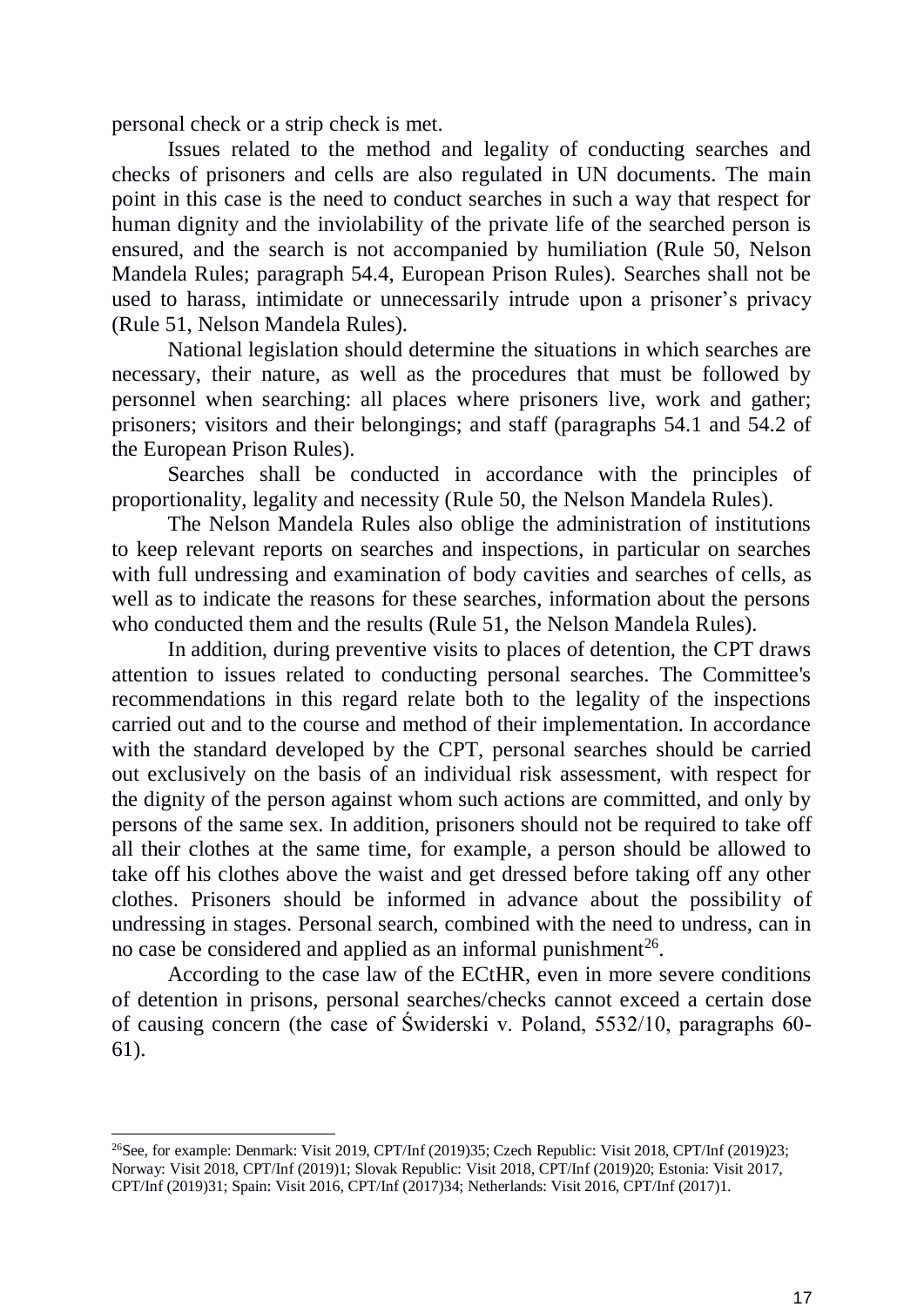personal check or a strip check is met.

Issues related to the method and legality of conducting searches and checks of prisoners and cells are also regulated in UN documents. The main point in this case is the need to conduct searches in such a way that respect for human dignity and the inviolability of the private life of the searched person is ensured, and the search is not accompanied by humiliation (Rule 50, Nelson Mandela Rules; paragraph 54.4, European Prison Rules). Searches shall not be used to harass, intimidate or unnecessarily intrude upon a prisoner's privacy (Rule 51, Nelson Mandela Rules).

National legislation should determine the situations in which searches are necessary, their nature, as well as the procedures that must be followed by personnel when searching: all places where prisoners live, work and gather; prisoners; visitors and their belongings; and staff (paragraphs 54.1 and 54.2 of the European Prison Rules).

Searches shall be conducted in accordance with the principles of proportionality, legality and necessity (Rule 50, the Nelson Mandela Rules).

The Nelson Mandela Rules also oblige the administration of institutions to keep relevant reports on searches and inspections, in particular on searches with full undressing and examination of body cavities and searches of cells, as well as to indicate the reasons for these searches, information about the persons who conducted them and the results (Rule 51, the Nelson Mandela Rules).

In addition, during preventive visits to places of detention, the CPT draws attention to issues related to conducting personal searches. The Committee's recommendations in this regard relate both to the legality of the inspections carried out and to the course and method of their implementation. In accordance with the standard developed by the CPT, personal searches should be carried out exclusively on the basis of an individual risk assessment, with respect for the dignity of the person against whom such actions are committed, and only by persons of the same sex. In addition, prisoners should not be required to take off all their clothes at the same time, for example, a person should be allowed to take off his clothes above the waist and get dressed before taking off any other clothes. Prisoners should be informed in advance about the possibility of undressing in stages. Personal search, combined with the need to undress, can in no case be considered and applied as an informal punishment[26].

According to the case law of the ECtHR, even in more severe conditions of detention in prisons, personal searches/checks cannot exceed a certain dose of causing concern (the case of Świderski v. Poland, 5532/10, paragraphs 60-61).

---

[26]See, for example: Denmark: Visit 2019, CPT/Inf (2019)35; Czech Republic: Visit 2018, CPT/Inf (2019)23; Norway: Visit 2018, CPT/Inf (2019)1; Slovak Republic: Visit 2018, CPT/Inf (2019)20; Estonia: Visit 2017, CPT/Inf (2019)31; Spain: Visit 2016, CPT/Inf (2017)34; Netherlands: Visit 2016, CPT/Inf (2017)1.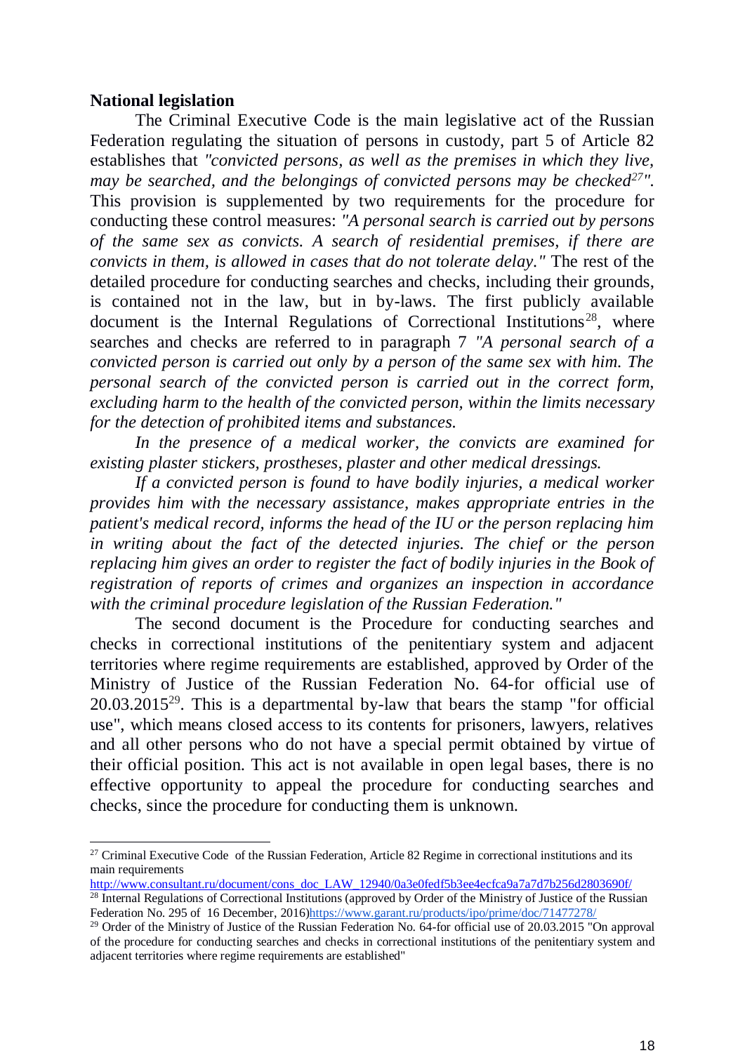**National legislation**

The Criminal Executive Code is the main legislative act of the Russian Federation regulating the situation of persons in custody, part 5 of Article 82 establishes that *"convicted persons, as well as the premises in which they live, may be searched, and the belongings of convicted persons may be checked[27]".* This provision is supplemented by two requirements for the procedure for conducting these control measures: *"A personal search is carried out by persons of the same sex as convicts. A search of residential premises, if there are convicts in them, is allowed in cases that do not tolerate delay."* The rest of the detailed procedure for conducting searches and checks, including their grounds, is contained not in the law, but in by-laws. The first publicly available document is the Internal Regulations of Correctional Institutions[28], where searches and checks are referred to in paragraph 7 *"A personal search of a convicted person is carried out only by a person of the same sex with him. The personal search of the convicted person is carried out in the correct form, excluding harm to the health of the convicted person, within the limits necessary for the detection of prohibited items and substances.*

*In the presence of a medical worker, the convicts are examined for existing plaster stickers, prostheses, plaster and other medical dressings.*

*If a convicted person is found to have bodily injuries, a medical worker provides him with the necessary assistance, makes appropriate entries in the patient's medical record, informs the head of the IU or the person replacing him in writing about the fact of the detected injuries. The chief or the person replacing him gives an order to register the fact of bodily injuries in the Book of registration of reports of crimes and organizes an inspection in accordance with the criminal procedure legislation of the Russian Federation."*

The second document is the Procedure for conducting searches and checks in correctional institutions of the penitentiary system and adjacent territories where regime requirements are established, approved by Order of the Ministry of Justice of the Russian Federation No. 64-for official use of 20.03.2015[29]. This is a departmental by-law that bears the stamp "for official use", which means closed access to its contents for prisoners, lawyers, relatives and all other persons who do not have a special permit obtained by virtue of their official position. This act is not available in open legal bases, there is no effective opportunity to appeal the procedure for conducting searches and checks, since the procedure for conducting them is unknown.

---

[27] Criminal Executive Code of the Russian Federation, Article 82 Regime in correctional institutions and its main requirements http://www.consultant.ru/document/cons_doc_LAW_12940/0a3e0fedf5b3ee4ecfca9a7a7d7b256d2803690f/

[28] Internal Regulations of Correctional Institutions (approved by Order of the Ministry of Justice of the Russian Federation No. 295 of 16 December, 2016)https://www.garant.ru/products/ipo/prime/doc/71477278/

[29] Order of the Ministry of Justice of the Russian Federation No. 64-for official use of 20.03.2015 "On approval of the procedure for conducting searches and checks in correctional institutions of the penitentiary system and adjacent territories where regime requirements are established"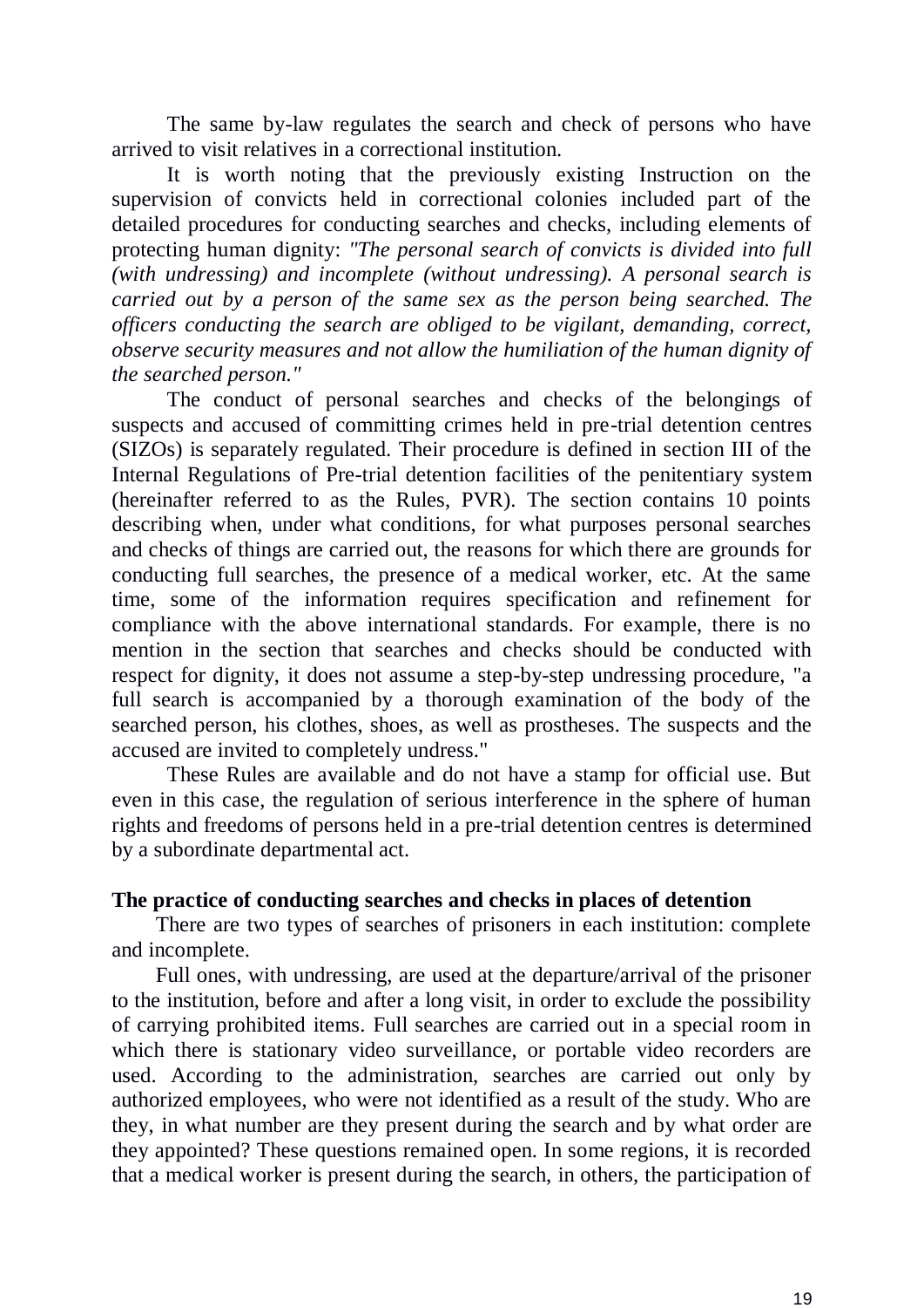The same by-law regulates the search and check of persons who have arrived to visit relatives in a correctional institution.

It is worth noting that the previously existing Instruction on the supervision of convicts held in correctional colonies included part of the detailed procedures for conducting searches and checks, including elements of protecting human dignity: *"The personal search of convicts is divided into full (with undressing) and incomplete (without undressing). A personal search is carried out by a person of the same sex as the person being searched. The officers conducting the search are obliged to be vigilant, demanding, correct, observe security measures and not allow the humiliation of the human dignity of the searched person."*

The conduct of personal searches and checks of the belongings of suspects and accused of committing crimes held in pre-trial detention centres (SIZOs) is separately regulated. Their procedure is defined in section III of the Internal Regulations of Pre-trial detention facilities of the penitentiary system (hereinafter referred to as the Rules, PVR). The section contains 10 points describing when, under what conditions, for what purposes personal searches and checks of things are carried out, the reasons for which there are grounds for conducting full searches, the presence of a medical worker, etc. At the same time, some of the information requires specification and refinement for compliance with the above international standards. For example, there is no mention in the section that searches and checks should be conducted with respect for dignity, it does not assume a step-by-step undressing procedure, "a full search is accompanied by a thorough examination of the body of the searched person, his clothes, shoes, as well as prostheses. The suspects and the accused are invited to completely undress."

These Rules are available and do not have a stamp for official use. But even in this case, the regulation of serious interference in the sphere of human rights and freedoms of persons held in a pre-trial detention centres is determined by a subordinate departmental act.

**The practice of conducting searches and checks in places of detention**

There are two types of searches of prisoners in each institution: complete and incomplete.

Full ones, with undressing, are used at the departure/arrival of the prisoner to the institution, before and after a long visit, in order to exclude the possibility of carrying prohibited items. Full searches are carried out in a special room in which there is stationary video surveillance, or portable video recorders are used. According to the administration, searches are carried out only by authorized employees, who were not identified as a result of the study. Who are they, in what number are they present during the search and by what order are they appointed? These questions remained open. In some regions, it is recorded that a medical worker is present during the search, in others, the participation of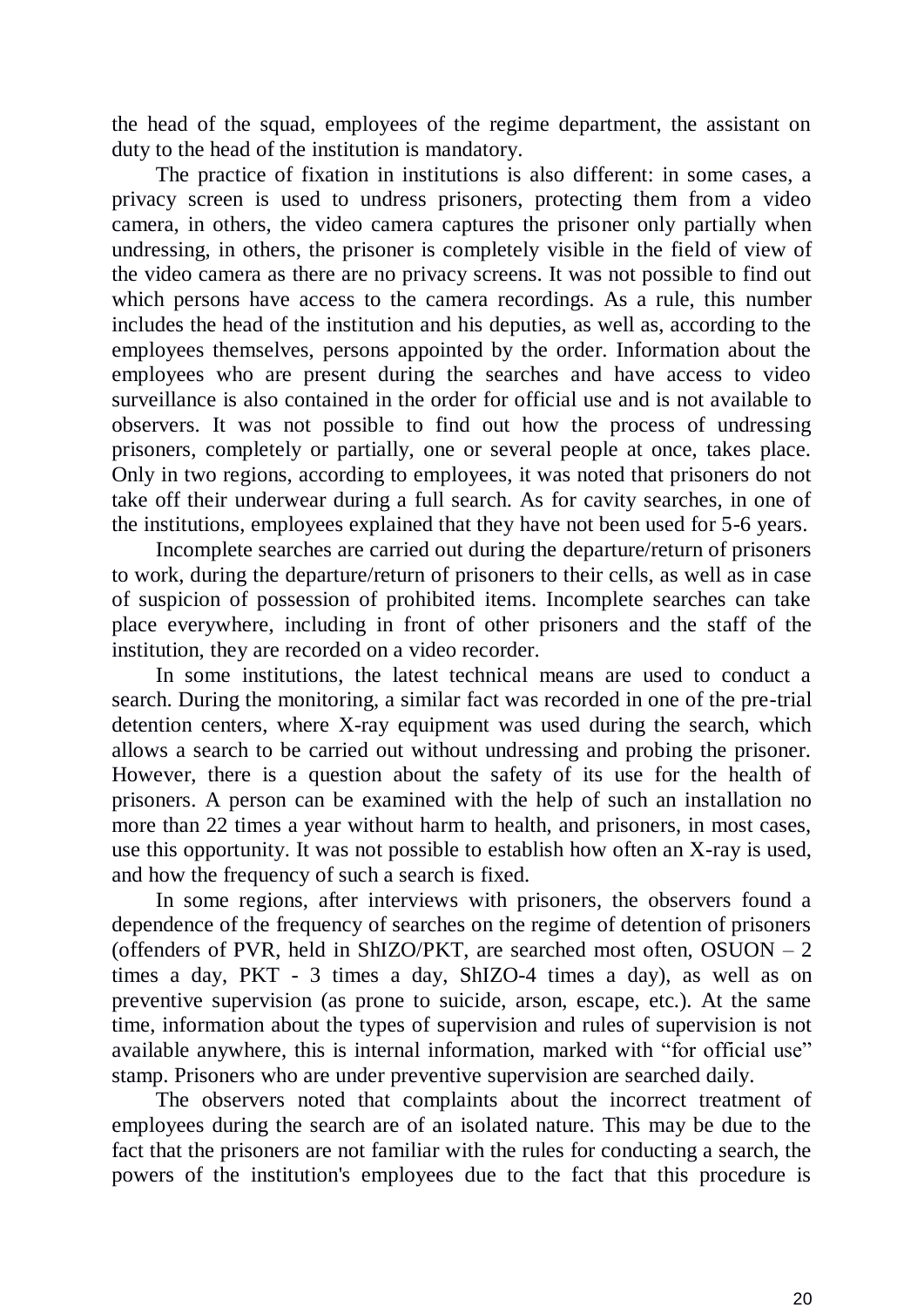the head of the squad, employees of the regime department, the assistant on duty to the head of the institution is mandatory.

The practice of fixation in institutions is also different: in some cases, a privacy screen is used to undress prisoners, protecting them from a video camera, in others, the video camera captures the prisoner only partially when undressing, in others, the prisoner is completely visible in the field of view of the video camera as there are no privacy screens. It was not possible to find out which persons have access to the camera recordings. As a rule, this number includes the head of the institution and his deputies, as well as, according to the employees themselves, persons appointed by the order. Information about the employees who are present during the searches and have access to video surveillance is also contained in the order for official use and is not available to observers. It was not possible to find out how the process of undressing prisoners, completely or partially, one or several people at once, takes place. Only in two regions, according to employees, it was noted that prisoners do not take off their underwear during a full search. As for cavity searches, in one of the institutions, employees explained that they have not been used for 5-6 years.

Incomplete searches are carried out during the departure/return of prisoners to work, during the departure/return of prisoners to their cells, as well as in case of suspicion of possession of prohibited items. Incomplete searches can take place everywhere, including in front of other prisoners and the staff of the institution, they are recorded on a video recorder.

In some institutions, the latest technical means are used to conduct a search. During the monitoring, a similar fact was recorded in one of the pre-trial detention centers, where X-ray equipment was used during the search, which allows a search to be carried out without undressing and probing the prisoner. However, there is a question about the safety of its use for the health of prisoners. A person can be examined with the help of such an installation no more than 22 times a year without harm to health, and prisoners, in most cases, use this opportunity. It was not possible to establish how often an X-ray is used, and how the frequency of such a search is fixed.

In some regions, after interviews with prisoners, the observers found a dependence of the frequency of searches on the regime of detention of prisoners (offenders of PVR, held in ShIZO/PKT, are searched most often, OSUON – 2 times a day, PKT - 3 times a day, ShIZO-4 times a day), as well as on preventive supervision (as prone to suicide, arson, escape, etc.). At the same time, information about the types of supervision and rules of supervision is not available anywhere, this is internal information, marked with "for official use" stamp. Prisoners who are under preventive supervision are searched daily.

The observers noted that complaints about the incorrect treatment of employees during the search are of an isolated nature. This may be due to the fact that the prisoners are not familiar with the rules for conducting a search, the powers of the institution's employees due to the fact that this procedure is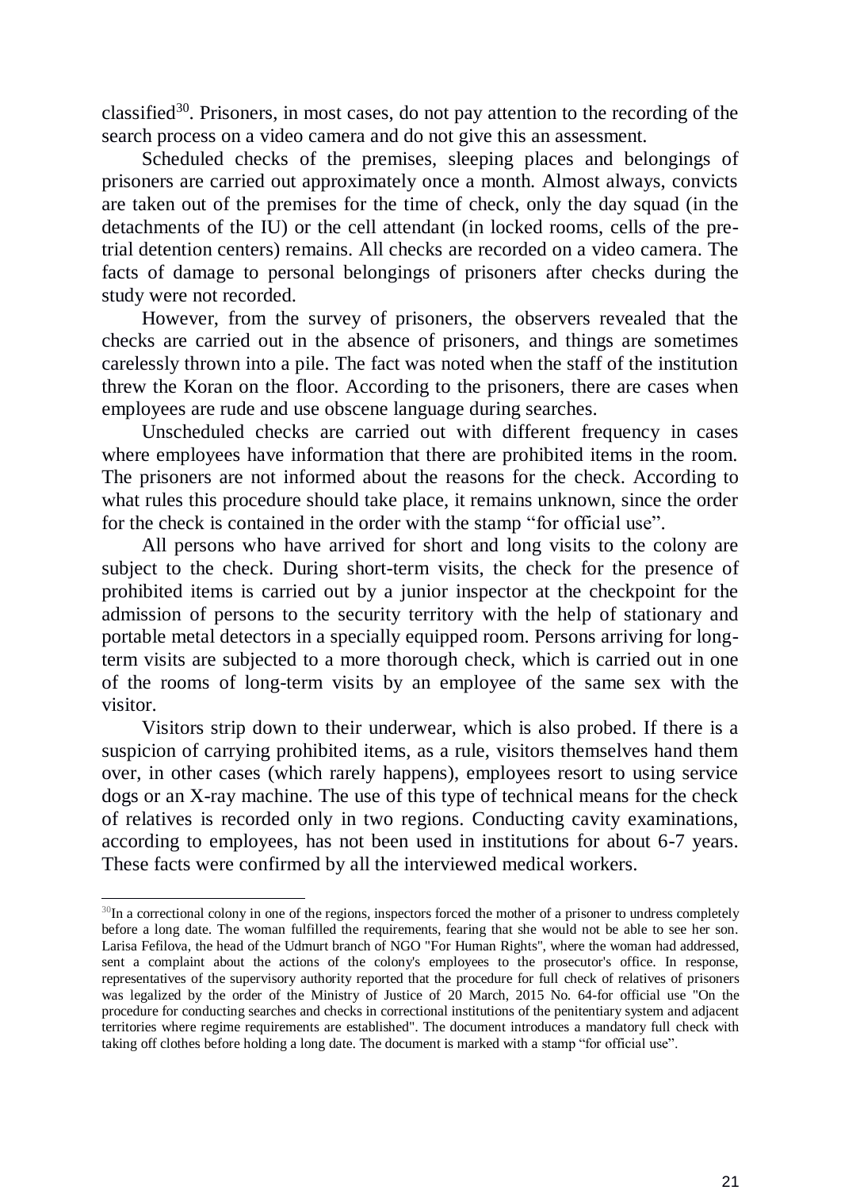classified[30]. Prisoners, in most cases, do not pay attention to the recording of the search process on a video camera and do not give this an assessment.

Scheduled checks of the premises, sleeping places and belongings of prisoners are carried out approximately once a month. Almost always, convicts are taken out of the premises for the time of check, only the day squad (in the detachments of the IU) or the cell attendant (in locked rooms, cells of the pre-trial detention centers) remains. All checks are recorded on a video camera. The facts of damage to personal belongings of prisoners after checks during the study were not recorded.

However, from the survey of prisoners, the observers revealed that the checks are carried out in the absence of prisoners, and things are sometimes carelessly thrown into a pile. The fact was noted when the staff of the institution threw the Koran on the floor. According to the prisoners, there are cases when employees are rude and use obscene language during searches.

Unscheduled checks are carried out with different frequency in cases where employees have information that there are prohibited items in the room. The prisoners are not informed about the reasons for the check. According to what rules this procedure should take place, it remains unknown, since the order for the check is contained in the order with the stamp "for official use".

All persons who have arrived for short and long visits to the colony are subject to the check. During short-term visits, the check for the presence of prohibited items is carried out by a junior inspector at the checkpoint for the admission of persons to the security territory with the help of stationary and portable metal detectors in a specially equipped room. Persons arriving for long-term visits are subjected to a more thorough check, which is carried out in one of the rooms of long-term visits by an employee of the same sex with the visitor.

Visitors strip down to their underwear, which is also probed. If there is a suspicion of carrying prohibited items, as a rule, visitors themselves hand them over, in other cases (which rarely happens), employees resort to using service dogs or an X-ray machine. The use of this type of technical means for the check of relatives is recorded only in two regions. Conducting cavity examinations, according to employees, has not been used in institutions for about 6-7 years. These facts were confirmed by all the interviewed medical workers.

---

[30] In a correctional colony in one of the regions, inspectors forced the mother of a prisoner to undress completely before a long date. The woman fulfilled the requirements, fearing that she would not be able to see her son. Larisa Fefilova, the head of the Udmurt branch of NGO "For Human Rights", where the woman had addressed, sent a complaint about the actions of the colony's employees to the prosecutor's office. In response, representatives of the supervisory authority reported that the procedure for full check of relatives of prisoners was legalized by the order of the Ministry of Justice of 20 March, 2015 No. 64-for official use "On the procedure for conducting searches and checks in correctional institutions of the penitentiary system and adjacent territories where regime requirements are established". The document introduces a mandatory full check with taking off clothes before holding a long date. The document is marked with a stamp "for official use".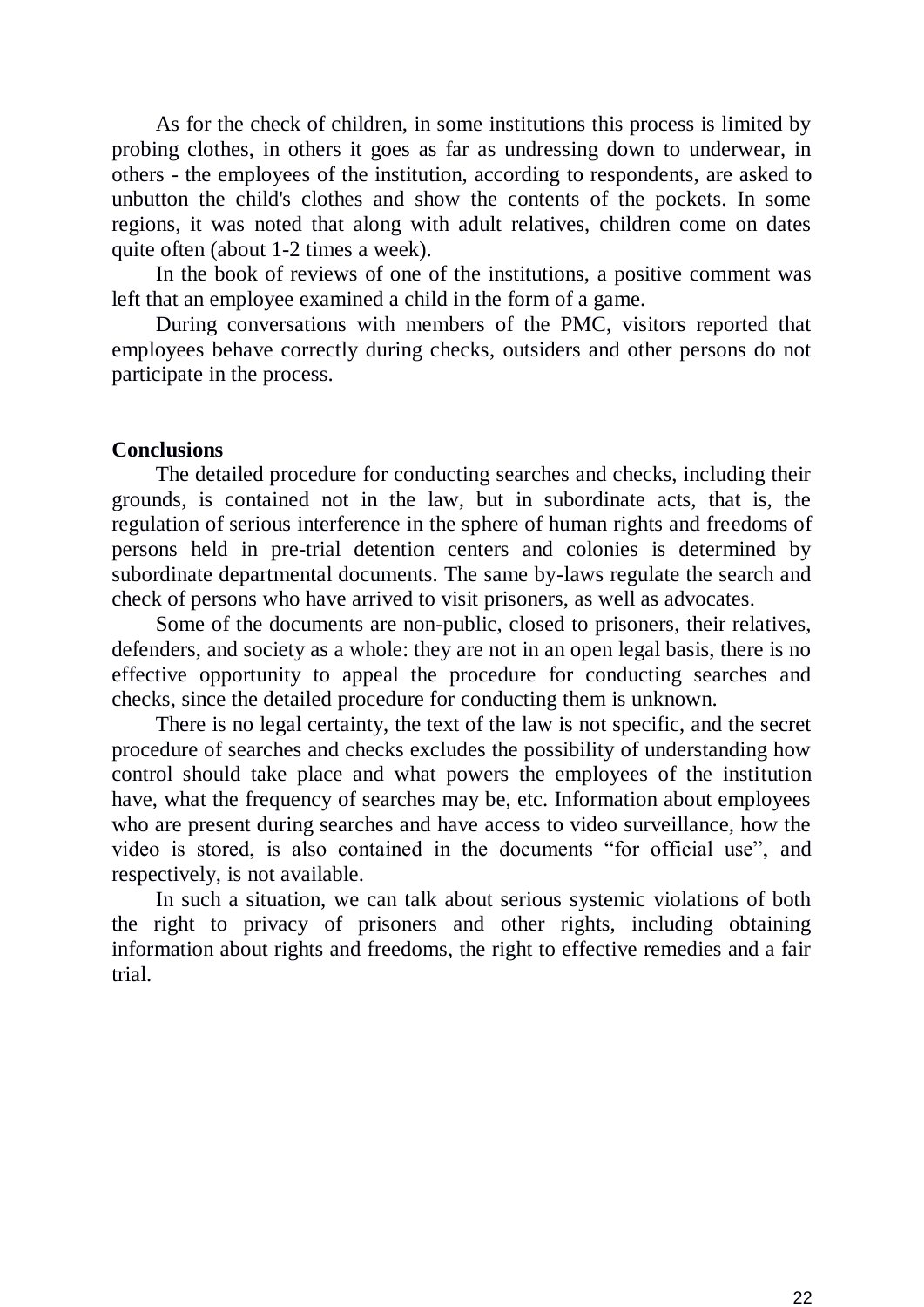As for the check of children, in some institutions this process is limited by probing clothes, in others it goes as far as undressing down to underwear, in others - the employees of the institution, according to respondents, are asked to unbutton the child's clothes and show the contents of the pockets. In some regions, it was noted that along with adult relatives, children come on dates quite often (about 1-2 times a week).

In the book of reviews of one of the institutions, a positive comment was left that an employee examined a child in the form of a game.

During conversations with members of the PMC, visitors reported that employees behave correctly during checks, outsiders and other persons do not participate in the process.

**Conclusions**

The detailed procedure for conducting searches and checks, including their grounds, is contained not in the law, but in subordinate acts, that is, the regulation of serious interference in the sphere of human rights and freedoms of persons held in pre-trial detention centers and colonies is determined by subordinate departmental documents. The same by-laws regulate the search and check of persons who have arrived to visit prisoners, as well as advocates.

Some of the documents are non-public, closed to prisoners, their relatives, defenders, and society as a whole: they are not in an open legal basis, there is no effective opportunity to appeal the procedure for conducting searches and checks, since the detailed procedure for conducting them is unknown.

There is no legal certainty, the text of the law is not specific, and the secret procedure of searches and checks excludes the possibility of understanding how control should take place and what powers the employees of the institution have, what the frequency of searches may be, etc. Information about employees who are present during searches and have access to video surveillance, how the video is stored, is also contained in the documents "for official use", and respectively, is not available.

In such a situation, we can talk about serious systemic violations of both the right to privacy of prisoners and other rights, including obtaining information about rights and freedoms, the right to effective remedies and a fair trial.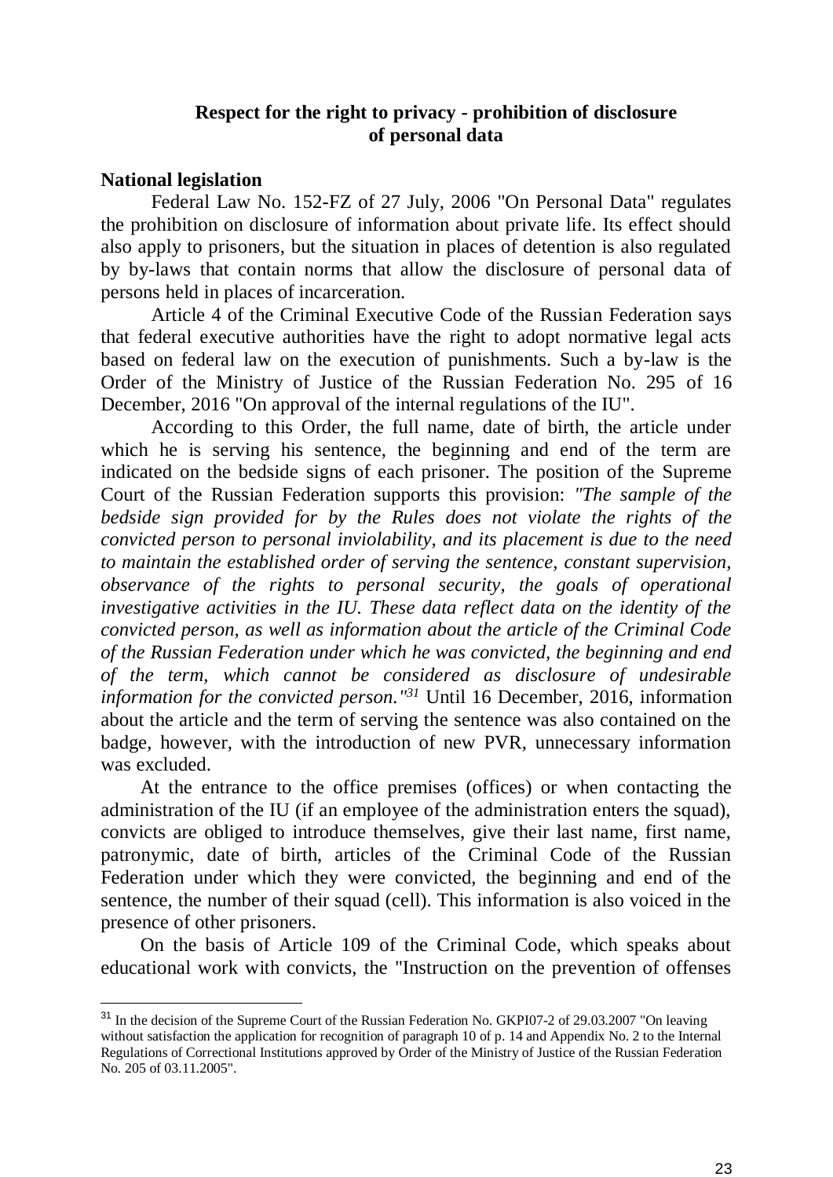## Respect for the right to privacy - prohibition of disclosure of personal data

**National legislation**

Federal Law No. 152-FZ of 27 July, 2006 "On Personal Data" regulates the prohibition on disclosure of information about private life. Its effect should also apply to prisoners, but the situation in places of detention is also regulated by by-laws that contain norms that allow the disclosure of personal data of persons held in places of incarceration.

Article 4 of the Criminal Executive Code of the Russian Federation says that federal executive authorities have the right to adopt normative legal acts based on federal law on the execution of punishments. Such a by-law is the Order of the Ministry of Justice of the Russian Federation No. 295 of 16 December, 2016 "On approval of the internal regulations of the IU".

According to this Order, the full name, date of birth, the article under which he is serving his sentence, the beginning and end of the term are indicated on the bedside signs of each prisoner. The position of the Supreme Court of the Russian Federation supports this provision: *"The sample of the bedside sign provided for by the Rules does not violate the rights of the convicted person to personal inviolability, and its placement is due to the need to maintain the established order of serving the sentence, constant supervision, observance of the rights to personal security, the goals of operational investigative activities in the IU. These data reflect data on the identity of the convicted person, as well as information about the article of the Criminal Code of the Russian Federation under which he was convicted, the beginning and end of the term, which cannot be considered as disclosure of undesirable information for the convicted person."*[31] Until 16 December, 2016, information about the article and the term of serving the sentence was also contained on the badge, however, with the introduction of new PVR, unnecessary information was excluded.

At the entrance to the office premises (offices) or when contacting the administration of the IU (if an employee of the administration enters the squad), convicts are obliged to introduce themselves, give their last name, first name, patronymic, date of birth, articles of the Criminal Code of the Russian Federation under which they were convicted, the beginning and end of the sentence, the number of their squad (cell). This information is also voiced in the presence of other prisoners.

On the basis of Article 109 of the Criminal Code, which speaks about educational work with convicts, the "Instruction on the prevention of offenses

---

[31] In the decision of the Supreme Court of the Russian Federation No. GKPI07-2 of 29.03.2007 "On leaving without satisfaction the application for recognition of paragraph 10 of p. 14 and Appendix No. 2 to the Internal Regulations of Correctional Institutions approved by Order of the Ministry of Justice of the Russian Federation No. 205 of 03.11.2005".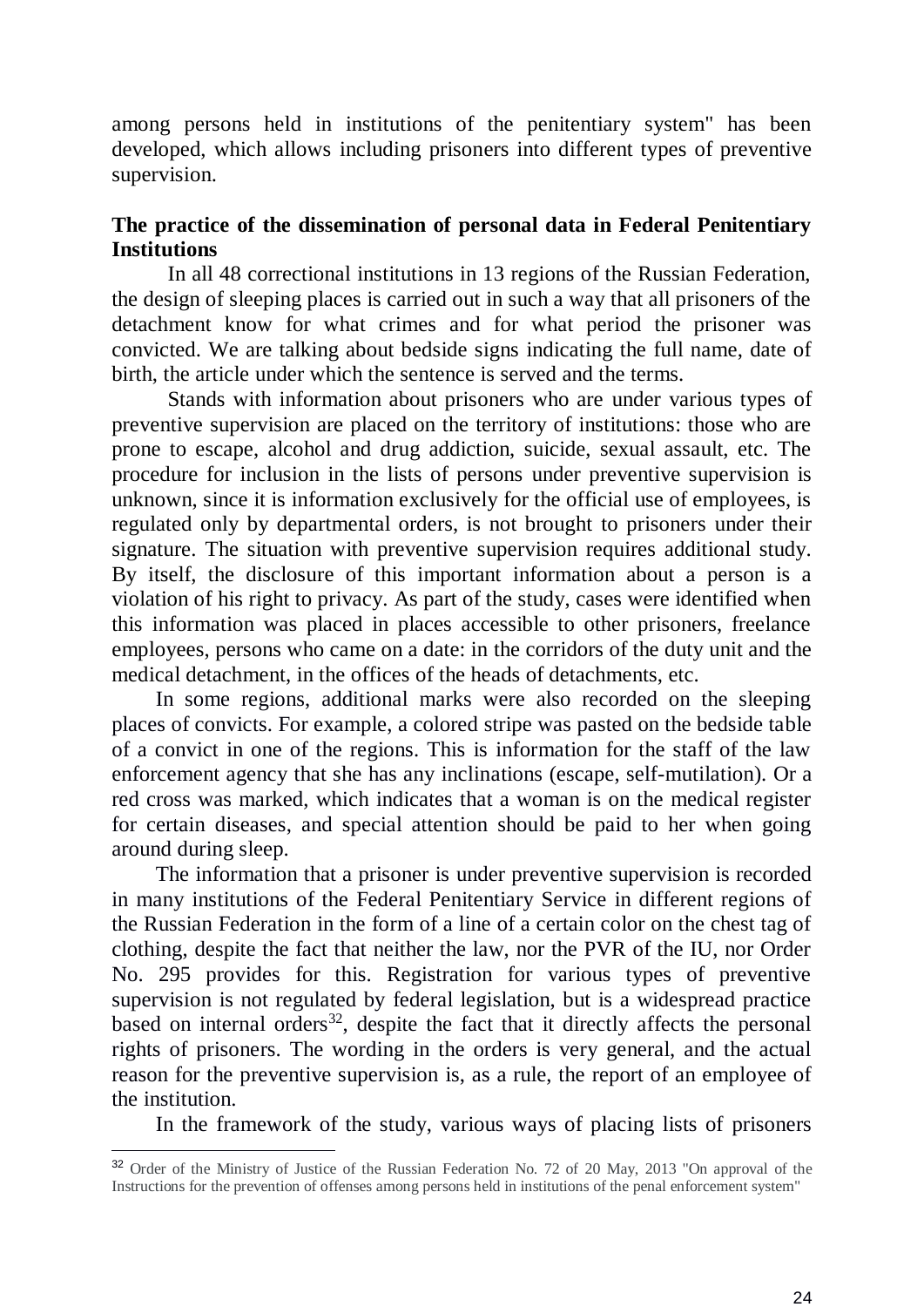among persons held in institutions of the penitentiary system" has been developed, which allows including prisoners into different types of preventive supervision.

**The practice of the dissemination of personal data in Federal Penitentiary Institutions**

In all 48 correctional institutions in 13 regions of the Russian Federation, the design of sleeping places is carried out in such a way that all prisoners of the detachment know for what crimes and for what period the prisoner was convicted. We are talking about bedside signs indicating the full name, date of birth, the article under which the sentence is served and the terms.

Stands with information about prisoners who are under various types of preventive supervision are placed on the territory of institutions: those who are prone to escape, alcohol and drug addiction, suicide, sexual assault, etc. The procedure for inclusion in the lists of persons under preventive supervision is unknown, since it is information exclusively for the official use of employees, is regulated only by departmental orders, is not brought to prisoners under their signature. The situation with preventive supervision requires additional study. By itself, the disclosure of this important information about a person is a violation of his right to privacy. As part of the study, cases were identified when this information was placed in places accessible to other prisoners, freelance employees, persons who came on a date: in the corridors of the duty unit and the medical detachment, in the offices of the heads of detachments, etc.

In some regions, additional marks were also recorded on the sleeping places of convicts. For example, a colored stripe was pasted on the bedside table of a convict in one of the regions. This is information for the staff of the law enforcement agency that she has any inclinations (escape, self-mutilation). Or a red cross was marked, which indicates that a woman is on the medical register for certain diseases, and special attention should be paid to her when going around during sleep.

The information that a prisoner is under preventive supervision is recorded in many institutions of the Federal Penitentiary Service in different regions of the Russian Federation in the form of a line of a certain color on the chest tag of clothing, despite the fact that neither the law, nor the PVR of the IU, nor Order No. 295 provides for this. Registration for various types of preventive supervision is not regulated by federal legislation, but is a widespread practice based on internal orders[32], despite the fact that it directly affects the personal rights of prisoners. The wording in the orders is very general, and the actual reason for the preventive supervision is, as a rule, the report of an employee of the institution.

In the framework of the study, various ways of placing lists of prisoners

[32] Order of the Ministry of Justice of the Russian Federation No. 72 of 20 May, 2013 "On approval of the Instructions for the prevention of offenses among persons held in institutions of the penal enforcement system"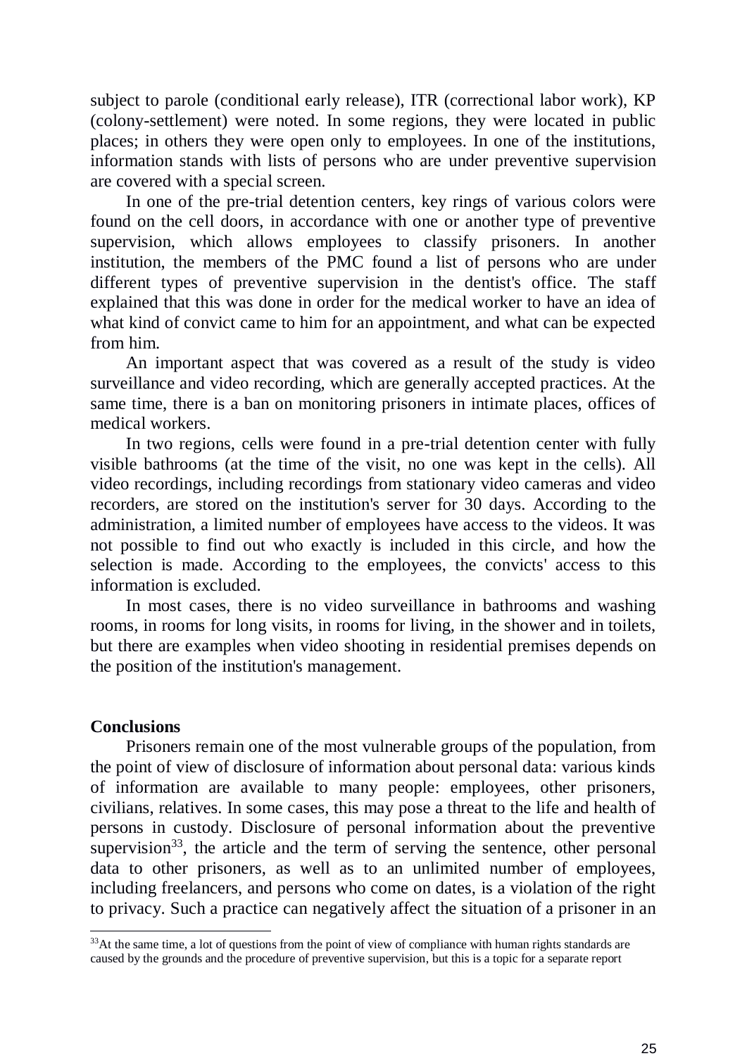subject to parole (conditional early release), ITR (correctional labor work), KP (colony-settlement) were noted. In some regions, they were located in public places; in others they were open only to employees. In one of the institutions, information stands with lists of persons who are under preventive supervision are covered with a special screen.

In one of the pre-trial detention centers, key rings of various colors were found on the cell doors, in accordance with one or another type of preventive supervision, which allows employees to classify prisoners. In another institution, the members of the PMC found a list of persons who are under different types of preventive supervision in the dentist's office. The staff explained that this was done in order for the medical worker to have an idea of what kind of convict came to him for an appointment, and what can be expected from him.

An important aspect that was covered as a result of the study is video surveillance and video recording, which are generally accepted practices. At the same time, there is a ban on monitoring prisoners in intimate places, offices of medical workers.

In two regions, cells were found in a pre-trial detention center with fully visible bathrooms (at the time of the visit, no one was kept in the cells). All video recordings, including recordings from stationary video cameras and video recorders, are stored on the institution's server for 30 days. According to the administration, a limited number of employees have access to the videos. It was not possible to find out who exactly is included in this circle, and how the selection is made. According to the employees, the convicts' access to this information is excluded.

In most cases, there is no video surveillance in bathrooms and washing rooms, in rooms for long visits, in rooms for living, in the shower and in toilets, but there are examples when video shooting in residential premises depends on the position of the institution's management.

**Conclusions**

Prisoners remain one of the most vulnerable groups of the population, from the point of view of disclosure of information about personal data: various kinds of information are available to many people: employees, other prisoners, civilians, relatives. In some cases, this may pose a threat to the life and health of persons in custody. Disclosure of personal information about the preventive supervision[33], the article and the term of serving the sentence, other personal data to other prisoners, as well as to an unlimited number of employees, including freelancers, and persons who come on dates, is a violation of the right to privacy. Such a practice can negatively affect the situation of a prisoner in an

---

[33]At the same time, a lot of questions from the point of view of compliance with human rights standards are caused by the grounds and the procedure of preventive supervision, but this is a topic for a separate report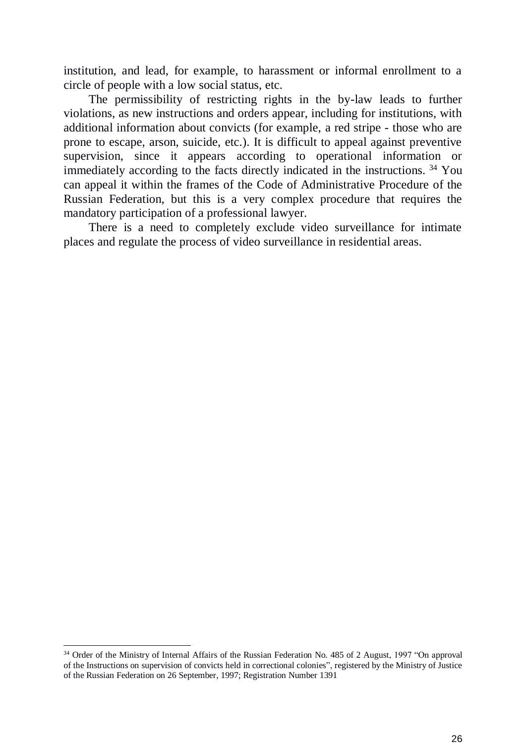institution, and lead, for example, to harassment or informal enrollment to a circle of people with a low social status, etc.

The permissibility of restricting rights in the by-law leads to further violations, as new instructions and orders appear, including for institutions, with additional information about convicts (for example, a red stripe - those who are prone to escape, arson, suicide, etc.). It is difficult to appeal against preventive supervision, since it appears according to operational information or immediately according to the facts directly indicated in the instructions. [34] You can appeal it within the frames of the Code of Administrative Procedure of the Russian Federation, but this is a very complex procedure that requires the mandatory participation of a professional lawyer.

There is a need to completely exclude video surveillance for intimate places and regulate the process of video surveillance in residential areas.

---

[34] Order of the Ministry of Internal Affairs of the Russian Federation No. 485 of 2 August, 1997 "On approval of the Instructions on supervision of convicts held in correctional colonies", registered by the Ministry of Justice of the Russian Federation on 26 September, 1997; Registration Number 1391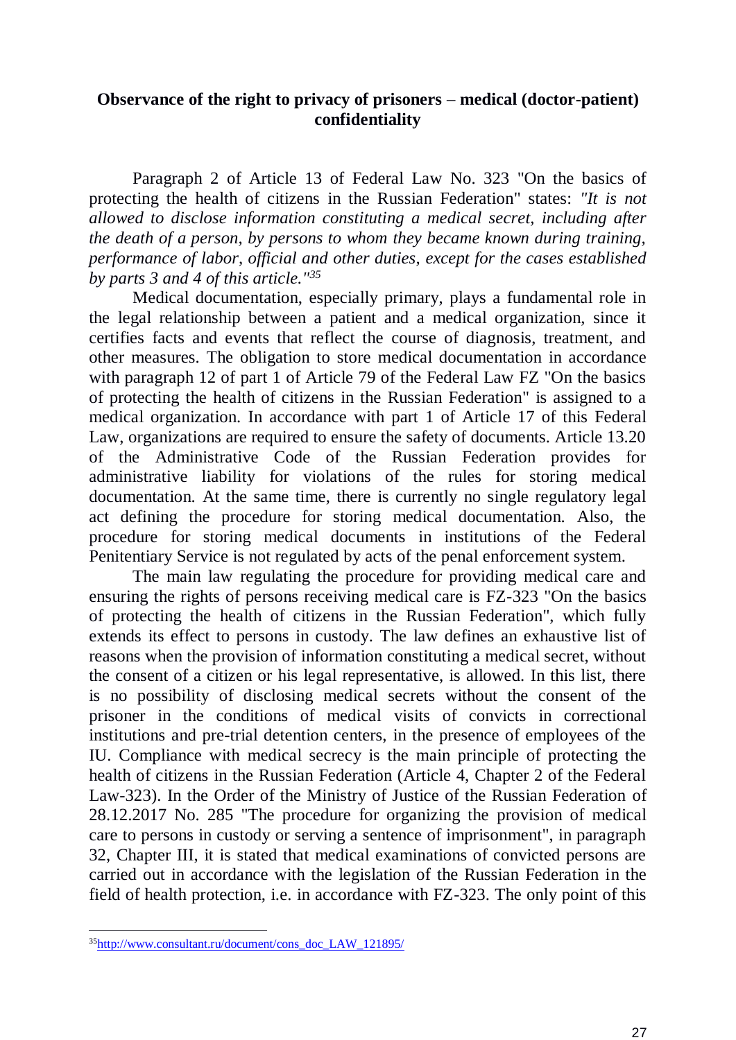## Observance of the right to privacy of prisoners – medical (doctor-patient) confidentiality

Paragraph 2 of Article 13 of Federal Law No. 323 "On the basics of protecting the health of citizens in the Russian Federation" states: *"It is not allowed to disclose information constituting a medical secret, including after the death of a person, by persons to whom they became known during training, performance of labor, official and other duties, except for the cases established by parts 3 and 4 of this article."*[35]

Medical documentation, especially primary, plays a fundamental role in the legal relationship between a patient and a medical organization, since it certifies facts and events that reflect the course of diagnosis, treatment, and other measures. The obligation to store medical documentation in accordance with paragraph 12 of part 1 of Article 79 of the Federal Law FZ "On the basics of protecting the health of citizens in the Russian Federation" is assigned to a medical organization. In accordance with part 1 of Article 17 of this Federal Law, organizations are required to ensure the safety of documents. Article 13.20 of the Administrative Code of the Russian Federation provides for administrative liability for violations of the rules for storing medical documentation. At the same time, there is currently no single regulatory legal act defining the procedure for storing medical documentation. Also, the procedure for storing medical documents in institutions of the Federal Penitentiary Service is not regulated by acts of the penal enforcement system.

The main law regulating the procedure for providing medical care and ensuring the rights of persons receiving medical care is FZ-323 "On the basics of protecting the health of citizens in the Russian Federation", which fully extends its effect to persons in custody. The law defines an exhaustive list of reasons when the provision of information constituting a medical secret, without the consent of a citizen or his legal representative, is allowed. In this list, there is no possibility of disclosing medical secrets without the consent of the prisoner in the conditions of medical visits of convicts in correctional institutions and pre-trial detention centers, in the presence of employees of the IU. Compliance with medical secrecy is the main principle of protecting the health of citizens in the Russian Federation (Article 4, Chapter 2 of the Federal Law-323). In the Order of the Ministry of Justice of the Russian Federation of 28.12.2017 No. 285 "The procedure for organizing the provision of medical care to persons in custody or serving a sentence of imprisonment", in paragraph 32, Chapter III, it is stated that medical examinations of convicted persons are carried out in accordance with the legislation of the Russian Federation in the field of health protection, i.e. in accordance with FZ-323. The only point of this

---

[35] http://www.consultant.ru/document/cons_doc_LAW_121895/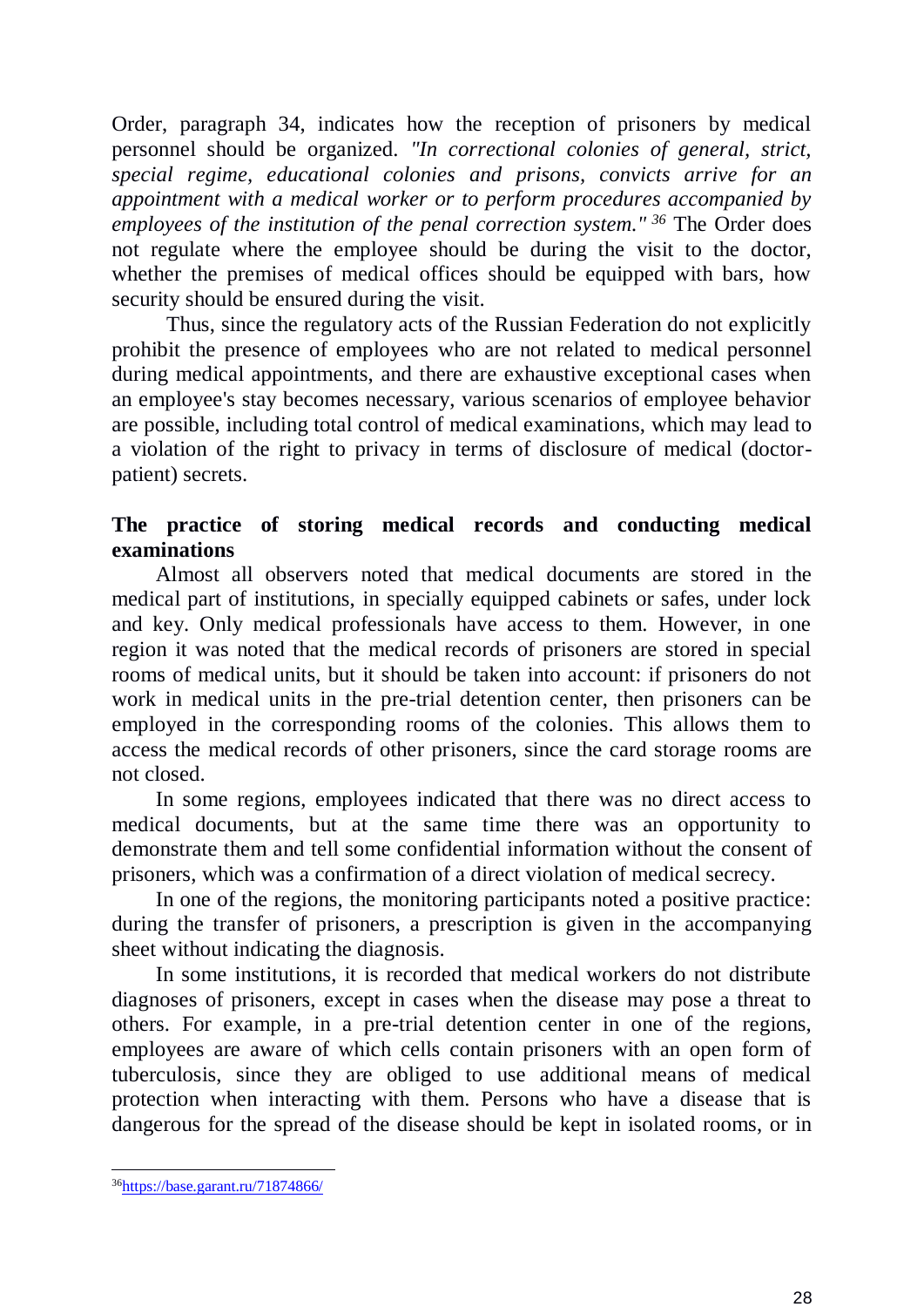Order, paragraph 34, indicates how the reception of prisoners by medical personnel should be organized. *"In correctional colonies of general, strict, special regime, educational colonies and prisons, convicts arrive for an appointment with a medical worker or to perform procedures accompanied by employees of the institution of the penal correction system."* [36] The Order does not regulate where the employee should be during the visit to the doctor, whether the premises of medical offices should be equipped with bars, how security should be ensured during the visit.

Thus, since the regulatory acts of the Russian Federation do not explicitly prohibit the presence of employees who are not related to medical personnel during medical appointments, and there are exhaustive exceptional cases when an employee's stay becomes necessary, various scenarios of employee behavior are possible, including total control of medical examinations, which may lead to a violation of the right to privacy in terms of disclosure of medical (doctor-patient) secrets.

**The practice of storing medical records and conducting medical examinations**

Almost all observers noted that medical documents are stored in the medical part of institutions, in specially equipped cabinets or safes, under lock and key. Only medical professionals have access to them. However, in one region it was noted that the medical records of prisoners are stored in special rooms of medical units, but it should be taken into account: if prisoners do not work in medical units in the pre-trial detention center, then prisoners can be employed in the corresponding rooms of the colonies. This allows them to access the medical records of other prisoners, since the card storage rooms are not closed.

In some regions, employees indicated that there was no direct access to medical documents, but at the same time there was an opportunity to demonstrate them and tell some confidential information without the consent of prisoners, which was a confirmation of a direct violation of medical secrecy.

In one of the regions, the monitoring participants noted a positive practice: during the transfer of prisoners, a prescription is given in the accompanying sheet without indicating the diagnosis.

In some institutions, it is recorded that medical workers do not distribute diagnoses of prisoners, except in cases when the disease may pose a threat to others. For example, in a pre-trial detention center in one of the regions, employees are aware of which cells contain prisoners with an open form of tuberculosis, since they are obliged to use additional means of medical protection when interacting with them. Persons who have a disease that is dangerous for the spread of the disease should be kept in isolated rooms, or in

---

[36] https://base.garant.ru/71874866/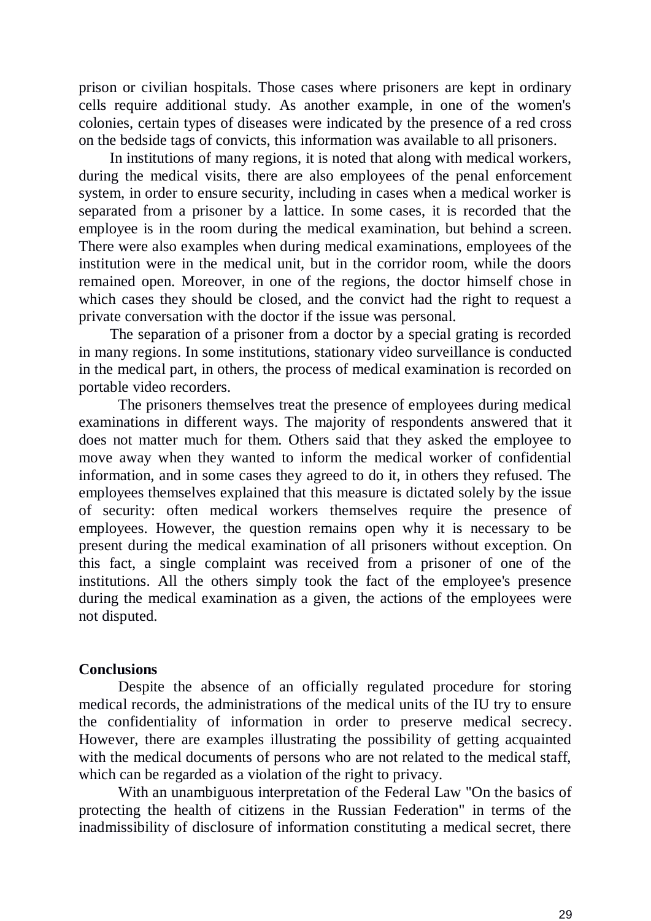prison or civilian hospitals. Those cases where prisoners are kept in ordinary cells require additional study. As another example, in one of the women's colonies, certain types of diseases were indicated by the presence of a red cross on the bedside tags of convicts, this information was available to all prisoners.

In institutions of many regions, it is noted that along with medical workers, during the medical visits, there are also employees of the penal enforcement system, in order to ensure security, including in cases when a medical worker is separated from a prisoner by a lattice. In some cases, it is recorded that the employee is in the room during the medical examination, but behind a screen. There were also examples when during medical examinations, employees of the institution were in the medical unit, but in the corridor room, while the doors remained open. Moreover, in one of the regions, the doctor himself chose in which cases they should be closed, and the convict had the right to request a private conversation with the doctor if the issue was personal.

The separation of a prisoner from a doctor by a special grating is recorded in many regions. In some institutions, stationary video surveillance is conducted in the medical part, in others, the process of medical examination is recorded on portable video recorders.

The prisoners themselves treat the presence of employees during medical examinations in different ways. The majority of respondents answered that it does not matter much for them. Others said that they asked the employee to move away when they wanted to inform the medical worker of confidential information, and in some cases they agreed to do it, in others they refused. The employees themselves explained that this measure is dictated solely by the issue of security: often medical workers themselves require the presence of employees. However, the question remains open why it is necessary to be present during the medical examination of all prisoners without exception. On this fact, a single complaint was received from a prisoner of one of the institutions. All the others simply took the fact of the employee's presence during the medical examination as a given, the actions of the employees were not disputed.

**Conclusions**

Despite the absence of an officially regulated procedure for storing medical records, the administrations of the medical units of the IU try to ensure the confidentiality of information in order to preserve medical secrecy. However, there are examples illustrating the possibility of getting acquainted with the medical documents of persons who are not related to the medical staff, which can be regarded as a violation of the right to privacy.

With an unambiguous interpretation of the Federal Law "On the basics of protecting the health of citizens in the Russian Federation" in terms of the inadmissibility of disclosure of information constituting a medical secret, there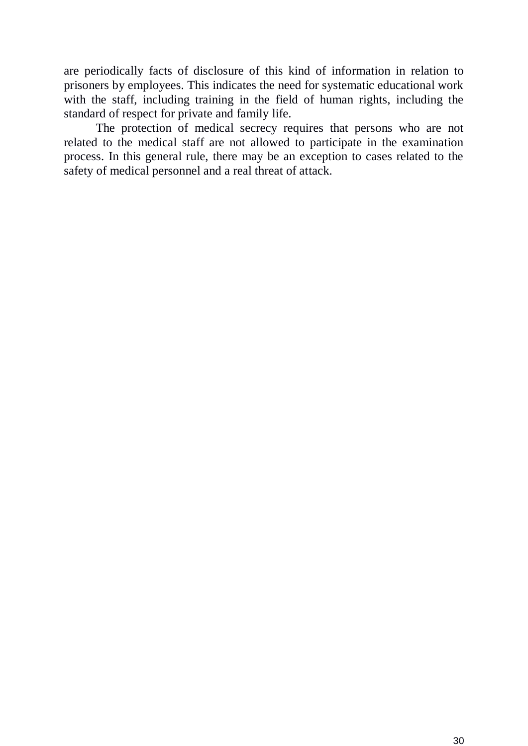are periodically facts of disclosure of this kind of information in relation to prisoners by employees. This indicates the need for systematic educational work with the staff, including training in the field of human rights, including the standard of respect for private and family life.

The protection of medical secrecy requires that persons who are not related to the medical staff are not allowed to participate in the examination process. In this general rule, there may be an exception to cases related to the safety of medical personnel and a real threat of attack.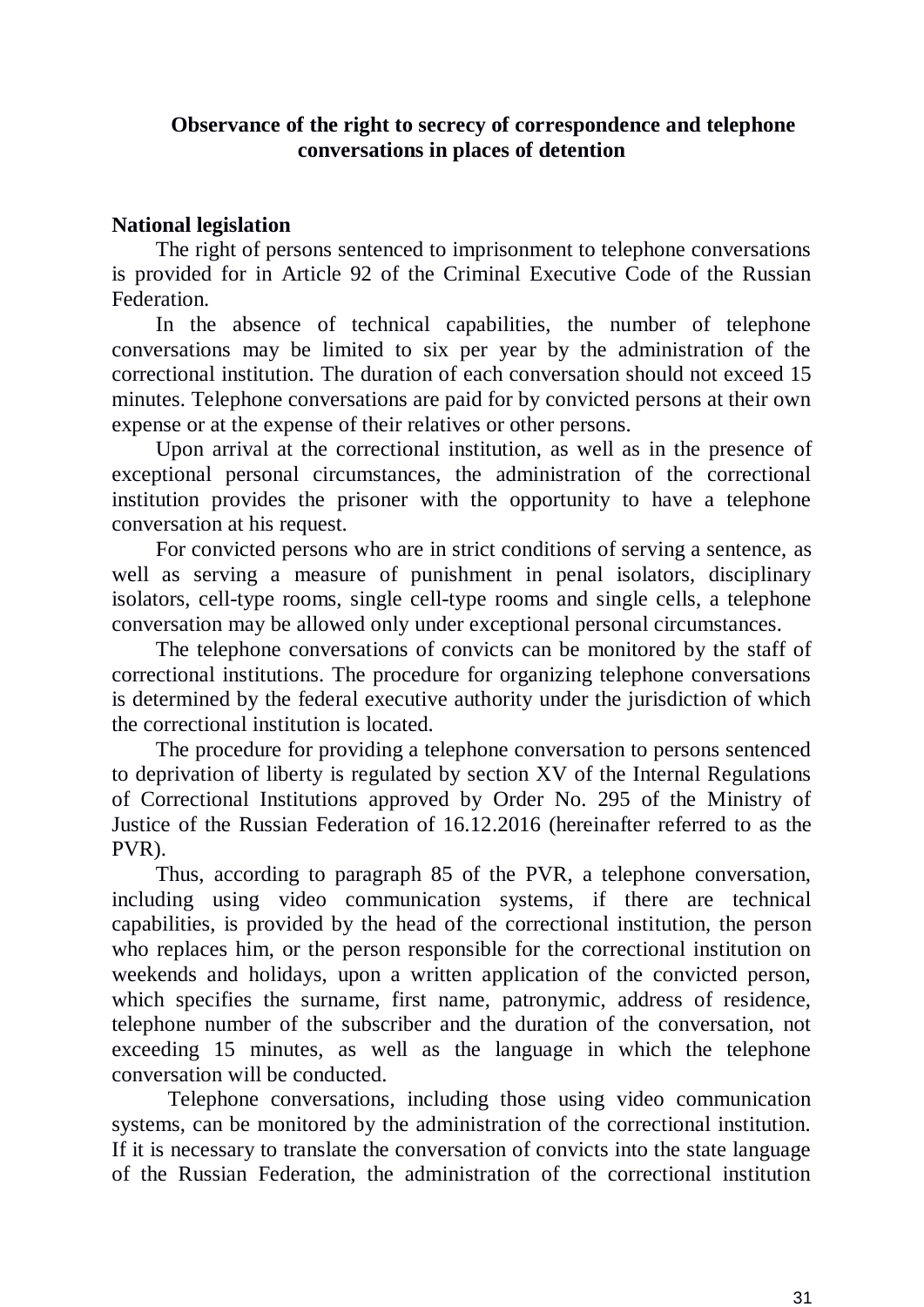## Observance of the right to secrecy of correspondence and telephone conversations in places of detention

**National legislation**

The right of persons sentenced to imprisonment to telephone conversations is provided for in Article 92 of the Criminal Executive Code of the Russian Federation.

In the absence of technical capabilities, the number of telephone conversations may be limited to six per year by the administration of the correctional institution. The duration of each conversation should not exceed 15 minutes. Telephone conversations are paid for by convicted persons at their own expense or at the expense of their relatives or other persons.

Upon arrival at the correctional institution, as well as in the presence of exceptional personal circumstances, the administration of the correctional institution provides the prisoner with the opportunity to have a telephone conversation at his request.

For convicted persons who are in strict conditions of serving a sentence, as well as serving a measure of punishment in penal isolators, disciplinary isolators, cell-type rooms, single cell-type rooms and single cells, a telephone conversation may be allowed only under exceptional personal circumstances.

The telephone conversations of convicts can be monitored by the staff of correctional institutions. The procedure for organizing telephone conversations is determined by the federal executive authority under the jurisdiction of which the correctional institution is located.

The procedure for providing a telephone conversation to persons sentenced to deprivation of liberty is regulated by section XV of the Internal Regulations of Correctional Institutions approved by Order No. 295 of the Ministry of Justice of the Russian Federation of 16.12.2016 (hereinafter referred to as the PVR).

Thus, according to paragraph 85 of the PVR, a telephone conversation, including using video communication systems, if there are technical capabilities, is provided by the head of the correctional institution, the person who replaces him, or the person responsible for the correctional institution on weekends and holidays, upon a written application of the convicted person, which specifies the surname, first name, patronymic, address of residence, telephone number of the subscriber and the duration of the conversation, not exceeding 15 minutes, as well as the language in which the telephone conversation will be conducted.

Telephone conversations, including those using video communication systems, can be monitored by the administration of the correctional institution. If it is necessary to translate the conversation of convicts into the state language of the Russian Federation, the administration of the correctional institution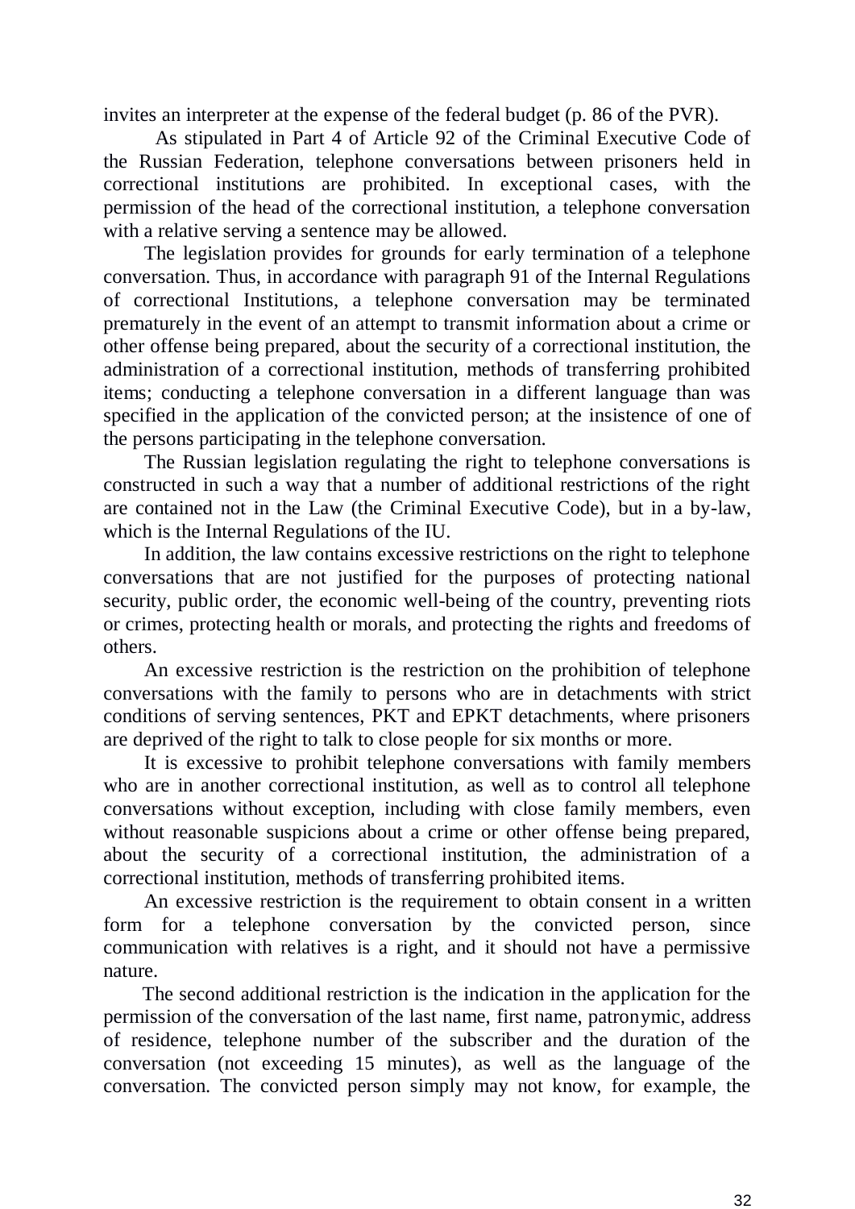invites an interpreter at the expense of the federal budget (p. 86 of the PVR).

As stipulated in Part 4 of Article 92 of the Criminal Executive Code of the Russian Federation, telephone conversations between prisoners held in correctional institutions are prohibited. In exceptional cases, with the permission of the head of the correctional institution, a telephone conversation with a relative serving a sentence may be allowed.

The legislation provides for grounds for early termination of a telephone conversation. Thus, in accordance with paragraph 91 of the Internal Regulations of correctional Institutions, a telephone conversation may be terminated prematurely in the event of an attempt to transmit information about a crime or other offense being prepared, about the security of a correctional institution, the administration of a correctional institution, methods of transferring prohibited items; conducting a telephone conversation in a different language than was specified in the application of the convicted person; at the insistence of one of the persons participating in the telephone conversation.

The Russian legislation regulating the right to telephone conversations is constructed in such a way that a number of additional restrictions of the right are contained not in the Law (the Criminal Executive Code), but in a by-law, which is the Internal Regulations of the IU.

In addition, the law contains excessive restrictions on the right to telephone conversations that are not justified for the purposes of protecting national security, public order, the economic well-being of the country, preventing riots or crimes, protecting health or morals, and protecting the rights and freedoms of others.

An excessive restriction is the restriction on the prohibition of telephone conversations with the family to persons who are in detachments with strict conditions of serving sentences, PKT and EPKT detachments, where prisoners are deprived of the right to talk to close people for six months or more.

It is excessive to prohibit telephone conversations with family members who are in another correctional institution, as well as to control all telephone conversations without exception, including with close family members, even without reasonable suspicions about a crime or other offense being prepared, about the security of a correctional institution, the administration of a correctional institution, methods of transferring prohibited items.

An excessive restriction is the requirement to obtain consent in a written form for a telephone conversation by the convicted person, since communication with relatives is a right, and it should not have a permissive nature.

The second additional restriction is the indication in the application for the permission of the conversation of the last name, first name, patronymic, address of residence, telephone number of the subscriber and the duration of the conversation (not exceeding 15 minutes), as well as the language of the conversation. The convicted person simply may not know, for example, the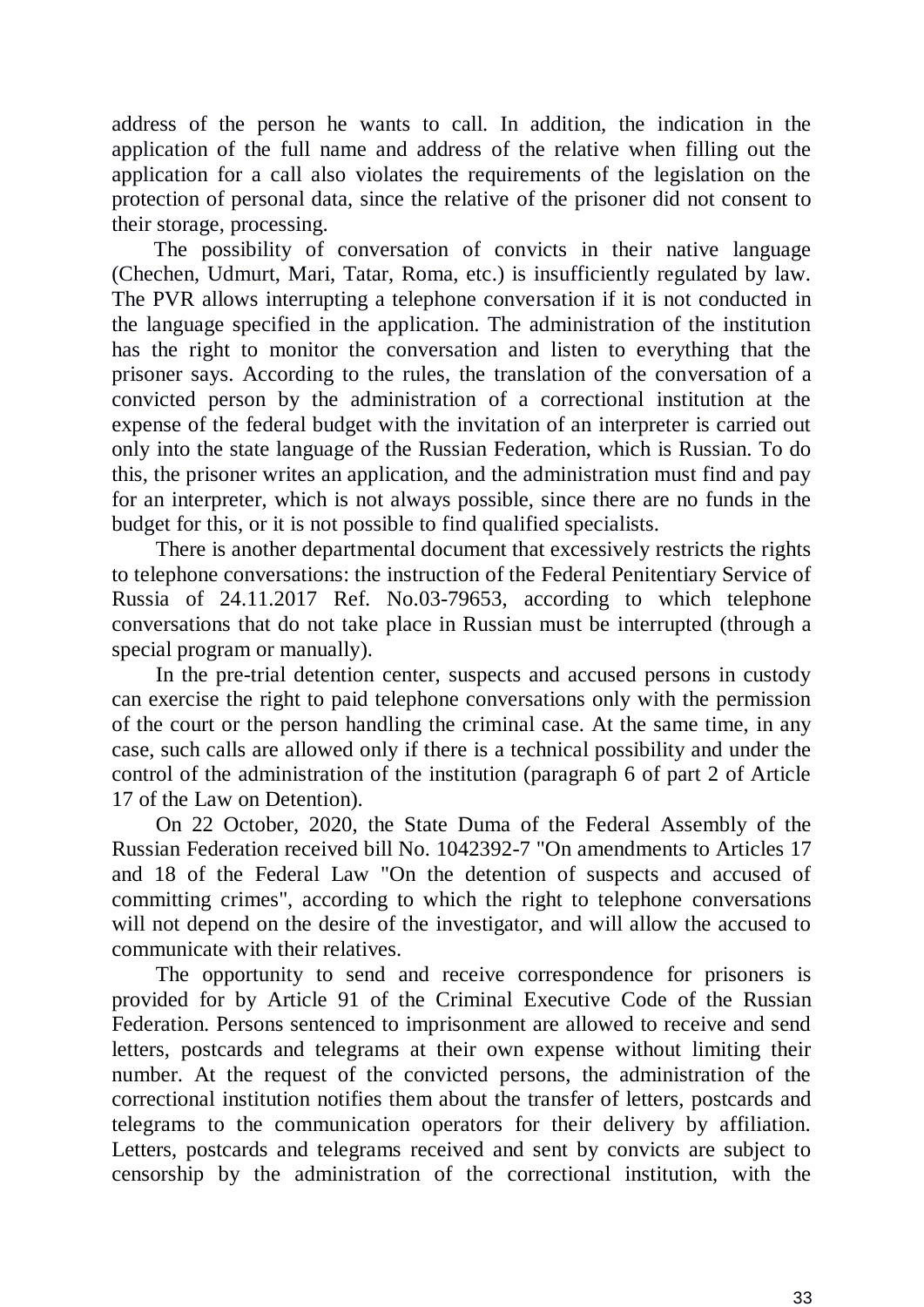address of the person he wants to call. In addition, the indication in the application of the full name and address of the relative when filling out the application for a call also violates the requirements of the legislation on the protection of personal data, since the relative of the prisoner did not consent to their storage, processing.

The possibility of conversation of convicts in their native language (Chechen, Udmurt, Mari, Tatar, Roma, etc.) is insufficiently regulated by law. The PVR allows interrupting a telephone conversation if it is not conducted in the language specified in the application. The administration of the institution has the right to monitor the conversation and listen to everything that the prisoner says. According to the rules, the translation of the conversation of a convicted person by the administration of a correctional institution at the expense of the federal budget with the invitation of an interpreter is carried out only into the state language of the Russian Federation, which is Russian. To do this, the prisoner writes an application, and the administration must find and pay for an interpreter, which is not always possible, since there are no funds in the budget for this, or it is not possible to find qualified specialists.

There is another departmental document that excessively restricts the rights to telephone conversations: the instruction of the Federal Penitentiary Service of Russia of 24.11.2017 Ref. No.03-79653, according to which telephone conversations that do not take place in Russian must be interrupted (through a special program or manually).

In the pre-trial detention center, suspects and accused persons in custody can exercise the right to paid telephone conversations only with the permission of the court or the person handling the criminal case. At the same time, in any case, such calls are allowed only if there is a technical possibility and under the control of the administration of the institution (paragraph 6 of part 2 of Article 17 of the Law on Detention).

On 22 October, 2020, the State Duma of the Federal Assembly of the Russian Federation received bill No. 1042392-7 "On amendments to Articles 17 and 18 of the Federal Law "On the detention of suspects and accused of committing crimes", according to which the right to telephone conversations will not depend on the desire of the investigator, and will allow the accused to communicate with their relatives.

The opportunity to send and receive correspondence for prisoners is provided for by Article 91 of the Criminal Executive Code of the Russian Federation. Persons sentenced to imprisonment are allowed to receive and send letters, postcards and telegrams at their own expense without limiting their number. At the request of the convicted persons, the administration of the correctional institution notifies them about the transfer of letters, postcards and telegrams to the communication operators for their delivery by affiliation. Letters, postcards and telegrams received and sent by convicts are subject to censorship by the administration of the correctional institution, with the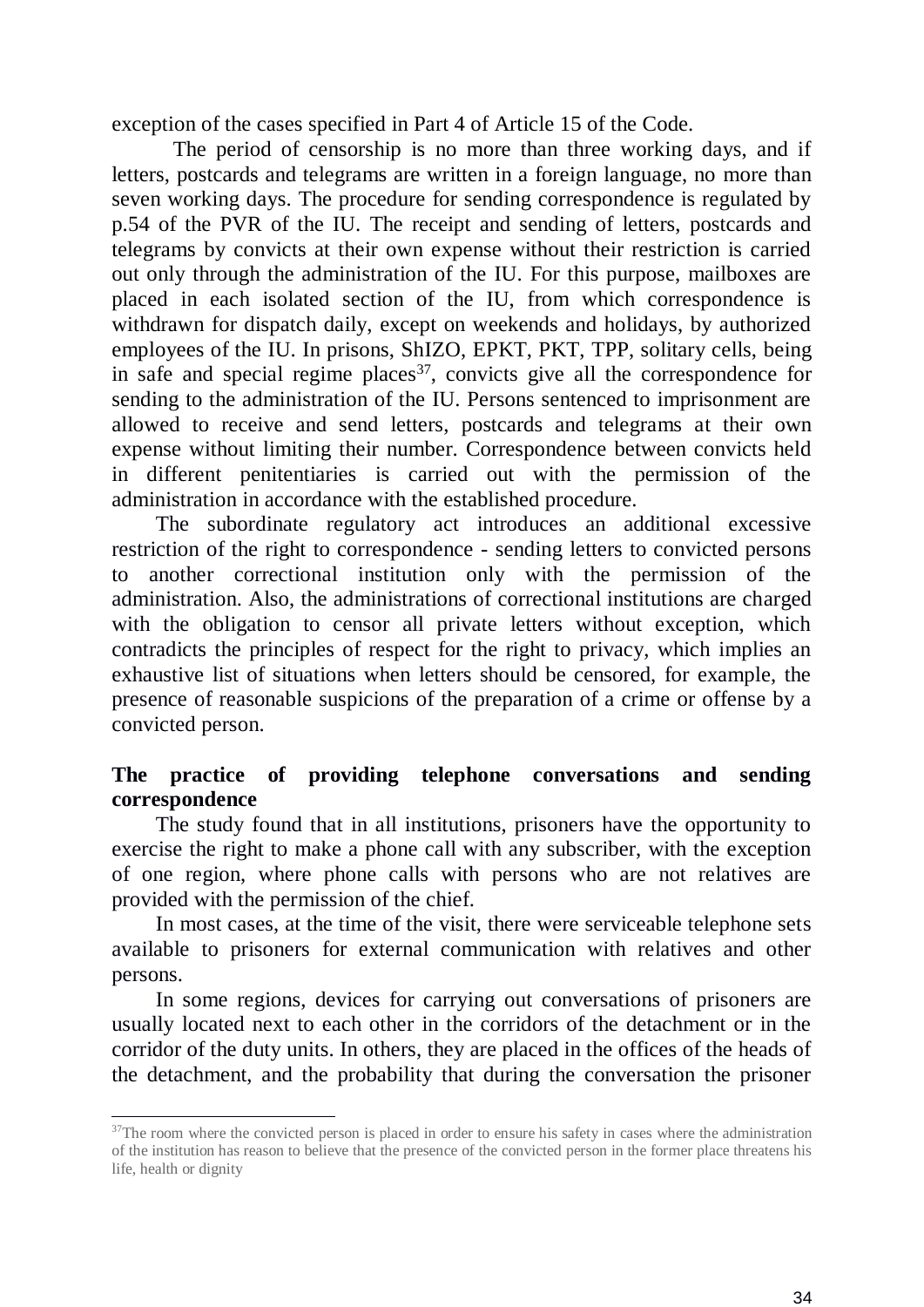exception of the cases specified in Part 4 of Article 15 of the Code.

The period of censorship is no more than three working days, and if letters, postcards and telegrams are written in a foreign language, no more than seven working days. The procedure for sending correspondence is regulated by p.54 of the PVR of the IU. The receipt and sending of letters, postcards and telegrams by convicts at their own expense without their restriction is carried out only through the administration of the IU. For this purpose, mailboxes are placed in each isolated section of the IU, from which correspondence is withdrawn for dispatch daily, except on weekends and holidays, by authorized employees of the IU. In prisons, ShIZO, EPKT, PKT, TPP, solitary cells, being in safe and special regime places[37], convicts give all the correspondence for sending to the administration of the IU. Persons sentenced to imprisonment are allowed to receive and send letters, postcards and telegrams at their own expense without limiting their number. Correspondence between convicts held in different penitentiaries is carried out with the permission of the administration in accordance with the established procedure.

The subordinate regulatory act introduces an additional excessive restriction of the right to correspondence - sending letters to convicted persons to another correctional institution only with the permission of the administration. Also, the administrations of correctional institutions are charged with the obligation to censor all private letters without exception, which contradicts the principles of respect for the right to privacy, which implies an exhaustive list of situations when letters should be censored, for example, the presence of reasonable suspicions of the preparation of a crime or offense by a convicted person.

**The practice of providing telephone conversations and sending correspondence**

The study found that in all institutions, prisoners have the opportunity to exercise the right to make a phone call with any subscriber, with the exception of one region, where phone calls with persons who are not relatives are provided with the permission of the chief.

In most cases, at the time of the visit, there were serviceable telephone sets available to prisoners for external communication with relatives and other persons.

In some regions, devices for carrying out conversations of prisoners are usually located next to each other in the corridors of the detachment or in the corridor of the duty units. In others, they are placed in the offices of the heads of the detachment, and the probability that during the conversation the prisoner

[37] The room where the convicted person is placed in order to ensure his safety in cases where the administration of the institution has reason to believe that the presence of the convicted person in the former place threatens his life, health or dignity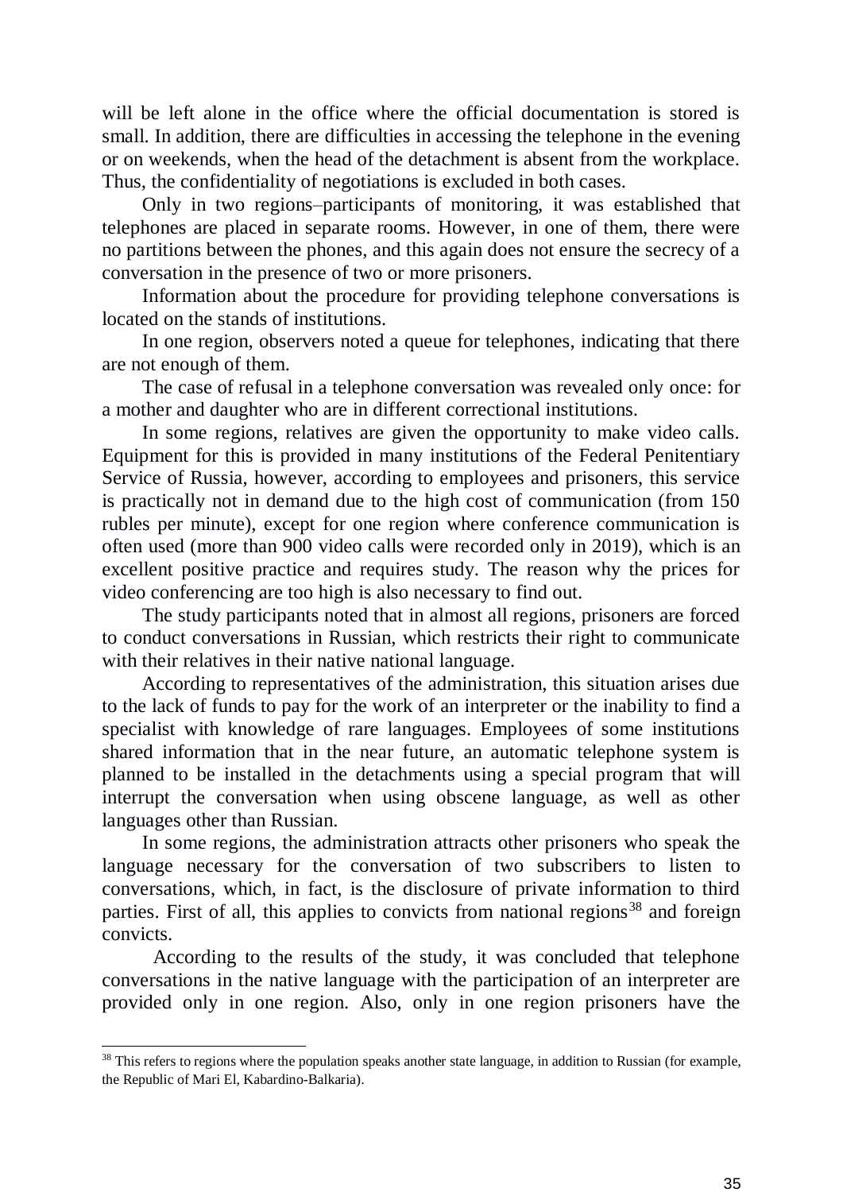will be left alone in the office where the official documentation is stored is small. In addition, there are difficulties in accessing the telephone in the evening or on weekends, when the head of the detachment is absent from the workplace. Thus, the confidentiality of negotiations is excluded in both cases.

Only in two regions–participants of monitoring, it was established that telephones are placed in separate rooms. However, in one of them, there were no partitions between the phones, and this again does not ensure the secrecy of a conversation in the presence of two or more prisoners.

Information about the procedure for providing telephone conversations is located on the stands of institutions.

In one region, observers noted a queue for telephones, indicating that there are not enough of them.

The case of refusal in a telephone conversation was revealed only once: for a mother and daughter who are in different correctional institutions.

In some regions, relatives are given the opportunity to make video calls. Equipment for this is provided in many institutions of the Federal Penitentiary Service of Russia, however, according to employees and prisoners, this service is practically not in demand due to the high cost of communication (from 150 rubles per minute), except for one region where conference communication is often used (more than 900 video calls were recorded only in 2019), which is an excellent positive practice and requires study. The reason why the prices for video conferencing are too high is also necessary to find out.

The study participants noted that in almost all regions, prisoners are forced to conduct conversations in Russian, which restricts their right to communicate with their relatives in their native national language.

According to representatives of the administration, this situation arises due to the lack of funds to pay for the work of an interpreter or the inability to find a specialist with knowledge of rare languages. Employees of some institutions shared information that in the near future, an automatic telephone system is planned to be installed in the detachments using a special program that will interrupt the conversation when using obscene language, as well as other languages other than Russian.

In some regions, the administration attracts other prisoners who speak the language necessary for the conversation of two subscribers to listen to conversations, which, in fact, is the disclosure of private information to third parties. First of all, this applies to convicts from national regions[38] and foreign convicts.

According to the results of the study, it was concluded that telephone conversations in the native language with the participation of an interpreter are provided only in one region. Also, only in one region prisoners have the

[38] This refers to regions where the population speaks another state language, in addition to Russian (for example, the Republic of Mari El, Kabardino-Balkaria).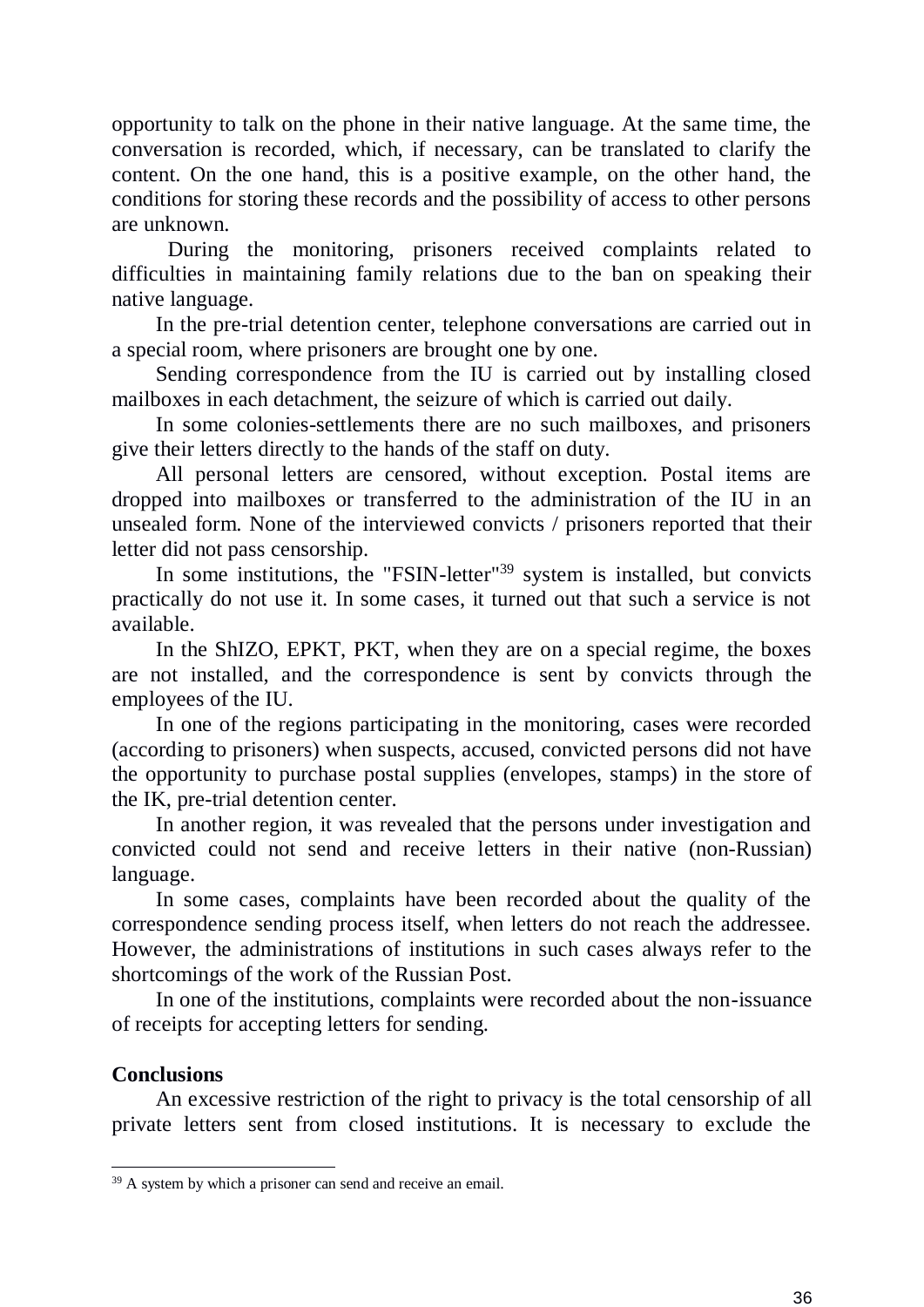opportunity to talk on the phone in their native language. At the same time, the conversation is recorded, which, if necessary, can be translated to clarify the content. On the one hand, this is a positive example, on the other hand, the conditions for storing these records and the possibility of access to other persons are unknown.

During the monitoring, prisoners received complaints related to difficulties in maintaining family relations due to the ban on speaking their native language.

In the pre-trial detention center, telephone conversations are carried out in a special room, where prisoners are brought one by one.

Sending correspondence from the IU is carried out by installing closed mailboxes in each detachment, the seizure of which is carried out daily.

In some colonies-settlements there are no such mailboxes, and prisoners give their letters directly to the hands of the staff on duty.

All personal letters are censored, without exception. Postal items are dropped into mailboxes or transferred to the administration of the IU in an unsealed form. None of the interviewed convicts / prisoners reported that their letter did not pass censorship.

In some institutions, the "FSIN-letter"[39] system is installed, but convicts practically do not use it. In some cases, it turned out that such a service is not available.

In the ShIZO, EPKT, PKT, when they are on a special regime, the boxes are not installed, and the correspondence is sent by convicts through the employees of the IU.

In one of the regions participating in the monitoring, cases were recorded (according to prisoners) when suspects, accused, convicted persons did not have the opportunity to purchase postal supplies (envelopes, stamps) in the store of the IK, pre-trial detention center.

In another region, it was revealed that the persons under investigation and convicted could not send and receive letters in their native (non-Russian) language.

In some cases, complaints have been recorded about the quality of the correspondence sending process itself, when letters do not reach the addressee. However, the administrations of institutions in such cases always refer to the shortcomings of the work of the Russian Post.

In one of the institutions, complaints were recorded about the non-issuance of receipts for accepting letters for sending.

**Conclusions**

An excessive restriction of the right to privacy is the total censorship of all private letters sent from closed institutions. It is necessary to exclude the

---

[39] A system by which a prisoner can send and receive an email.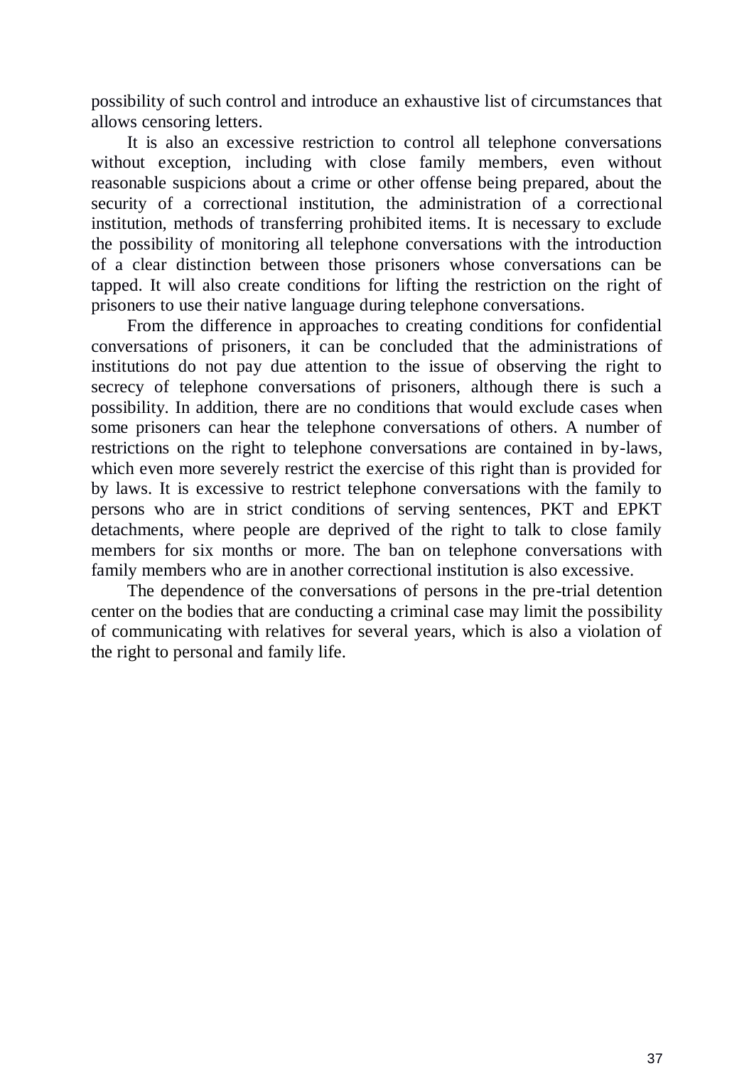possibility of such control and introduce an exhaustive list of circumstances that allows censoring letters.

It is also an excessive restriction to control all telephone conversations without exception, including with close family members, even without reasonable suspicions about a crime or other offense being prepared, about the security of a correctional institution, the administration of a correctional institution, methods of transferring prohibited items. It is necessary to exclude the possibility of monitoring all telephone conversations with the introduction of a clear distinction between those prisoners whose conversations can be tapped. It will also create conditions for lifting the restriction on the right of prisoners to use their native language during telephone conversations.

From the difference in approaches to creating conditions for confidential conversations of prisoners, it can be concluded that the administrations of institutions do not pay due attention to the issue of observing the right to secrecy of telephone conversations of prisoners, although there is such a possibility. In addition, there are no conditions that would exclude cases when some prisoners can hear the telephone conversations of others. A number of restrictions on the right to telephone conversations are contained in by-laws, which even more severely restrict the exercise of this right than is provided for by laws. It is excessive to restrict telephone conversations with the family to persons who are in strict conditions of serving sentences, PKT and EPKT detachments, where people are deprived of the right to talk to close family members for six months or more. The ban on telephone conversations with family members who are in another correctional institution is also excessive.

The dependence of the conversations of persons in the pre-trial detention center on the bodies that are conducting a criminal case may limit the possibility of communicating with relatives for several years, which is also a violation of the right to personal and family life.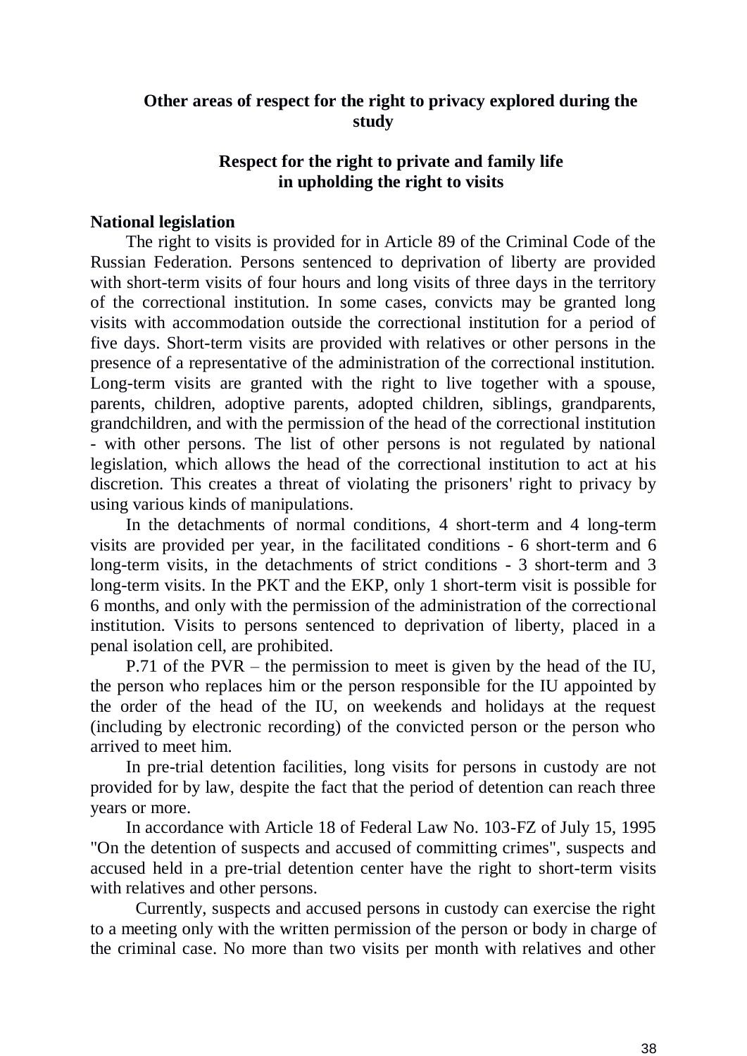## Other areas of respect for the right to privacy explored during the study

### Respect for the right to private and family life in upholding the right to visits

**National legislation**

The right to visits is provided for in Article 89 of the Criminal Code of the Russian Federation. Persons sentenced to deprivation of liberty are provided with short-term visits of four hours and long visits of three days in the territory of the correctional institution. In some cases, convicts may be granted long visits with accommodation outside the correctional institution for a period of five days. Short-term visits are provided with relatives or other persons in the presence of a representative of the administration of the correctional institution. Long-term visits are granted with the right to live together with a spouse, parents, children, adoptive parents, adopted children, siblings, grandparents, grandchildren, and with the permission of the head of the correctional institution - with other persons. The list of other persons is not regulated by national legislation, which allows the head of the correctional institution to act at his discretion. This creates a threat of violating the prisoners' right to privacy by using various kinds of manipulations.

In the detachments of normal conditions, 4 short-term and 4 long-term visits are provided per year, in the facilitated conditions - 6 short-term and 6 long-term visits, in the detachments of strict conditions - 3 short-term and 3 long-term visits. In the PKT and the EKP, only 1 short-term visit is possible for 6 months, and only with the permission of the administration of the correctional institution. Visits to persons sentenced to deprivation of liberty, placed in a penal isolation cell, are prohibited.

P.71 of the PVR – the permission to meet is given by the head of the IU, the person who replaces him or the person responsible for the IU appointed by the order of the head of the IU, on weekends and holidays at the request (including by electronic recording) of the convicted person or the person who arrived to meet him.

In pre-trial detention facilities, long visits for persons in custody are not provided for by law, despite the fact that the period of detention can reach three years or more.

In accordance with Article 18 of Federal Law No. 103-FZ of July 15, 1995 "On the detention of suspects and accused of committing crimes", suspects and accused held in a pre-trial detention center have the right to short-term visits with relatives and other persons.

Currently, suspects and accused persons in custody can exercise the right to a meeting only with the written permission of the person or body in charge of the criminal case. No more than two visits per month with relatives and other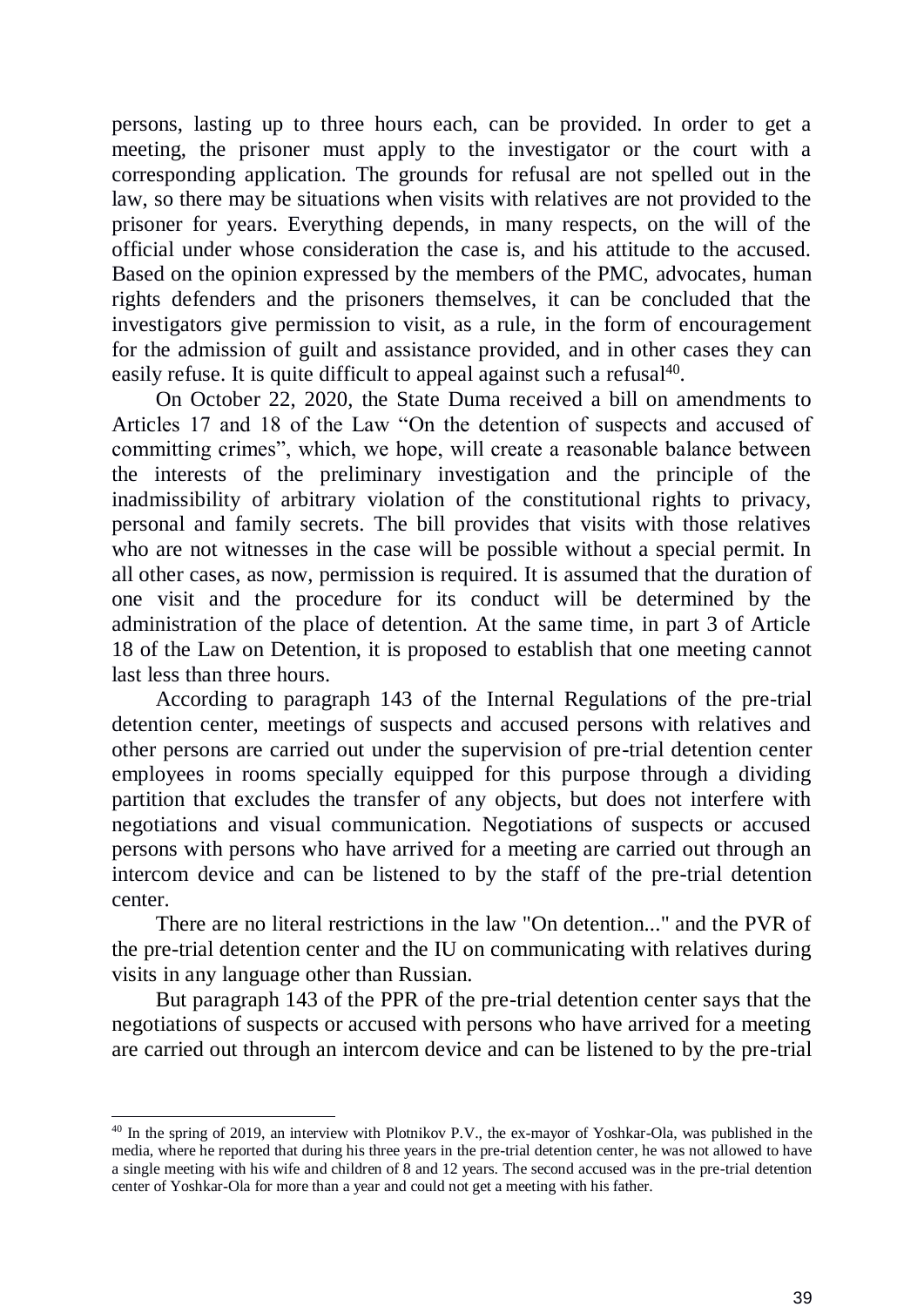persons, lasting up to three hours each, can be provided. In order to get a meeting, the prisoner must apply to the investigator or the court with a corresponding application. The grounds for refusal are not spelled out in the law, so there may be situations when visits with relatives are not provided to the prisoner for years. Everything depends, in many respects, on the will of the official under whose consideration the case is, and his attitude to the accused. Based on the opinion expressed by the members of the PMC, advocates, human rights defenders and the prisoners themselves, it can be concluded that the investigators give permission to visit, as a rule, in the form of encouragement for the admission of guilt and assistance provided, and in other cases they can easily refuse. It is quite difficult to appeal against such a refusal[40].

On October 22, 2020, the State Duma received a bill on amendments to Articles 17 and 18 of the Law "On the detention of suspects and accused of committing crimes", which, we hope, will create a reasonable balance between the interests of the preliminary investigation and the principle of the inadmissibility of arbitrary violation of the constitutional rights to privacy, personal and family secrets. The bill provides that visits with those relatives who are not witnesses in the case will be possible without a special permit. In all other cases, as now, permission is required. It is assumed that the duration of one visit and the procedure for its conduct will be determined by the administration of the place of detention. At the same time, in part 3 of Article 18 of the Law on Detention, it is proposed to establish that one meeting cannot last less than three hours.

According to paragraph 143 of the Internal Regulations of the pre-trial detention center, meetings of suspects and accused persons with relatives and other persons are carried out under the supervision of pre-trial detention center employees in rooms specially equipped for this purpose through a dividing partition that excludes the transfer of any objects, but does not interfere with negotiations and visual communication. Negotiations of suspects or accused persons with persons who have arrived for a meeting are carried out through an intercom device and can be listened to by the staff of the pre-trial detention center.

There are no literal restrictions in the law "On detention..." and the PVR of the pre-trial detention center and the IU on communicating with relatives during visits in any language other than Russian.

But paragraph 143 of the PPR of the pre-trial detention center says that the negotiations of suspects or accused with persons who have arrived for a meeting are carried out through an intercom device and can be listened to by the pre-trial

---

[40] In the spring of 2019, an interview with Plotnikov P.V., the ex-mayor of Yoshkar-Ola, was published in the media, where he reported that during his three years in the pre-trial detention center, he was not allowed to have a single meeting with his wife and children of 8 and 12 years. The second accused was in the pre-trial detention center of Yoshkar-Ola for more than a year and could not get a meeting with his father.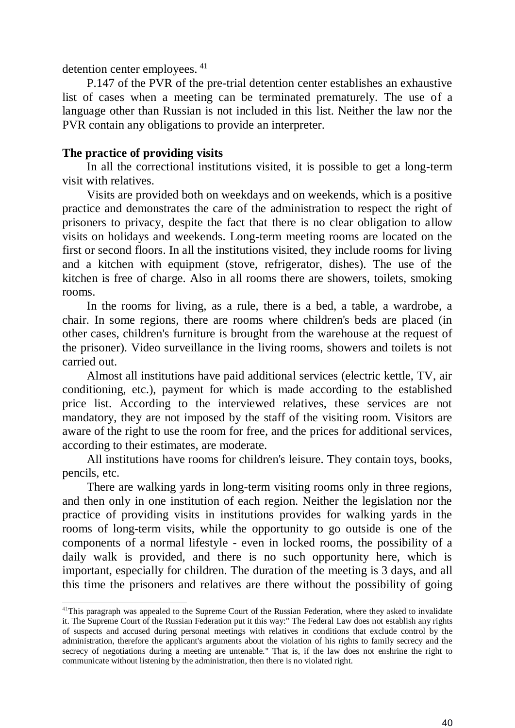detention center employees. [41]

P.147 of the PVR of the pre-trial detention center establishes an exhaustive list of cases when a meeting can be terminated prematurely. The use of a language other than Russian is not included in this list. Neither the law nor the PVR contain any obligations to provide an interpreter.

**The practice of providing visits**

In all the correctional institutions visited, it is possible to get a long-term visit with relatives.

Visits are provided both on weekdays and on weekends, which is a positive practice and demonstrates the care of the administration to respect the right of prisoners to privacy, despite the fact that there is no clear obligation to allow visits on holidays and weekends. Long-term meeting rooms are located on the first or second floors. In all the institutions visited, they include rooms for living and a kitchen with equipment (stove, refrigerator, dishes). The use of the kitchen is free of charge. Also in all rooms there are showers, toilets, smoking rooms.

In the rooms for living, as a rule, there is a bed, a table, a wardrobe, a chair. In some regions, there are rooms where children's beds are placed (in other cases, children's furniture is brought from the warehouse at the request of the prisoner). Video surveillance in the living rooms, showers and toilets is not carried out.

Almost all institutions have paid additional services (electric kettle, TV, air conditioning, etc.), payment for which is made according to the established price list. According to the interviewed relatives, these services are not mandatory, they are not imposed by the staff of the visiting room. Visitors are aware of the right to use the room for free, and the prices for additional services, according to their estimates, are moderate.

All institutions have rooms for children's leisure. They contain toys, books, pencils, etc.

There are walking yards in long-term visiting rooms only in three regions, and then only in one institution of each region. Neither the legislation nor the practice of providing visits in institutions provides for walking yards in the rooms of long-term visits, while the opportunity to go outside is one of the components of a normal lifestyle - even in locked rooms, the possibility of a daily walk is provided, and there is no such opportunity here, which is important, especially for children. The duration of the meeting is 3 days, and all this time the prisoners and relatives are there without the possibility of going

---

[41] This paragraph was appealed to the Supreme Court of the Russian Federation, where they asked to invalidate it. The Supreme Court of the Russian Federation put it this way:" The Federal Law does not establish any rights of suspects and accused during personal meetings with relatives in conditions that exclude control by the administration, therefore the applicant's arguments about the violation of his rights to family secrecy and the secrecy of negotiations during a meeting are untenable." That is, if the law does not enshrine the right to communicate without listening by the administration, then there is no violated right.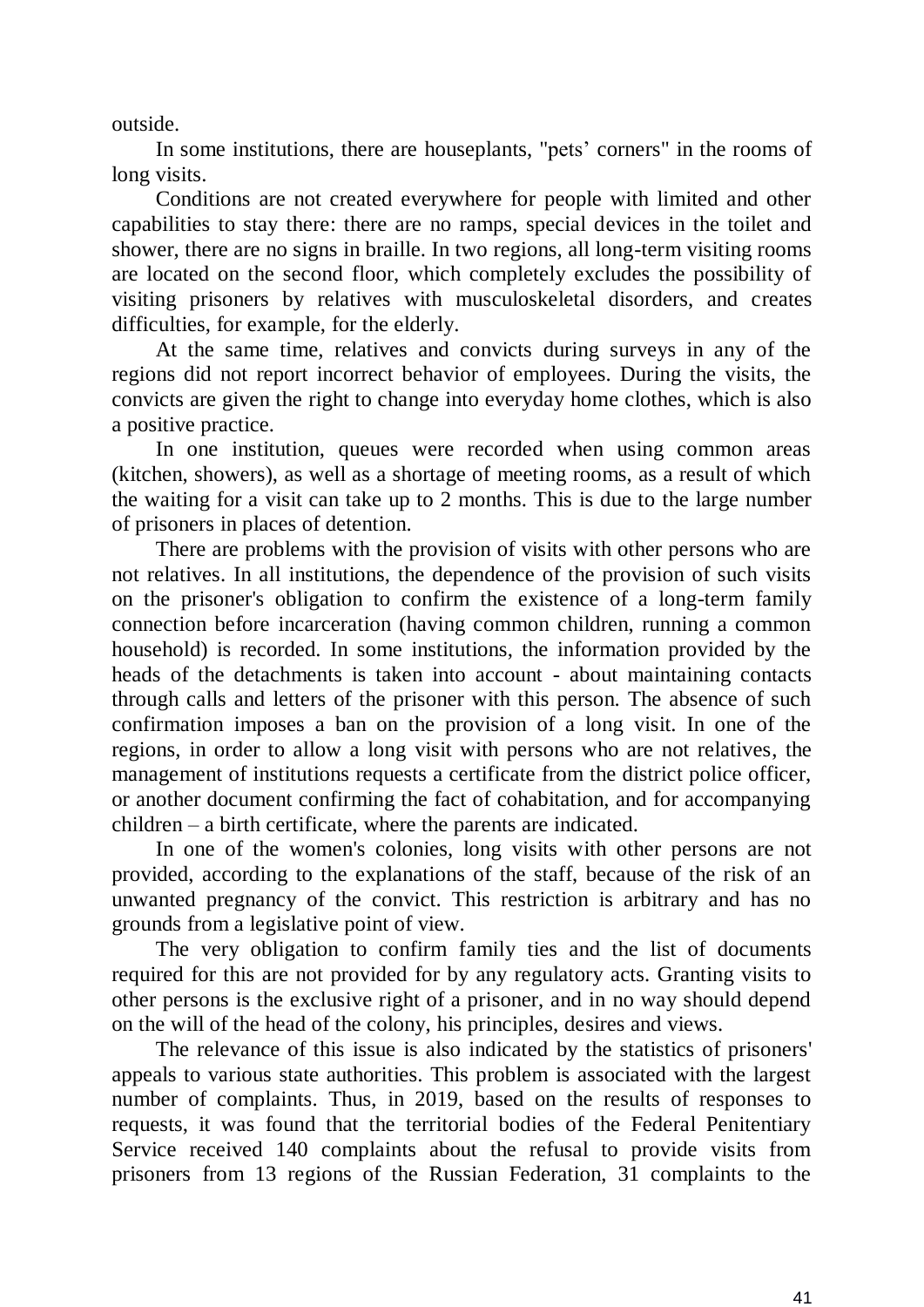outside.

In some institutions, there are houseplants, "pets' corners" in the rooms of long visits.

Conditions are not created everywhere for people with limited and other capabilities to stay there: there are no ramps, special devices in the toilet and shower, there are no signs in braille. In two regions, all long-term visiting rooms are located on the second floor, which completely excludes the possibility of visiting prisoners by relatives with musculoskeletal disorders, and creates difficulties, for example, for the elderly.

At the same time, relatives and convicts during surveys in any of the regions did not report incorrect behavior of employees. During the visits, the convicts are given the right to change into everyday home clothes, which is also a positive practice.

In one institution, queues were recorded when using common areas (kitchen, showers), as well as a shortage of meeting rooms, as a result of which the waiting for a visit can take up to 2 months. This is due to the large number of prisoners in places of detention.

There are problems with the provision of visits with other persons who are not relatives. In all institutions, the dependence of the provision of such visits on the prisoner's obligation to confirm the existence of a long-term family connection before incarceration (having common children, running a common household) is recorded. In some institutions, the information provided by the heads of the detachments is taken into account - about maintaining contacts through calls and letters of the prisoner with this person. The absence of such confirmation imposes a ban on the provision of a long visit. In one of the regions, in order to allow a long visit with persons who are not relatives, the management of institutions requests a certificate from the district police officer, or another document confirming the fact of cohabitation, and for accompanying children – a birth certificate, where the parents are indicated.

In one of the women's colonies, long visits with other persons are not provided, according to the explanations of the staff, because of the risk of an unwanted pregnancy of the convict. This restriction is arbitrary and has no grounds from a legislative point of view.

The very obligation to confirm family ties and the list of documents required for this are not provided for by any regulatory acts. Granting visits to other persons is the exclusive right of a prisoner, and in no way should depend on the will of the head of the colony, his principles, desires and views.

The relevance of this issue is also indicated by the statistics of prisoners' appeals to various state authorities. This problem is associated with the largest number of complaints. Thus, in 2019, based on the results of responses to requests, it was found that the territorial bodies of the Federal Penitentiary Service received 140 complaints about the refusal to provide visits from prisoners from 13 regions of the Russian Federation, 31 complaints to the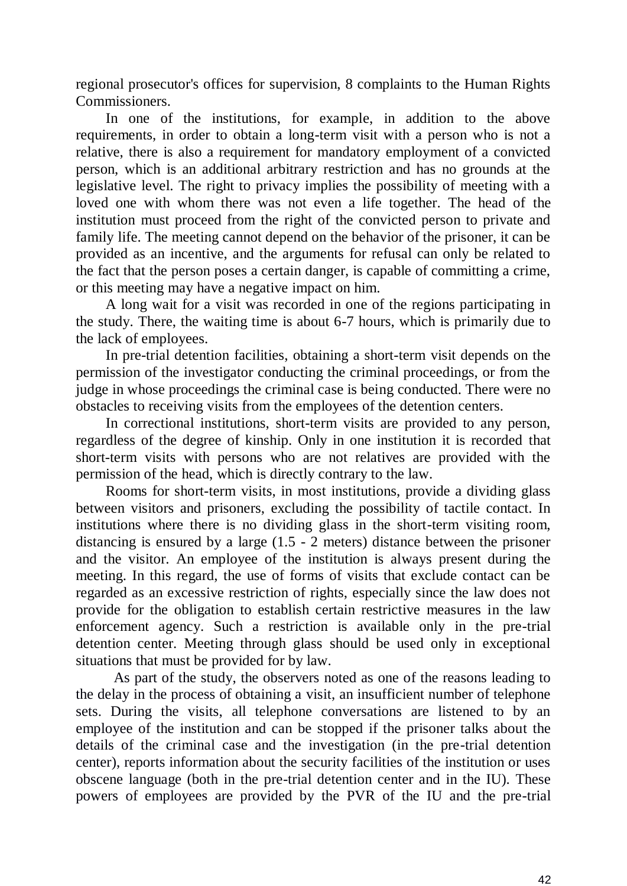regional prosecutor's offices for supervision, 8 complaints to the Human Rights Commissioners.

In one of the institutions, for example, in addition to the above requirements, in order to obtain a long-term visit with a person who is not a relative, there is also a requirement for mandatory employment of a convicted person, which is an additional arbitrary restriction and has no grounds at the legislative level. The right to privacy implies the possibility of meeting with a loved one with whom there was not even a life together. The head of the institution must proceed from the right of the convicted person to private and family life. The meeting cannot depend on the behavior of the prisoner, it can be provided as an incentive, and the arguments for refusal can only be related to the fact that the person poses a certain danger, is capable of committing a crime, or this meeting may have a negative impact on him.

A long wait for a visit was recorded in one of the regions participating in the study. There, the waiting time is about 6-7 hours, which is primarily due to the lack of employees.

In pre-trial detention facilities, obtaining a short-term visit depends on the permission of the investigator conducting the criminal proceedings, or from the judge in whose proceedings the criminal case is being conducted. There were no obstacles to receiving visits from the employees of the detention centers.

In correctional institutions, short-term visits are provided to any person, regardless of the degree of kinship. Only in one institution it is recorded that short-term visits with persons who are not relatives are provided with the permission of the head, which is directly contrary to the law.

Rooms for short-term visits, in most institutions, provide a dividing glass between visitors and prisoners, excluding the possibility of tactile contact. In institutions where there is no dividing glass in the short-term visiting room, distancing is ensured by a large (1.5 - 2 meters) distance between the prisoner and the visitor. An employee of the institution is always present during the meeting. In this regard, the use of forms of visits that exclude contact can be regarded as an excessive restriction of rights, especially since the law does not provide for the obligation to establish certain restrictive measures in the law enforcement agency. Such a restriction is available only in the pre-trial detention center. Meeting through glass should be used only in exceptional situations that must be provided for by law.

As part of the study, the observers noted as one of the reasons leading to the delay in the process of obtaining a visit, an insufficient number of telephone sets. During the visits, all telephone conversations are listened to by an employee of the institution and can be stopped if the prisoner talks about the details of the criminal case and the investigation (in the pre-trial detention center), reports information about the security facilities of the institution or uses obscene language (both in the pre-trial detention center and in the IU). These powers of employees are provided by the PVR of the IU and the pre-trial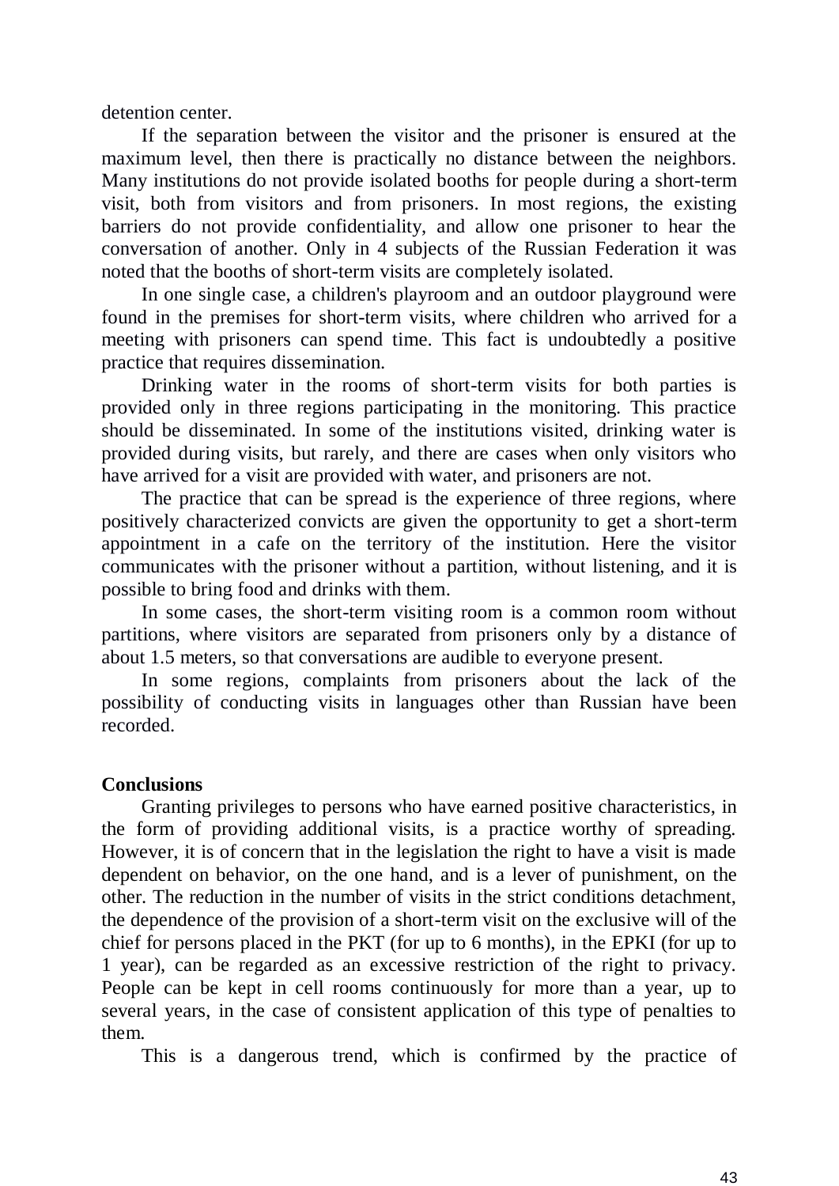detention center.

If the separation between the visitor and the prisoner is ensured at the maximum level, then there is practically no distance between the neighbors. Many institutions do not provide isolated booths for people during a short-term visit, both from visitors and from prisoners. In most regions, the existing barriers do not provide confidentiality, and allow one prisoner to hear the conversation of another. Only in 4 subjects of the Russian Federation it was noted that the booths of short-term visits are completely isolated.

In one single case, a children's playroom and an outdoor playground were found in the premises for short-term visits, where children who arrived for a meeting with prisoners can spend time. This fact is undoubtedly a positive practice that requires dissemination.

Drinking water in the rooms of short-term visits for both parties is provided only in three regions participating in the monitoring. This practice should be disseminated. In some of the institutions visited, drinking water is provided during visits, but rarely, and there are cases when only visitors who have arrived for a visit are provided with water, and prisoners are not.

The practice that can be spread is the experience of three regions, where positively characterized convicts are given the opportunity to get a short-term appointment in a cafe on the territory of the institution. Here the visitor communicates with the prisoner without a partition, without listening, and it is possible to bring food and drinks with them.

In some cases, the short-term visiting room is a common room without partitions, where visitors are separated from prisoners only by a distance of about 1.5 meters, so that conversations are audible to everyone present.

In some regions, complaints from prisoners about the lack of the possibility of conducting visits in languages other than Russian have been recorded.

**Conclusions**

Granting privileges to persons who have earned positive characteristics, in the form of providing additional visits, is a practice worthy of spreading. However, it is of concern that in the legislation the right to have a visit is made dependent on behavior, on the one hand, and is a lever of punishment, on the other. The reduction in the number of visits in the strict conditions detachment, the dependence of the provision of a short-term visit on the exclusive will of the chief for persons placed in the PKT (for up to 6 months), in the EPKI (for up to 1 year), can be regarded as an excessive restriction of the right to privacy. People can be kept in cell rooms continuously for more than a year, up to several years, in the case of consistent application of this type of penalties to them.

This is a dangerous trend, which is confirmed by the practice of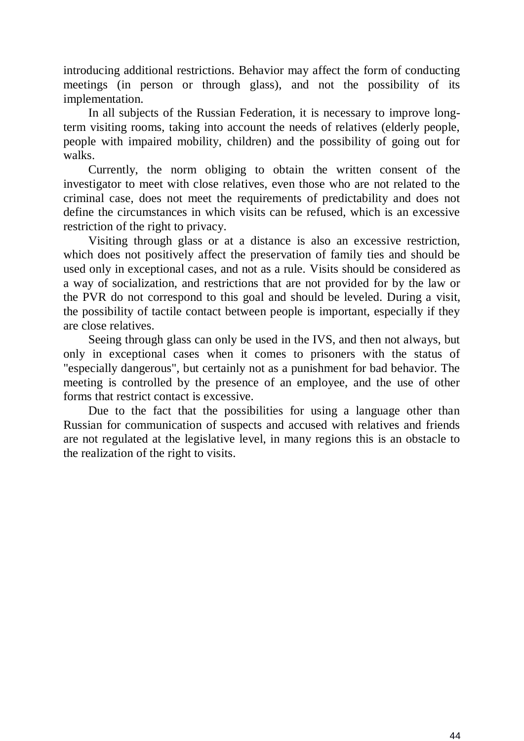introducing additional restrictions. Behavior may affect the form of conducting meetings (in person or through glass), and not the possibility of its implementation.

In all subjects of the Russian Federation, it is necessary to improve long-term visiting rooms, taking into account the needs of relatives (elderly people, people with impaired mobility, children) and the possibility of going out for walks.

Currently, the norm obliging to obtain the written consent of the investigator to meet with close relatives, even those who are not related to the criminal case, does not meet the requirements of predictability and does not define the circumstances in which visits can be refused, which is an excessive restriction of the right to privacy.

Visiting through glass or at a distance is also an excessive restriction, which does not positively affect the preservation of family ties and should be used only in exceptional cases, and not as a rule. Visits should be considered as a way of socialization, and restrictions that are not provided for by the law or the PVR do not correspond to this goal and should be leveled. During a visit, the possibility of tactile contact between people is important, especially if they are close relatives.

Seeing through glass can only be used in the IVS, and then not always, but only in exceptional cases when it comes to prisoners with the status of "especially dangerous", but certainly not as a punishment for bad behavior. The meeting is controlled by the presence of an employee, and the use of other forms that restrict contact is excessive.

Due to the fact that the possibilities for using a language other than Russian for communication of suspects and accused with relatives and friends are not regulated at the legislative level, in many regions this is an obstacle to the realization of the right to visits.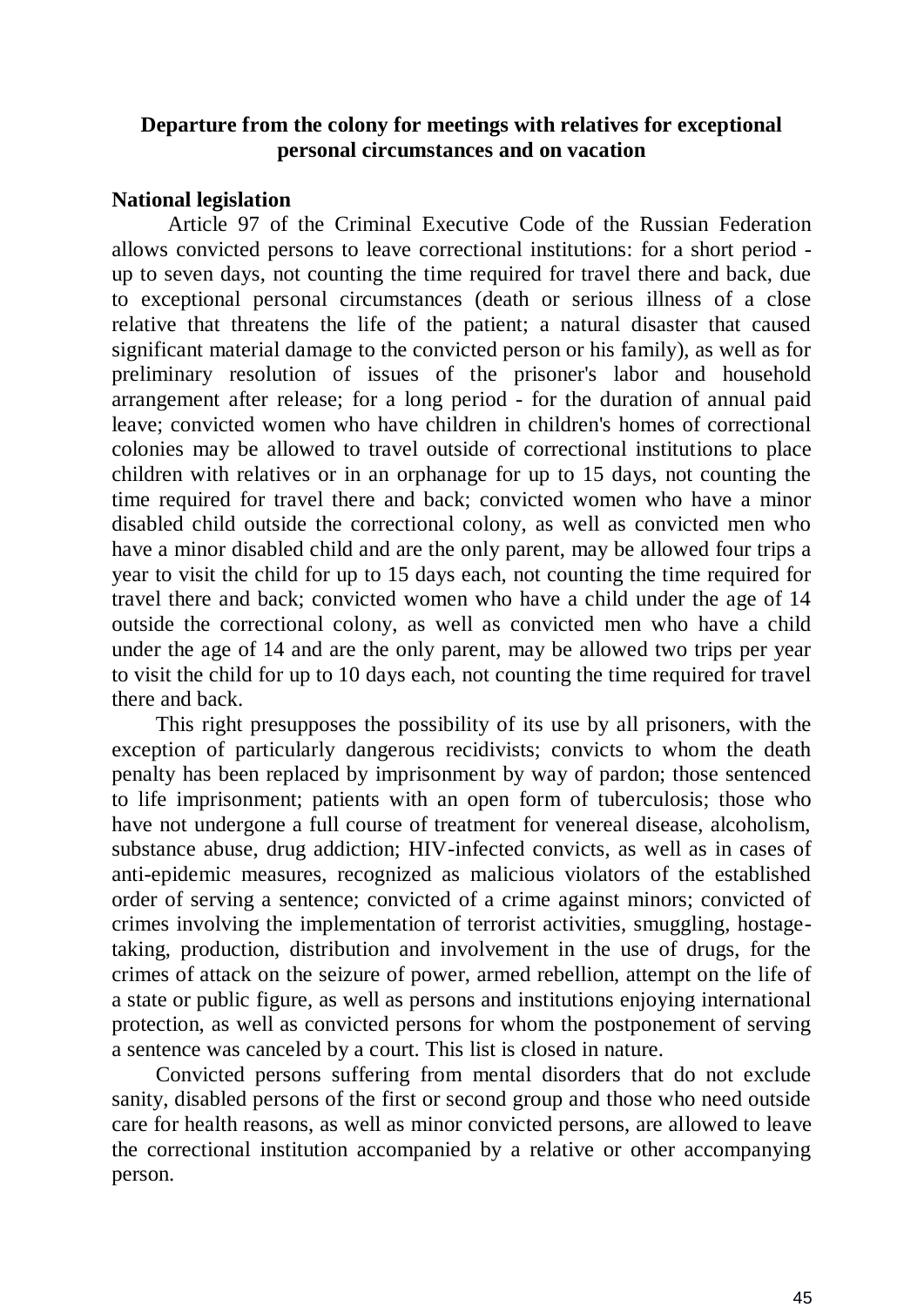## Departure from the colony for meetings with relatives for exceptional personal circumstances and on vacation

**National legislation**

Article 97 of the Criminal Executive Code of the Russian Federation allows convicted persons to leave correctional institutions: for a short period - up to seven days, not counting the time required for travel there and back, due to exceptional personal circumstances (death or serious illness of a close relative that threatens the life of the patient; a natural disaster that caused significant material damage to the convicted person or his family), as well as for preliminary resolution of issues of the prisoner's labor and household arrangement after release; for a long period - for the duration of annual paid leave; convicted women who have children in children's homes of correctional colonies may be allowed to travel outside of correctional institutions to place children with relatives or in an orphanage for up to 15 days, not counting the time required for travel there and back; convicted women who have a minor disabled child outside the correctional colony, as well as convicted men who have a minor disabled child and are the only parent, may be allowed four trips a year to visit the child for up to 15 days each, not counting the time required for travel there and back; convicted women who have a child under the age of 14 outside the correctional colony, as well as convicted men who have a child under the age of 14 and are the only parent, may be allowed two trips per year to visit the child for up to 10 days each, not counting the time required for travel there and back.

This right presupposes the possibility of its use by all prisoners, with the exception of particularly dangerous recidivists; convicts to whom the death penalty has been replaced by imprisonment by way of pardon; those sentenced to life imprisonment; patients with an open form of tuberculosis; those who have not undergone a full course of treatment for venereal disease, alcoholism, substance abuse, drug addiction; HIV-infected convicts, as well as in cases of anti-epidemic measures, recognized as malicious violators of the established order of serving a sentence; convicted of a crime against minors; convicted of crimes involving the implementation of terrorist activities, smuggling, hostage-taking, production, distribution and involvement in the use of drugs, for the crimes of attack on the seizure of power, armed rebellion, attempt on the life of a state or public figure, as well as persons and institutions enjoying international protection, as well as convicted persons for whom the postponement of serving a sentence was canceled by a court. This list is closed in nature.

Convicted persons suffering from mental disorders that do not exclude sanity, disabled persons of the first or second group and those who need outside care for health reasons, as well as minor convicted persons, are allowed to leave the correctional institution accompanied by a relative or other accompanying person.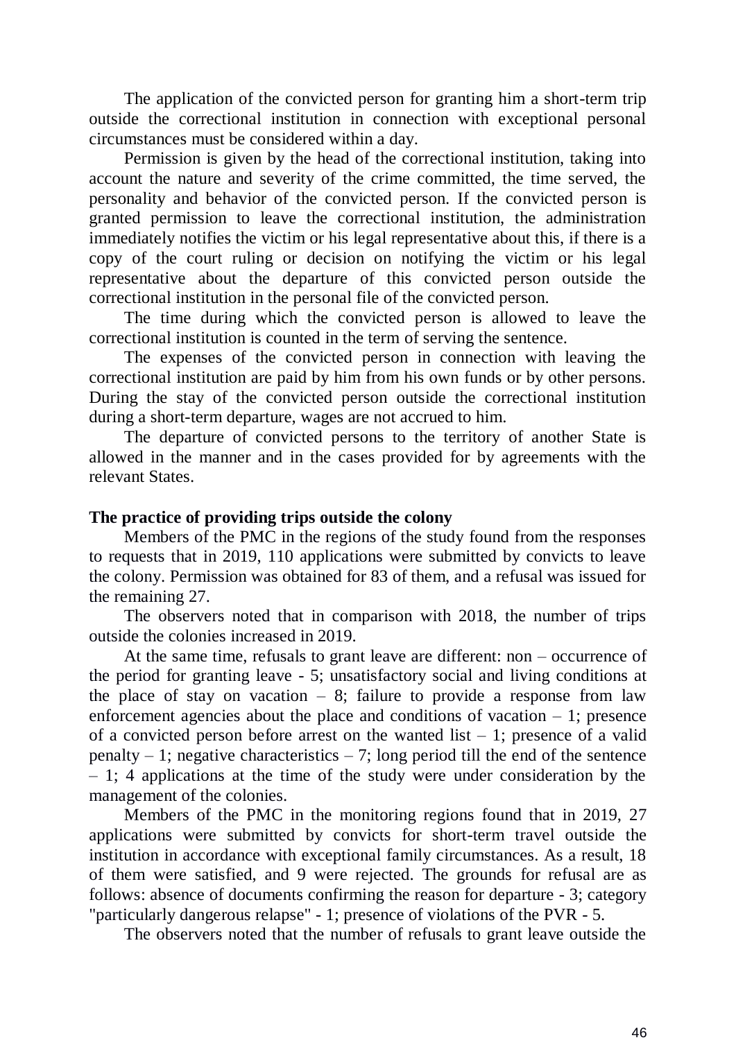The application of the convicted person for granting him a short-term trip outside the correctional institution in connection with exceptional personal circumstances must be considered within a day.

Permission is given by the head of the correctional institution, taking into account the nature and severity of the crime committed, the time served, the personality and behavior of the convicted person. If the convicted person is granted permission to leave the correctional institution, the administration immediately notifies the victim or his legal representative about this, if there is a copy of the court ruling or decision on notifying the victim or his legal representative about the departure of this convicted person outside the correctional institution in the personal file of the convicted person.

The time during which the convicted person is allowed to leave the correctional institution is counted in the term of serving the sentence.

The expenses of the convicted person in connection with leaving the correctional institution are paid by him from his own funds or by other persons. During the stay of the convicted person outside the correctional institution during a short-term departure, wages are not accrued to him.

The departure of convicted persons to the territory of another State is allowed in the manner and in the cases provided for by agreements with the relevant States.

**The practice of providing trips outside the colony**

Members of the PMC in the regions of the study found from the responses to requests that in 2019, 110 applications were submitted by convicts to leave the colony. Permission was obtained for 83 of them, and a refusal was issued for the remaining 27.

The observers noted that in comparison with 2018, the number of trips outside the colonies increased in 2019.

At the same time, refusals to grant leave are different: non – occurrence of the period for granting leave - 5; unsatisfactory social and living conditions at the place of stay on vacation – 8; failure to provide a response from law enforcement agencies about the place and conditions of vacation – 1; presence of a convicted person before arrest on the wanted list – 1; presence of a valid penalty – 1; negative characteristics – 7; long period till the end of the sentence – 1; 4 applications at the time of the study were under consideration by the management of the colonies.

Members of the PMC in the monitoring regions found that in 2019, 27 applications were submitted by convicts for short-term travel outside the institution in accordance with exceptional family circumstances. As a result, 18 of them were satisfied, and 9 were rejected. The grounds for refusal are as follows: absence of documents confirming the reason for departure - 3; category "particularly dangerous relapse" - 1; presence of violations of the PVR - 5.

The observers noted that the number of refusals to grant leave outside the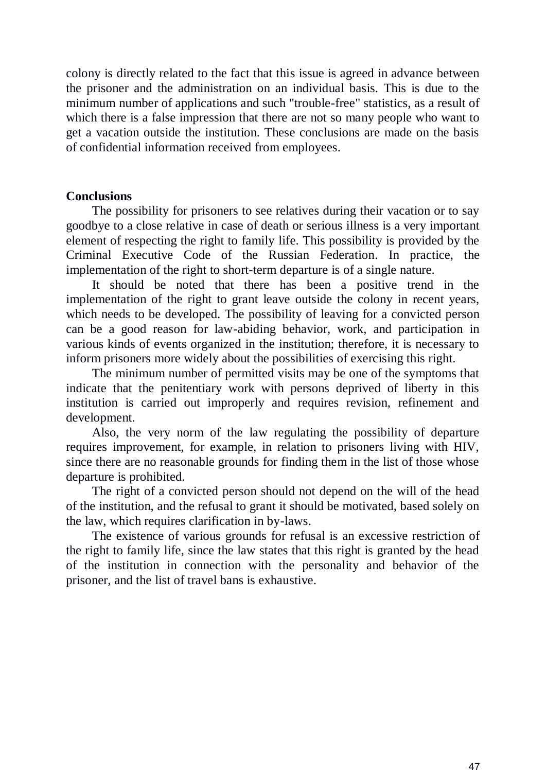colony is directly related to the fact that this issue is agreed in advance between the prisoner and the administration on an individual basis. This is due to the minimum number of applications and such "trouble-free" statistics, as a result of which there is a false impression that there are not so many people who want to get a vacation outside the institution. These conclusions are made on the basis of confidential information received from employees.

**Conclusions**

The possibility for prisoners to see relatives during their vacation or to say goodbye to a close relative in case of death or serious illness is a very important element of respecting the right to family life. This possibility is provided by the Criminal Executive Code of the Russian Federation. In practice, the implementation of the right to short-term departure is of a single nature.

It should be noted that there has been a positive trend in the implementation of the right to grant leave outside the colony in recent years, which needs to be developed. The possibility of leaving for a convicted person can be a good reason for law-abiding behavior, work, and participation in various kinds of events organized in the institution; therefore, it is necessary to inform prisoners more widely about the possibilities of exercising this right.

The minimum number of permitted visits may be one of the symptoms that indicate that the penitentiary work with persons deprived of liberty in this institution is carried out improperly and requires revision, refinement and development.

Also, the very norm of the law regulating the possibility of departure requires improvement, for example, in relation to prisoners living with HIV, since there are no reasonable grounds for finding them in the list of those whose departure is prohibited.

The right of a convicted person should not depend on the will of the head of the institution, and the refusal to grant it should be motivated, based solely on the law, which requires clarification in by-laws.

The existence of various grounds for refusal is an excessive restriction of the right to family life, since the law states that this right is granted by the head of the institution in connection with the personality and behavior of the prisoner, and the list of travel bans is exhaustive.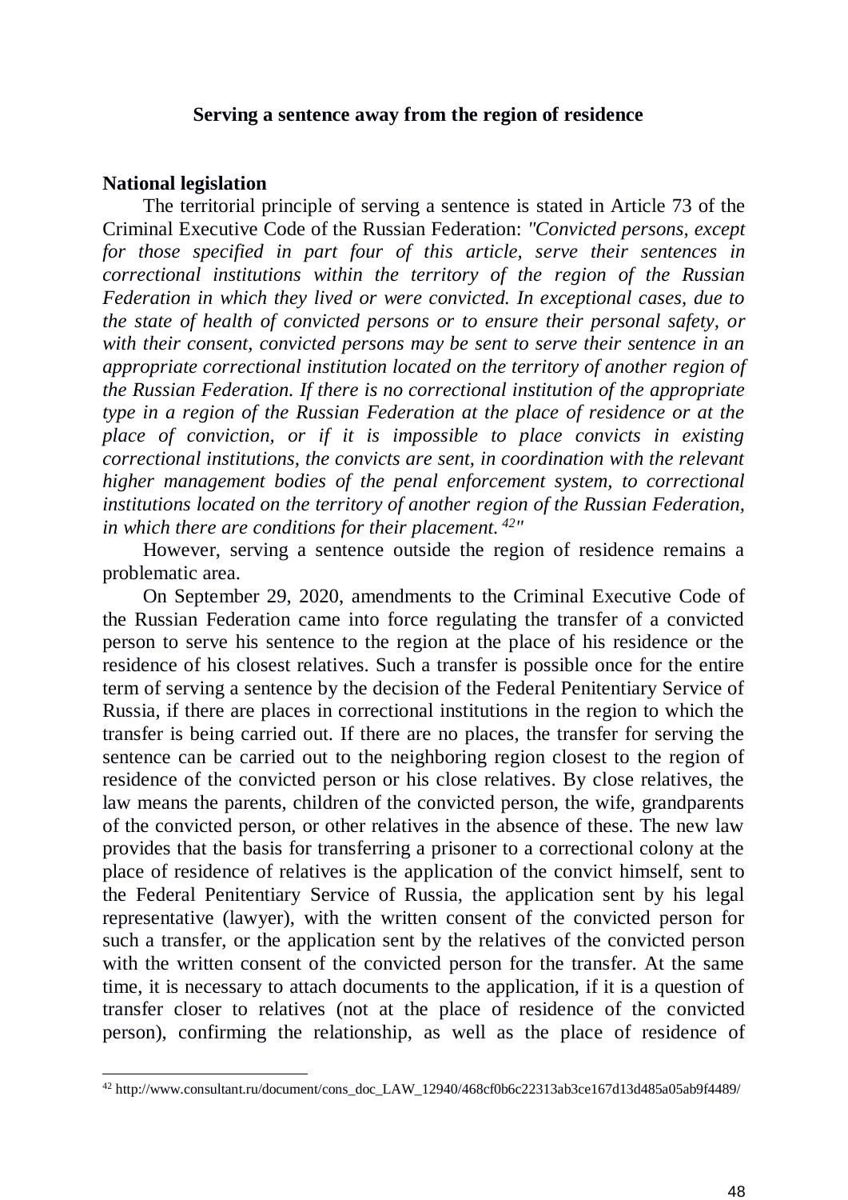## Serving a sentence away from the region of residence

**National legislation**

The territorial principle of serving a sentence is stated in Article 73 of the Criminal Executive Code of the Russian Federation: *"Convicted persons, except for those specified in part four of this article, serve their sentences in correctional institutions within the territory of the region of the Russian Federation in which they lived or were convicted. In exceptional cases, due to the state of health of convicted persons or to ensure their personal safety, or with their consent, convicted persons may be sent to serve their sentence in an appropriate correctional institution located on the territory of another region of the Russian Federation. If there is no correctional institution of the appropriate type in a region of the Russian Federation at the place of residence or at the place of conviction, or if it is impossible to place convicts in existing correctional institutions, the convicts are sent, in coordination with the relevant higher management bodies of the penal enforcement system, to correctional institutions located on the territory of another region of the Russian Federation, in which there are conditions for their placement.* [42]*"*

However, serving a sentence outside the region of residence remains a problematic area.

On September 29, 2020, amendments to the Criminal Executive Code of the Russian Federation came into force regulating the transfer of a convicted person to serve his sentence to the region at the place of his residence or the residence of his closest relatives. Such a transfer is possible once for the entire term of serving a sentence by the decision of the Federal Penitentiary Service of Russia, if there are places in correctional institutions in the region to which the transfer is being carried out. If there are no places, the transfer for serving the sentence can be carried out to the neighboring region closest to the region of residence of the convicted person or his close relatives. By close relatives, the law means the parents, children of the convicted person, the wife, grandparents of the convicted person, or other relatives in the absence of these. The new law provides that the basis for transferring a prisoner to a correctional colony at the place of residence of relatives is the application of the convict himself, sent to the Federal Penitentiary Service of Russia, the application sent by his legal representative (lawyer), with the written consent of the convicted person for such a transfer, or the application sent by the relatives of the convicted person with the written consent of the convicted person for the transfer. At the same time, it is necessary to attach documents to the application, if it is a question of transfer closer to relatives (not at the place of residence of the convicted person), confirming the relationship, as well as the place of residence of

---

[42] http://www.consultant.ru/document/cons_doc_LAW_12940/468cf0b6c22313ab3ce167d13d485a05ab9f4489/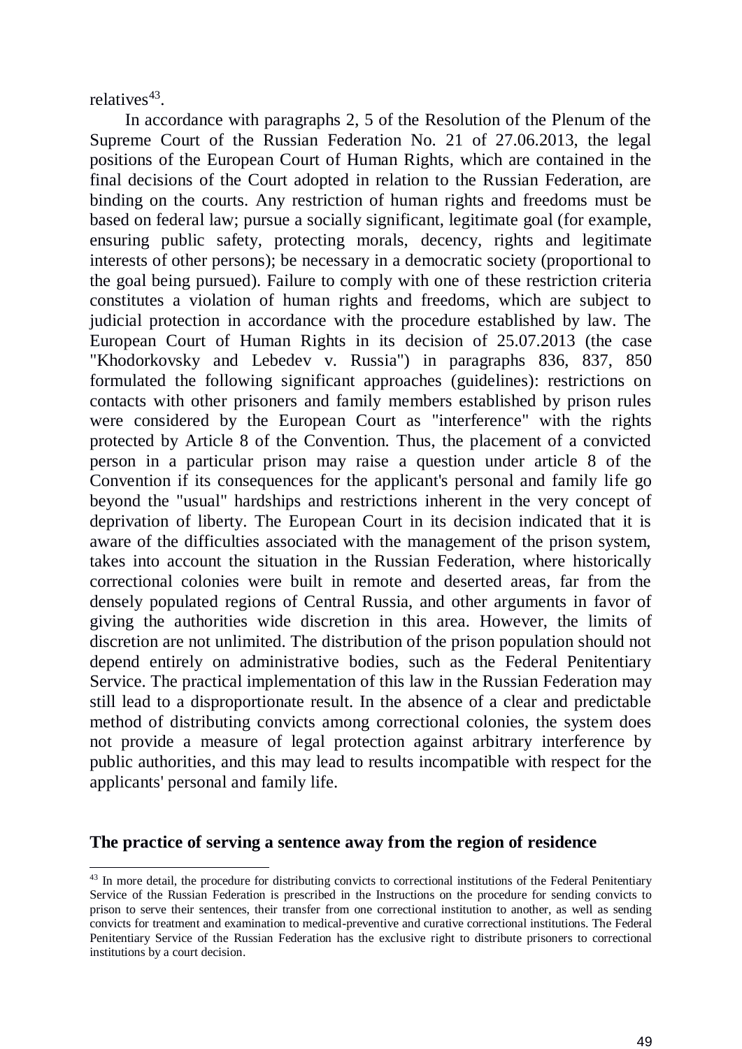relatives[43].

In accordance with paragraphs 2, 5 of the Resolution of the Plenum of the Supreme Court of the Russian Federation No. 21 of 27.06.2013, the legal positions of the European Court of Human Rights, which are contained in the final decisions of the Court adopted in relation to the Russian Federation, are binding on the courts. Any restriction of human rights and freedoms must be based on federal law; pursue a socially significant, legitimate goal (for example, ensuring public safety, protecting morals, decency, rights and legitimate interests of other persons); be necessary in a democratic society (proportional to the goal being pursued). Failure to comply with one of these restriction criteria constitutes a violation of human rights and freedoms, which are subject to judicial protection in accordance with the procedure established by law. The European Court of Human Rights in its decision of 25.07.2013 (the case "Khodorkovsky and Lebedev v. Russia") in paragraphs 836, 837, 850 formulated the following significant approaches (guidelines): restrictions on contacts with other prisoners and family members established by prison rules were considered by the European Court as "interference" with the rights protected by Article 8 of the Convention. Thus, the placement of a convicted person in a particular prison may raise a question under article 8 of the Convention if its consequences for the applicant's personal and family life go beyond the "usual" hardships and restrictions inherent in the very concept of deprivation of liberty. The European Court in its decision indicated that it is aware of the difficulties associated with the management of the prison system, takes into account the situation in the Russian Federation, where historically correctional colonies were built in remote and deserted areas, far from the densely populated regions of Central Russia, and other arguments in favor of giving the authorities wide discretion in this area. However, the limits of discretion are not unlimited. The distribution of the prison population should not depend entirely on administrative bodies, such as the Federal Penitentiary Service. The practical implementation of this law in the Russian Federation may still lead to a disproportionate result. In the absence of a clear and predictable method of distributing convicts among correctional colonies, the system does not provide a measure of legal protection against arbitrary interference by public authorities, and this may lead to results incompatible with respect for the applicants' personal and family life.

## The practice of serving a sentence away from the region of residence

---

[43] In more detail, the procedure for distributing convicts to correctional institutions of the Federal Penitentiary Service of the Russian Federation is prescribed in the Instructions on the procedure for sending convicts to prison to serve their sentences, their transfer from one correctional institution to another, as well as sending convicts for treatment and examination to medical-preventive and curative correctional institutions. The Federal Penitentiary Service of the Russian Federation has the exclusive right to distribute prisoners to correctional institutions by a court decision.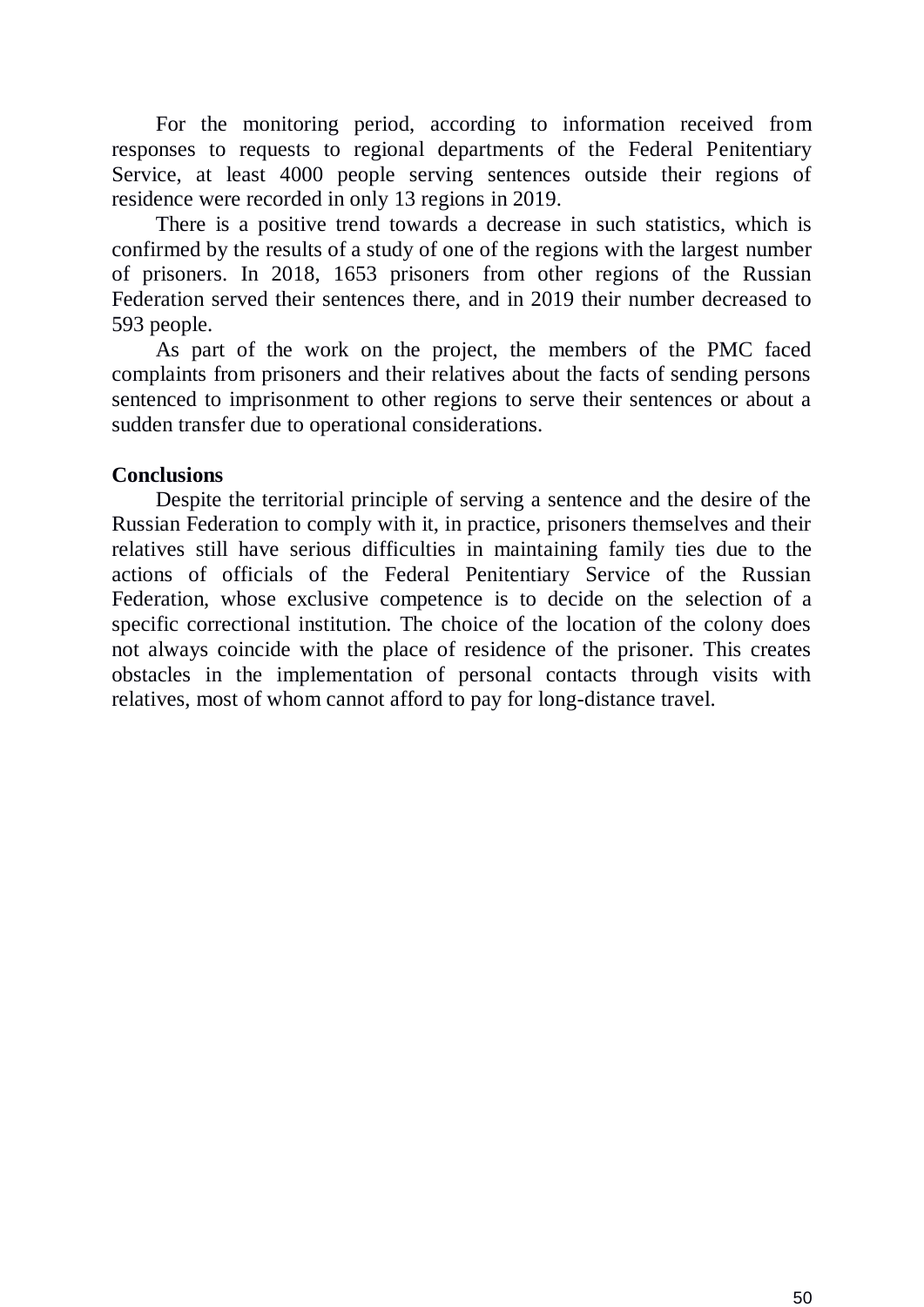For the monitoring period, according to information received from responses to requests to regional departments of the Federal Penitentiary Service, at least 4000 people serving sentences outside their regions of residence were recorded in only 13 regions in 2019.

There is a positive trend towards a decrease in such statistics, which is confirmed by the results of a study of one of the regions with the largest number of prisoners. In 2018, 1653 prisoners from other regions of the Russian Federation served their sentences there, and in 2019 their number decreased to 593 people.

As part of the work on the project, the members of the PMC faced complaints from prisoners and their relatives about the facts of sending persons sentenced to imprisonment to other regions to serve their sentences or about a sudden transfer due to operational considerations.

**Conclusions**

Despite the territorial principle of serving a sentence and the desire of the Russian Federation to comply with it, in practice, prisoners themselves and their relatives still have serious difficulties in maintaining family ties due to the actions of officials of the Federal Penitentiary Service of the Russian Federation, whose exclusive competence is to decide on the selection of a specific correctional institution. The choice of the location of the colony does not always coincide with the place of residence of the prisoner. This creates obstacles in the implementation of personal contacts through visits with relatives, most of whom cannot afford to pay for long-distance travel.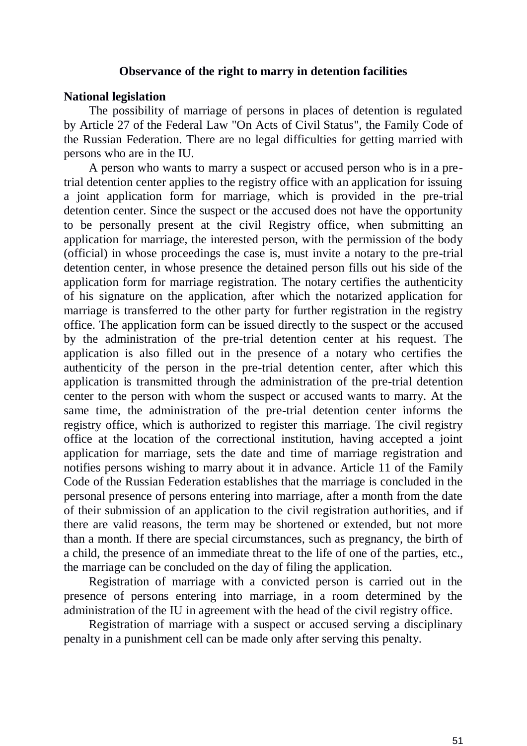## Observance of the right to marry in detention facilities

**National legislation**

The possibility of marriage of persons in places of detention is regulated by Article 27 of the Federal Law "On Acts of Civil Status", the Family Code of the Russian Federation. There are no legal difficulties for getting married with persons who are in the IU.

A person who wants to marry a suspect or accused person who is in a pre-trial detention center applies to the registry office with an application for issuing a joint application form for marriage, which is provided in the pre-trial detention center. Since the suspect or the accused does not have the opportunity to be personally present at the civil Registry office, when submitting an application for marriage, the interested person, with the permission of the body (official) in whose proceedings the case is, must invite a notary to the pre-trial detention center, in whose presence the detained person fills out his side of the application form for marriage registration. The notary certifies the authenticity of his signature on the application, after which the notarized application for marriage is transferred to the other party for further registration in the registry office. The application form can be issued directly to the suspect or the accused by the administration of the pre-trial detention center at his request. The application is also filled out in the presence of a notary who certifies the authenticity of the person in the pre-trial detention center, after which this application is transmitted through the administration of the pre-trial detention center to the person with whom the suspect or accused wants to marry. At the same time, the administration of the pre-trial detention center informs the registry office, which is authorized to register this marriage. The civil registry office at the location of the correctional institution, having accepted a joint application for marriage, sets the date and time of marriage registration and notifies persons wishing to marry about it in advance. Article 11 of the Family Code of the Russian Federation establishes that the marriage is concluded in the personal presence of persons entering into marriage, after a month from the date of their submission of an application to the civil registration authorities, and if there are valid reasons, the term may be shortened or extended, but not more than a month. If there are special circumstances, such as pregnancy, the birth of a child, the presence of an immediate threat to the life of one of the parties, etc., the marriage can be concluded on the day of filing the application.

Registration of marriage with a convicted person is carried out in the presence of persons entering into marriage, in a room determined by the administration of the IU in agreement with the head of the civil registry office.

Registration of marriage with a suspect or accused serving a disciplinary penalty in a punishment cell can be made only after serving this penalty.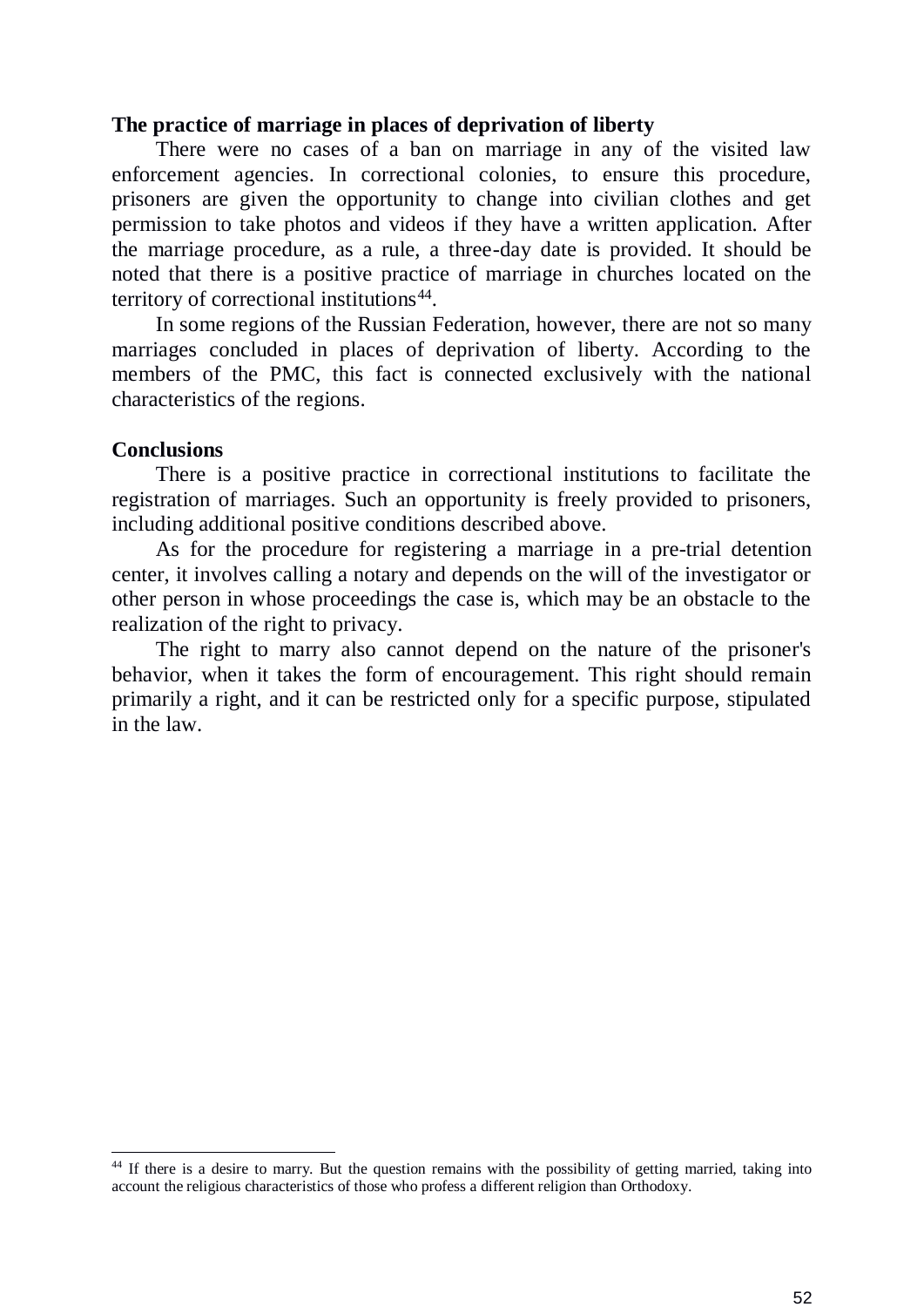**The practice of marriage in places of deprivation of liberty**

There were no cases of a ban on marriage in any of the visited law enforcement agencies. In correctional colonies, to ensure this procedure, prisoners are given the opportunity to change into civilian clothes and get permission to take photos and videos if they have a written application. After the marriage procedure, as a rule, a three-day date is provided. It should be noted that there is a positive practice of marriage in churches located on the territory of correctional institutions[44].

In some regions of the Russian Federation, however, there are not so many marriages concluded in places of deprivation of liberty. According to the members of the PMC, this fact is connected exclusively with the national characteristics of the regions.

**Conclusions**

There is a positive practice in correctional institutions to facilitate the registration of marriages. Such an opportunity is freely provided to prisoners, including additional positive conditions described above.

As for the procedure for registering a marriage in a pre-trial detention center, it involves calling a notary and depends on the will of the investigator or other person in whose proceedings the case is, which may be an obstacle to the realization of the right to privacy.

The right to marry also cannot depend on the nature of the prisoner's behavior, when it takes the form of encouragement. This right should remain primarily a right, and it can be restricted only for a specific purpose, stipulated in the law.

---

[44] If there is a desire to marry. But the question remains with the possibility of getting married, taking into account the religious characteristics of those who profess a different religion than Orthodoxy.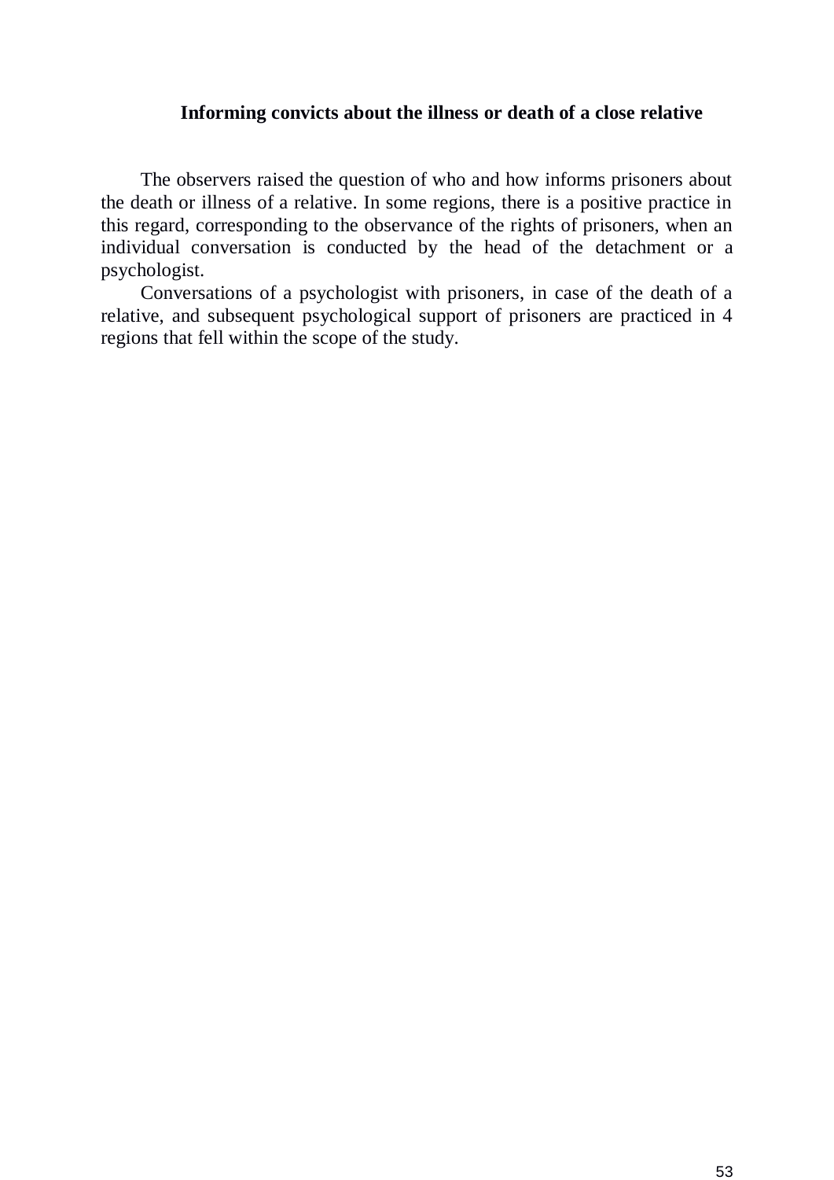## Informing convicts about the illness or death of a close relative

The observers raised the question of who and how informs prisoners about the death or illness of a relative. In some regions, there is a positive practice in this regard, corresponding to the observance of the rights of prisoners, when an individual conversation is conducted by the head of the detachment or a psychologist.

Conversations of a psychologist with prisoners, in case of the death of a relative, and subsequent psychological support of prisoners are practiced in 4 regions that fell within the scope of the study.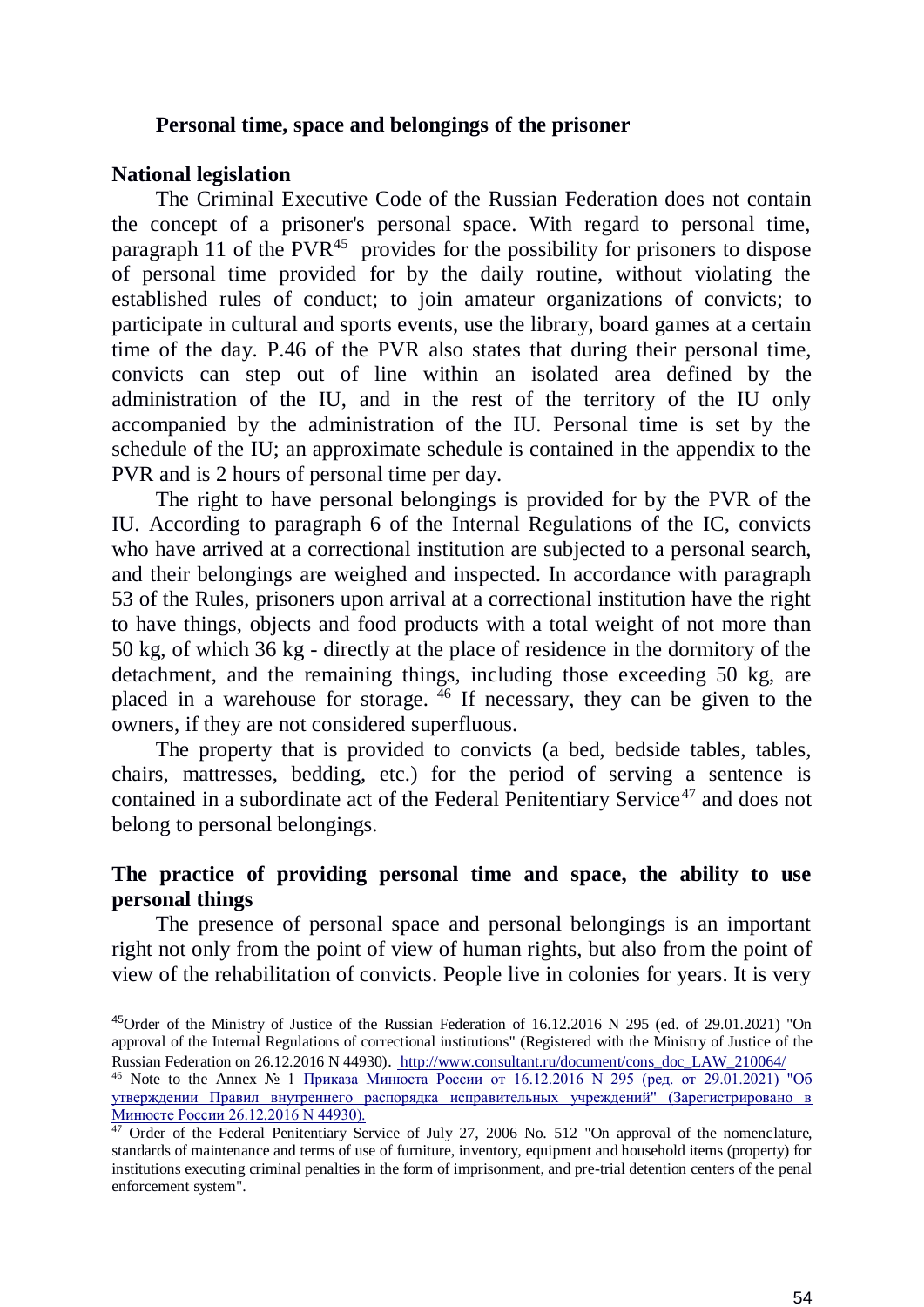**Personal time, space and belongings of the prisoner**

**National legislation**

The Criminal Executive Code of the Russian Federation does not contain the concept of a prisoner's personal space. With regard to personal time, paragraph 11 of the PVR[45] provides for the possibility for prisoners to dispose of personal time provided for by the daily routine, without violating the established rules of conduct; to join amateur organizations of convicts; to participate in cultural and sports events, use the library, board games at a certain time of the day. P.46 of the PVR also states that during their personal time, convicts can step out of line within an isolated area defined by the administration of the IU, and in the rest of the territory of the IU only accompanied by the administration of the IU. Personal time is set by the schedule of the IU; an approximate schedule is contained in the appendix to the PVR and is 2 hours of personal time per day.

The right to have personal belongings is provided for by the PVR of the IU. According to paragraph 6 of the Internal Regulations of the IC, convicts who have arrived at a correctional institution are subjected to a personal search, and their belongings are weighed and inspected. In accordance with paragraph 53 of the Rules, prisoners upon arrival at a correctional institution have the right to have things, objects and food products with a total weight of not more than 50 kg, of which 36 kg - directly at the place of residence in the dormitory of the detachment, and the remaining things, including those exceeding 50 kg, are placed in a warehouse for storage. [46] If necessary, they can be given to the owners, if they are not considered superfluous.

The property that is provided to convicts (a bed, bedside tables, tables, chairs, mattresses, bedding, etc.) for the period of serving a sentence is contained in a subordinate act of the Federal Penitentiary Service[47] and does not belong to personal belongings.

**The practice of providing personal time and space, the ability to use personal things**

The presence of personal space and personal belongings is an important right not only from the point of view of human rights, but also from the point of view of the rehabilitation of convicts. People live in colonies for years. It is very

---

[45] Order of the Ministry of Justice of the Russian Federation of 16.12.2016 N 295 (ed. of 29.01.2021) "On approval of the Internal Regulations of correctional institutions" (Registered with the Ministry of Justice of the Russian Federation on 26.12.2016 N 44930). http://www.consultant.ru/document/cons_doc_LAW_210064/

[46] Note to the Annex № 1 Приказа Минюста России от 16.12.2016 N 295 (ред. от 29.01.2021) "Об утверждении Правил внутреннего распорядка исправительных учреждений" (Зарегистрировано в Минюсте России 26.12.2016 N 44930).

[47] Order of the Federal Penitentiary Service of July 27, 2006 No. 512 "On approval of the nomenclature, standards of maintenance and terms of use of furniture, inventory, equipment and household items (property) for institutions executing criminal penalties in the form of imprisonment, and pre-trial detention centers of the penal enforcement system".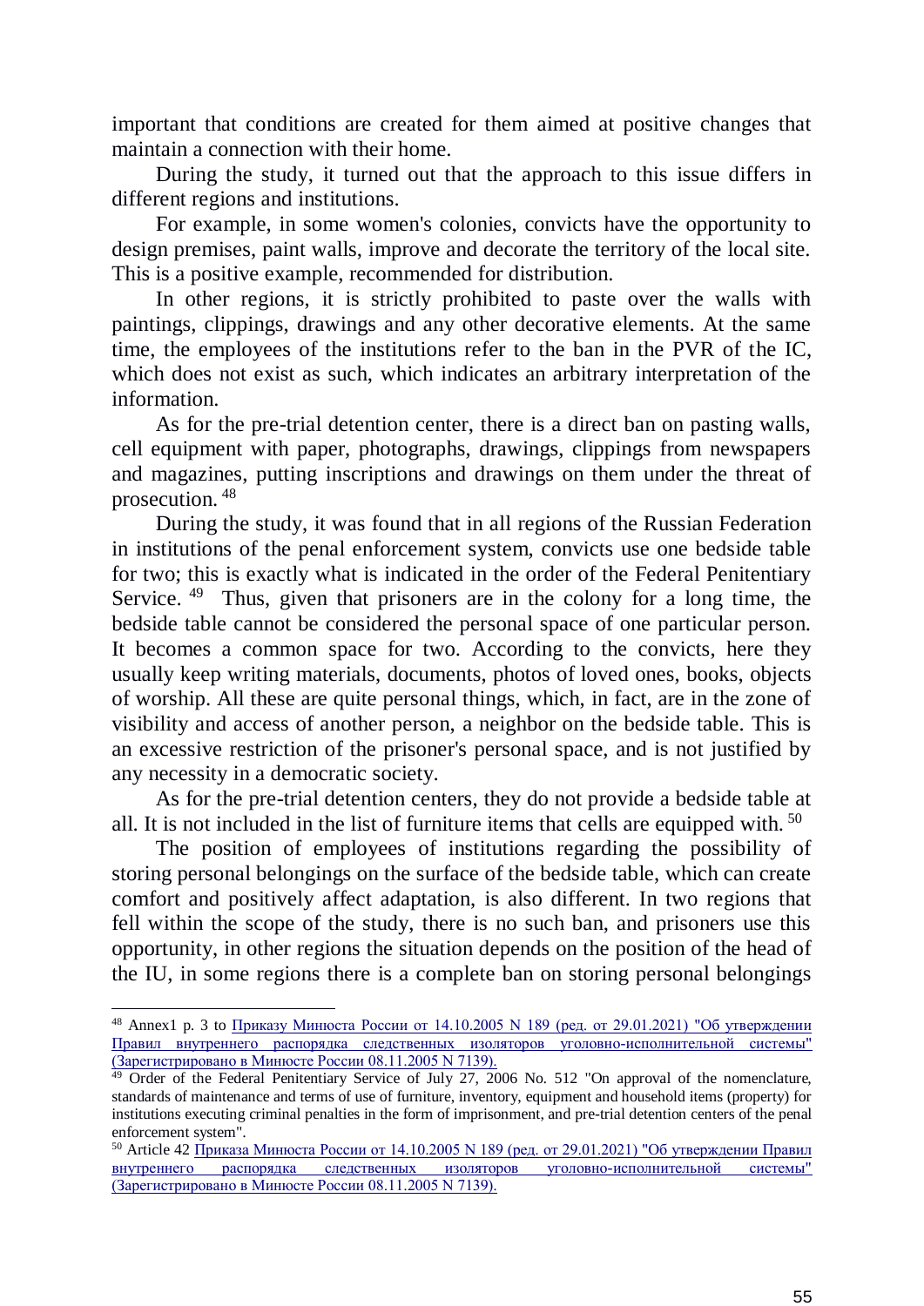important that conditions are created for them aimed at positive changes that maintain a connection with their home.

During the study, it turned out that the approach to this issue differs in different regions and institutions.

For example, in some women's colonies, convicts have the opportunity to design premises, paint walls, improve and decorate the territory of the local site. This is a positive example, recommended for distribution.

In other regions, it is strictly prohibited to paste over the walls with paintings, clippings, drawings and any other decorative elements. At the same time, the employees of the institutions refer to the ban in the PVR of the IC, which does not exist as such, which indicates an arbitrary interpretation of the information.

As for the pre-trial detention center, there is a direct ban on pasting walls, cell equipment with paper, photographs, drawings, clippings from newspapers and magazines, putting inscriptions and drawings on them under the threat of prosecution. [48]

During the study, it was found that in all regions of the Russian Federation in institutions of the penal enforcement system, convicts use one bedside table for two; this is exactly what is indicated in the order of the Federal Penitentiary Service. [49] Thus, given that prisoners are in the colony for a long time, the bedside table cannot be considered the personal space of one particular person. It becomes a common space for two. According to the convicts, here they usually keep writing materials, documents, photos of loved ones, books, objects of worship. All these are quite personal things, which, in fact, are in the zone of visibility and access of another person, a neighbor on the bedside table. This is an excessive restriction of the prisoner's personal space, and is not justified by any necessity in a democratic society.

As for the pre-trial detention centers, they do not provide a bedside table at all. It is not included in the list of furniture items that cells are equipped with. [50]

The position of employees of institutions regarding the possibility of storing personal belongings on the surface of the bedside table, which can create comfort and positively affect adaptation, is also different. In two regions that fell within the scope of the study, there is no such ban, and prisoners use this opportunity, in other regions the situation depends on the position of the head of the IU, in some regions there is a complete ban on storing personal belongings

---

[48] Annex1 p. 3 to Приказу Минюста России от 14.10.2005 N 189 (ред. от 29.01.2021) "Об утверждении Правил внутреннего распорядка следственных изоляторов уголовно-исполнительной системы" (Зарегистрировано в Минюсте России 08.11.2005 N 7139).

[49] Order of the Federal Penitentiary Service of July 27, 2006 No. 512 "On approval of the nomenclature, standards of maintenance and terms of use of furniture, inventory, equipment and household items (property) for institutions executing criminal penalties in the form of imprisonment, and pre-trial detention centers of the penal enforcement system".

[50] Article 42 Приказа Минюста России от 14.10.2005 N 189 (ред. от 29.01.2021) "Об утверждении Правил внутреннего распорядка следственных изоляторов уголовно-исполнительной системы" (Зарегистрировано в Минюсте России 08.11.2005 N 7139).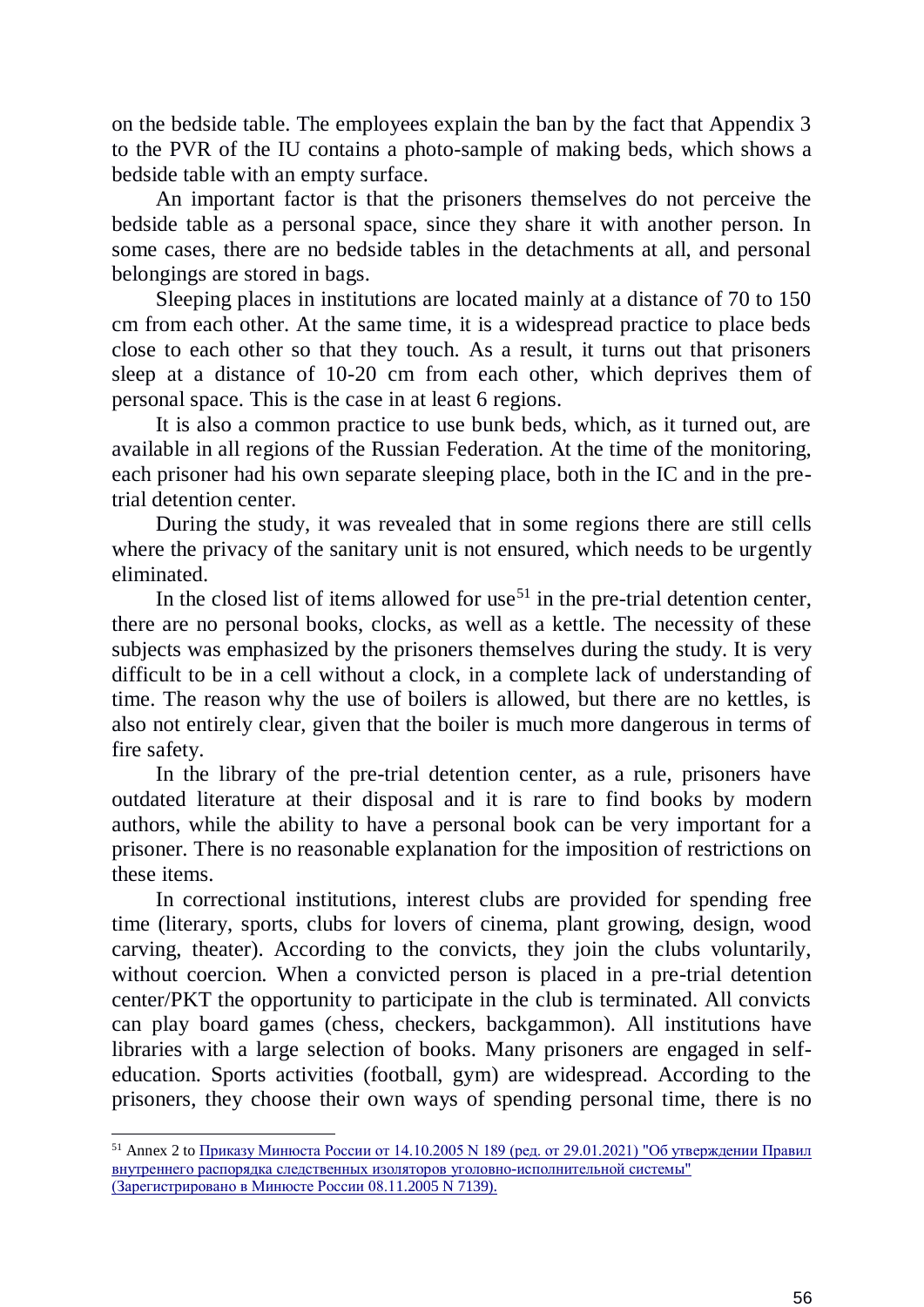on the bedside table. The employees explain the ban by the fact that Appendix 3 to the PVR of the IU contains a photo-sample of making beds, which shows a bedside table with an empty surface.

An important factor is that the prisoners themselves do not perceive the bedside table as a personal space, since they share it with another person. In some cases, there are no bedside tables in the detachments at all, and personal belongings are stored in bags.

Sleeping places in institutions are located mainly at a distance of 70 to 150 cm from each other. At the same time, it is a widespread practice to place beds close to each other so that they touch. As a result, it turns out that prisoners sleep at a distance of 10-20 cm from each other, which deprives them of personal space. This is the case in at least 6 regions.

It is also a common practice to use bunk beds, which, as it turned out, are available in all regions of the Russian Federation. At the time of the monitoring, each prisoner had his own separate sleeping place, both in the IC and in the pre-trial detention center.

During the study, it was revealed that in some regions there are still cells where the privacy of the sanitary unit is not ensured, which needs to be urgently eliminated.

In the closed list of items allowed for use[51] in the pre-trial detention center, there are no personal books, clocks, as well as a kettle. The necessity of these subjects was emphasized by the prisoners themselves during the study. It is very difficult to be in a cell without a clock, in a complete lack of understanding of time. The reason why the use of boilers is allowed, but there are no kettles, is also not entirely clear, given that the boiler is much more dangerous in terms of fire safety.

In the library of the pre-trial detention center, as a rule, prisoners have outdated literature at their disposal and it is rare to find books by modern authors, while the ability to have a personal book can be very important for a prisoner. There is no reasonable explanation for the imposition of restrictions on these items.

In correctional institutions, interest clubs are provided for spending free time (literary, sports, clubs for lovers of cinema, plant growing, design, wood carving, theater). According to the convicts, they join the clubs voluntarily, without coercion. When a convicted person is placed in a pre-trial detention center/PKT the opportunity to participate in the club is terminated. All convicts can play board games (chess, checkers, backgammon). All institutions have libraries with a large selection of books. Many prisoners are engaged in self-education. Sports activities (football, gym) are widespread. According to the prisoners, they choose their own ways of spending personal time, there is no

---

[51] Annex 2 to Приказу Минюста России от 14.10.2005 N 189 (ред. от 29.01.2021) "Об утверждении Правил внутреннего распорядка следственных изоляторов уголовно-исполнительной системы" (Зарегистрировано в Минюсте России 08.11.2005 N 7139).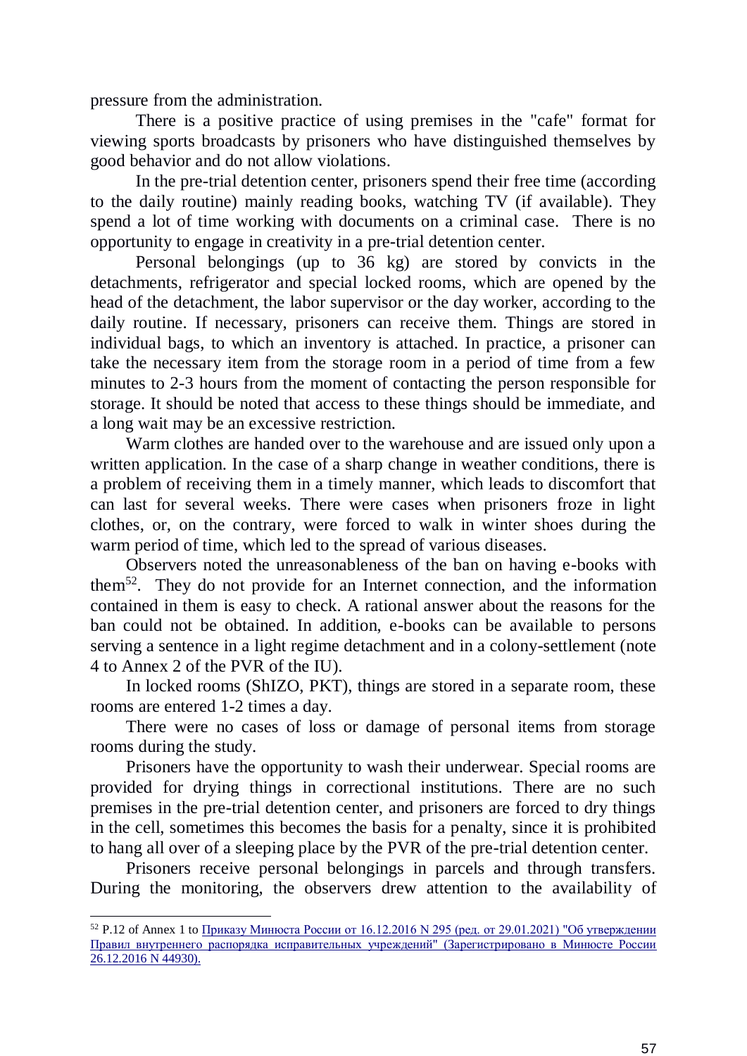pressure from the administration.

There is a positive practice of using premises in the "cafe" format for viewing sports broadcasts by prisoners who have distinguished themselves by good behavior and do not allow violations.

In the pre-trial detention center, prisoners spend their free time (according to the daily routine) mainly reading books, watching TV (if available). They spend a lot of time working with documents on a criminal case. There is no opportunity to engage in creativity in a pre-trial detention center.

Personal belongings (up to 36 kg) are stored by convicts in the detachments, refrigerator and special locked rooms, which are opened by the head of the detachment, the labor supervisor or the day worker, according to the daily routine. If necessary, prisoners can receive them. Things are stored in individual bags, to which an inventory is attached. In practice, a prisoner can take the necessary item from the storage room in a period of time from a few minutes to 2-3 hours from the moment of contacting the person responsible for storage. It should be noted that access to these things should be immediate, and a long wait may be an excessive restriction.

Warm clothes are handed over to the warehouse and are issued only upon a written application. In the case of a sharp change in weather conditions, there is a problem of receiving them in a timely manner, which leads to discomfort that can last for several weeks. There were cases when prisoners froze in light clothes, or, on the contrary, were forced to walk in winter shoes during the warm period of time, which led to the spread of various diseases.

Observers noted the unreasonableness of the ban on having e-books with them[52]. They do not provide for an Internet connection, and the information contained in them is easy to check. A rational answer about the reasons for the ban could not be obtained. In addition, e-books can be available to persons serving a sentence in a light regime detachment and in a colony-settlement (note 4 to Annex 2 of the PVR of the IU).

In locked rooms (ShIZO, PKT), things are stored in a separate room, these rooms are entered 1-2 times a day.

There were no cases of loss or damage of personal items from storage rooms during the study.

Prisoners have the opportunity to wash their underwear. Special rooms are provided for drying things in correctional institutions. There are no such premises in the pre-trial detention center, and prisoners are forced to dry things in the cell, sometimes this becomes the basis for a penalty, since it is prohibited to hang all over of a sleeping place by the PVR of the pre-trial detention center.

Prisoners receive personal belongings in parcels and through transfers. During the monitoring, the observers drew attention to the availability of

---

[52] P.12 of Annex 1 to Приказу Минюста России от 16.12.2016 N 295 (ред. от 29.01.2021) "Об утверждении Правил внутреннего распорядка исправительных учреждений" (Зарегистрировано в Минюсте России 26.12.2016 N 44930).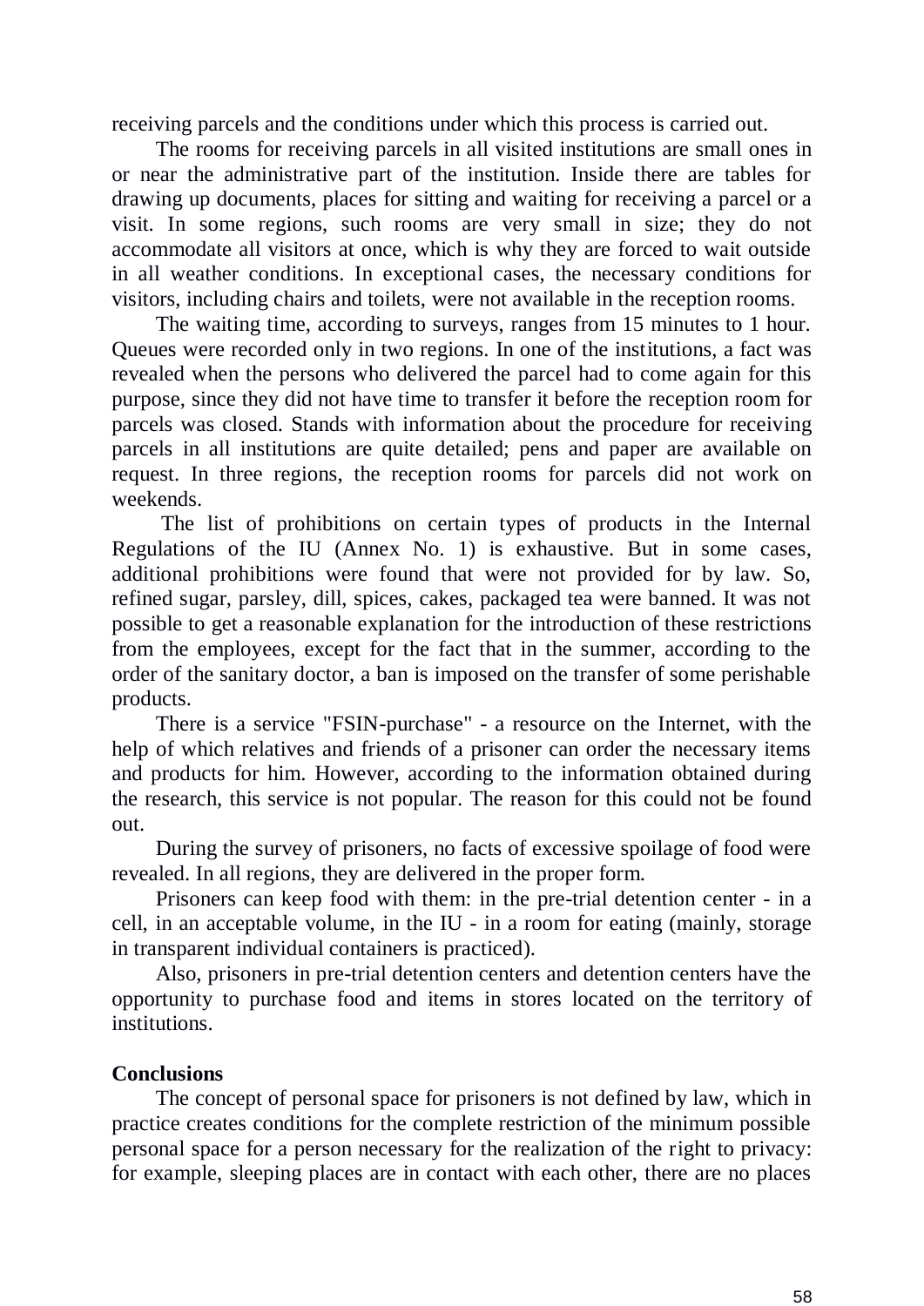receiving parcels and the conditions under which this process is carried out.

The rooms for receiving parcels in all visited institutions are small ones in or near the administrative part of the institution. Inside there are tables for drawing up documents, places for sitting and waiting for receiving a parcel or a visit. In some regions, such rooms are very small in size; they do not accommodate all visitors at once, which is why they are forced to wait outside in all weather conditions. In exceptional cases, the necessary conditions for visitors, including chairs and toilets, were not available in the reception rooms.

The waiting time, according to surveys, ranges from 15 minutes to 1 hour. Queues were recorded only in two regions. In one of the institutions, a fact was revealed when the persons who delivered the parcel had to come again for this purpose, since they did not have time to transfer it before the reception room for parcels was closed. Stands with information about the procedure for receiving parcels in all institutions are quite detailed; pens and paper are available on request. In three regions, the reception rooms for parcels did not work on weekends.

The list of prohibitions on certain types of products in the Internal Regulations of the IU (Annex No. 1) is exhaustive. But in some cases, additional prohibitions were found that were not provided for by law. So, refined sugar, parsley, dill, spices, cakes, packaged tea were banned. It was not possible to get a reasonable explanation for the introduction of these restrictions from the employees, except for the fact that in the summer, according to the order of the sanitary doctor, a ban is imposed on the transfer of some perishable products.

There is a service "FSIN-purchase" - a resource on the Internet, with the help of which relatives and friends of a prisoner can order the necessary items and products for him. However, according to the information obtained during the research, this service is not popular. The reason for this could not be found out.

During the survey of prisoners, no facts of excessive spoilage of food were revealed. In all regions, they are delivered in the proper form.

Prisoners can keep food with them: in the pre-trial detention center - in a cell, in an acceptable volume, in the IU - in a room for eating (mainly, storage in transparent individual containers is practiced).

Also, prisoners in pre-trial detention centers and detention centers have the opportunity to purchase food and items in stores located on the territory of institutions.

**Conclusions**

The concept of personal space for prisoners is not defined by law, which in practice creates conditions for the complete restriction of the minimum possible personal space for a person necessary for the realization of the right to privacy: for example, sleeping places are in contact with each other, there are no places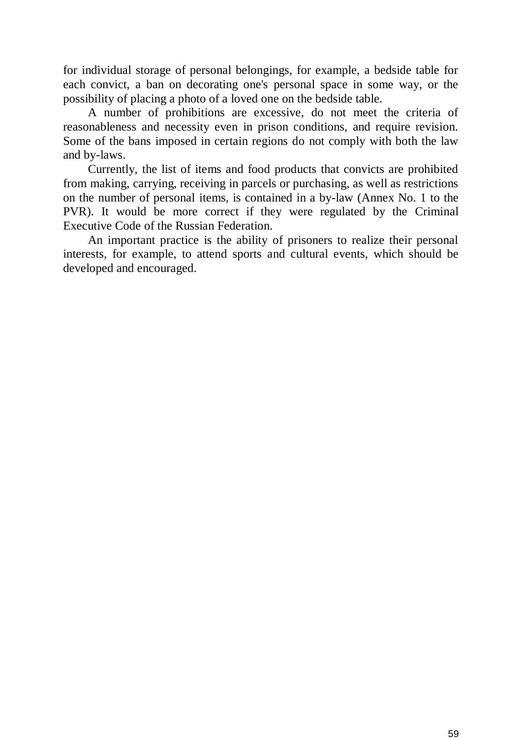for individual storage of personal belongings, for example, a bedside table for each convict, a ban on decorating one's personal space in some way, or the possibility of placing a photo of a loved one on the bedside table.

A number of prohibitions are excessive, do not meet the criteria of reasonableness and necessity even in prison conditions, and require revision. Some of the bans imposed in certain regions do not comply with both the law and by-laws.

Currently, the list of items and food products that convicts are prohibited from making, carrying, receiving in parcels or purchasing, as well as restrictions on the number of personal items, is contained in a by-law (Annex No. 1 to the PVR). It would be more correct if they were regulated by the Criminal Executive Code of the Russian Federation.

An important practice is the ability of prisoners to realize their personal interests, for example, to attend sports and cultural events, which should be developed and encouraged.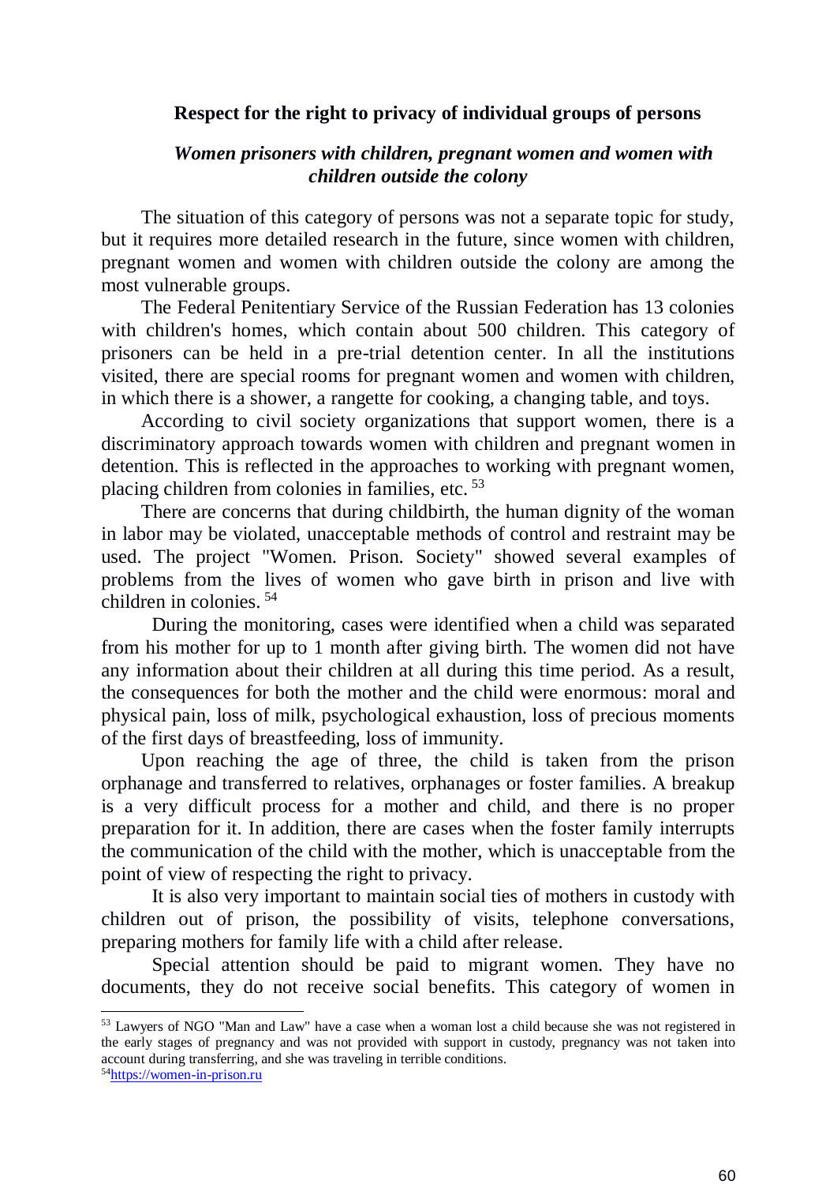## Respect for the right to privacy of individual groups of persons

### *Women prisoners with children, pregnant women and women with children outside the colony*

The situation of this category of persons was not a separate topic for study, but it requires more detailed research in the future, since women with children, pregnant women and women with children outside the colony are among the most vulnerable groups.

The Federal Penitentiary Service of the Russian Federation has 13 colonies with children's homes, which contain about 500 children. This category of prisoners can be held in a pre-trial detention center. In all the institutions visited, there are special rooms for pregnant women and women with children, in which there is a shower, a rangette for cooking, a changing table, and toys.

According to civil society organizations that support women, there is a discriminatory approach towards women with children and pregnant women in detention. This is reflected in the approaches to working with pregnant women, placing children from colonies in families, etc. [53]

There are concerns that during childbirth, the human dignity of the woman in labor may be violated, unacceptable methods of control and restraint may be used. The project "Women. Prison. Society" showed several examples of problems from the lives of women who gave birth in prison and live with children in colonies. [54]

During the monitoring, cases were identified when a child was separated from his mother for up to 1 month after giving birth. The women did not have any information about their children at all during this time period. As a result, the consequences for both the mother and the child were enormous: moral and physical pain, loss of milk, psychological exhaustion, loss of precious moments of the first days of breastfeeding, loss of immunity.

Upon reaching the age of three, the child is taken from the prison orphanage and transferred to relatives, orphanages or foster families. A breakup is a very difficult process for a mother and child, and there is no proper preparation for it. In addition, there are cases when the foster family interrupts the communication of the child with the mother, which is unacceptable from the point of view of respecting the right to privacy.

It is also very important to maintain social ties of mothers in custody with children out of prison, the possibility of visits, telephone conversations, preparing mothers for family life with a child after release.

Special attention should be paid to migrant women. They have no documents, they do not receive social benefits. This category of women in

---

[53] Lawyers of NGO "Man and Law" have a case when a woman lost a child because she was not registered in the early stages of pregnancy and was not provided with support in custody, pregnancy was not taken into account during transferring, and she was traveling in terrible conditions.

[54] https://women-in-prison.ru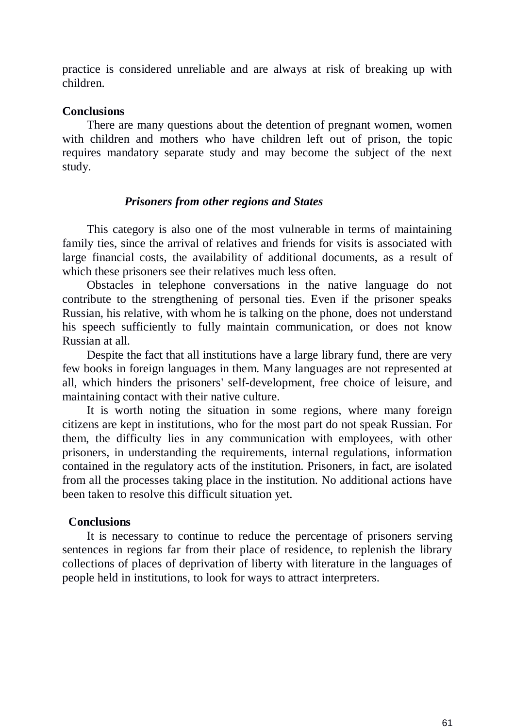practice is considered unreliable and are always at risk of breaking up with children.

**Conclusions**

There are many questions about the detention of pregnant women, women with children and mothers who have children left out of prison, the topic requires mandatory separate study and may become the subject of the next study.

### *Prisoners from other regions and States*

This category is also one of the most vulnerable in terms of maintaining family ties, since the arrival of relatives and friends for visits is associated with large financial costs, the availability of additional documents, as a result of which these prisoners see their relatives much less often.

Obstacles in telephone conversations in the native language do not contribute to the strengthening of personal ties. Even if the prisoner speaks Russian, his relative, with whom he is talking on the phone, does not understand his speech sufficiently to fully maintain communication, or does not know Russian at all.

Despite the fact that all institutions have a large library fund, there are very few books in foreign languages in them. Many languages are not represented at all, which hinders the prisoners' self-development, free choice of leisure, and maintaining contact with their native culture.

It is worth noting the situation in some regions, where many foreign citizens are kept in institutions, who for the most part do not speak Russian. For them, the difficulty lies in any communication with employees, with other prisoners, in understanding the requirements, internal regulations, information contained in the regulatory acts of the institution. Prisoners, in fact, are isolated from all the processes taking place in the institution. No additional actions have been taken to resolve this difficult situation yet.

**Conclusions**

It is necessary to continue to reduce the percentage of prisoners serving sentences in regions far from their place of residence, to replenish the library collections of places of deprivation of liberty with literature in the languages of people held in institutions, to look for ways to attract interpreters.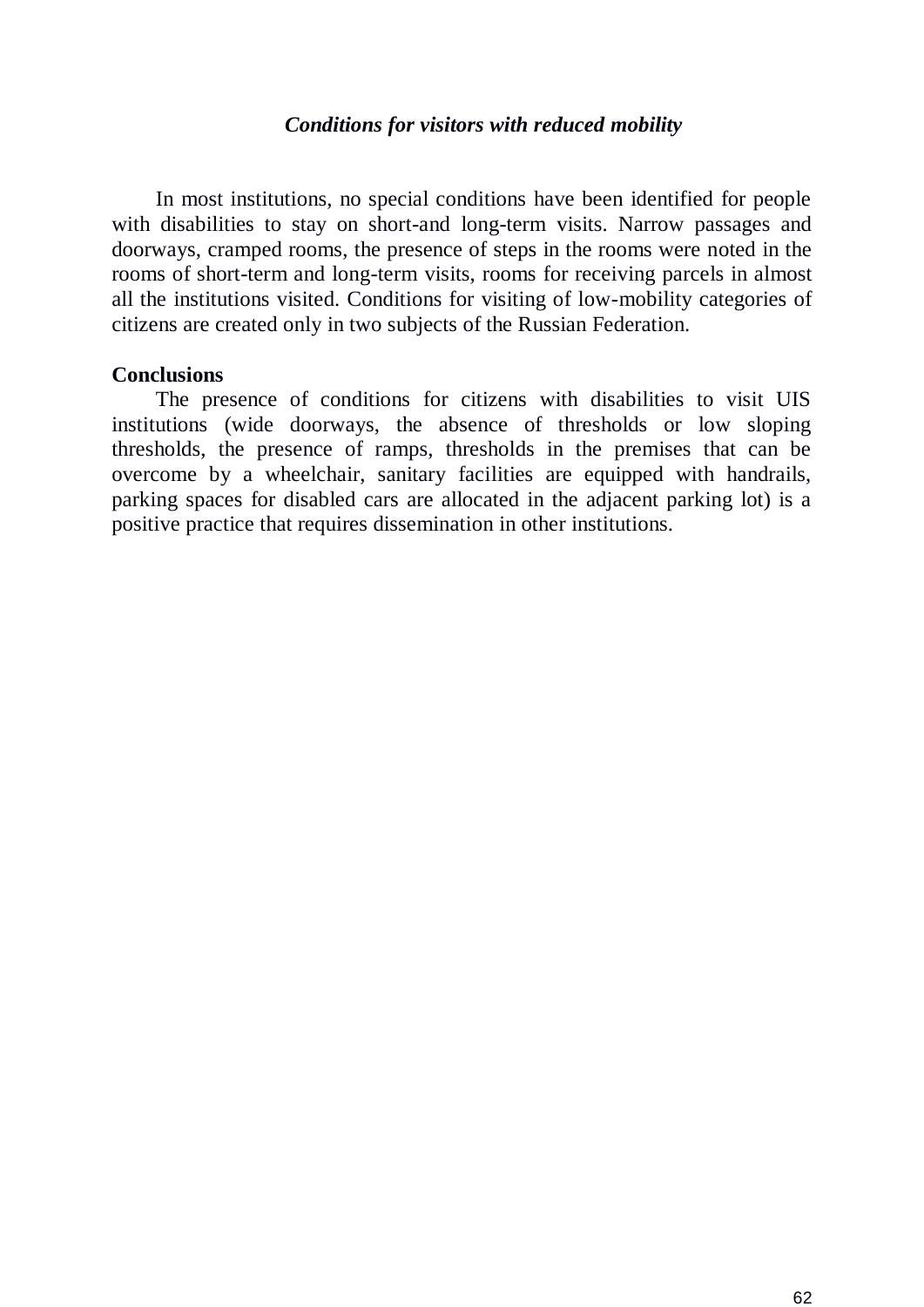### *Conditions for visitors with reduced mobility*

In most institutions, no special conditions have been identified for people with disabilities to stay on short-and long-term visits. Narrow passages and doorways, cramped rooms, the presence of steps in the rooms were noted in the rooms of short-term and long-term visits, rooms for receiving parcels in almost all the institutions visited. Conditions for visiting of low-mobility categories of citizens are created only in two subjects of the Russian Federation.

**Conclusions**

The presence of conditions for citizens with disabilities to visit UIS institutions (wide doorways, the absence of thresholds or low sloping thresholds, the presence of ramps, thresholds in the premises that can be overcome by a wheelchair, sanitary facilities are equipped with handrails, parking spaces for disabled cars are allocated in the adjacent parking lot) is a positive practice that requires dissemination in other institutions.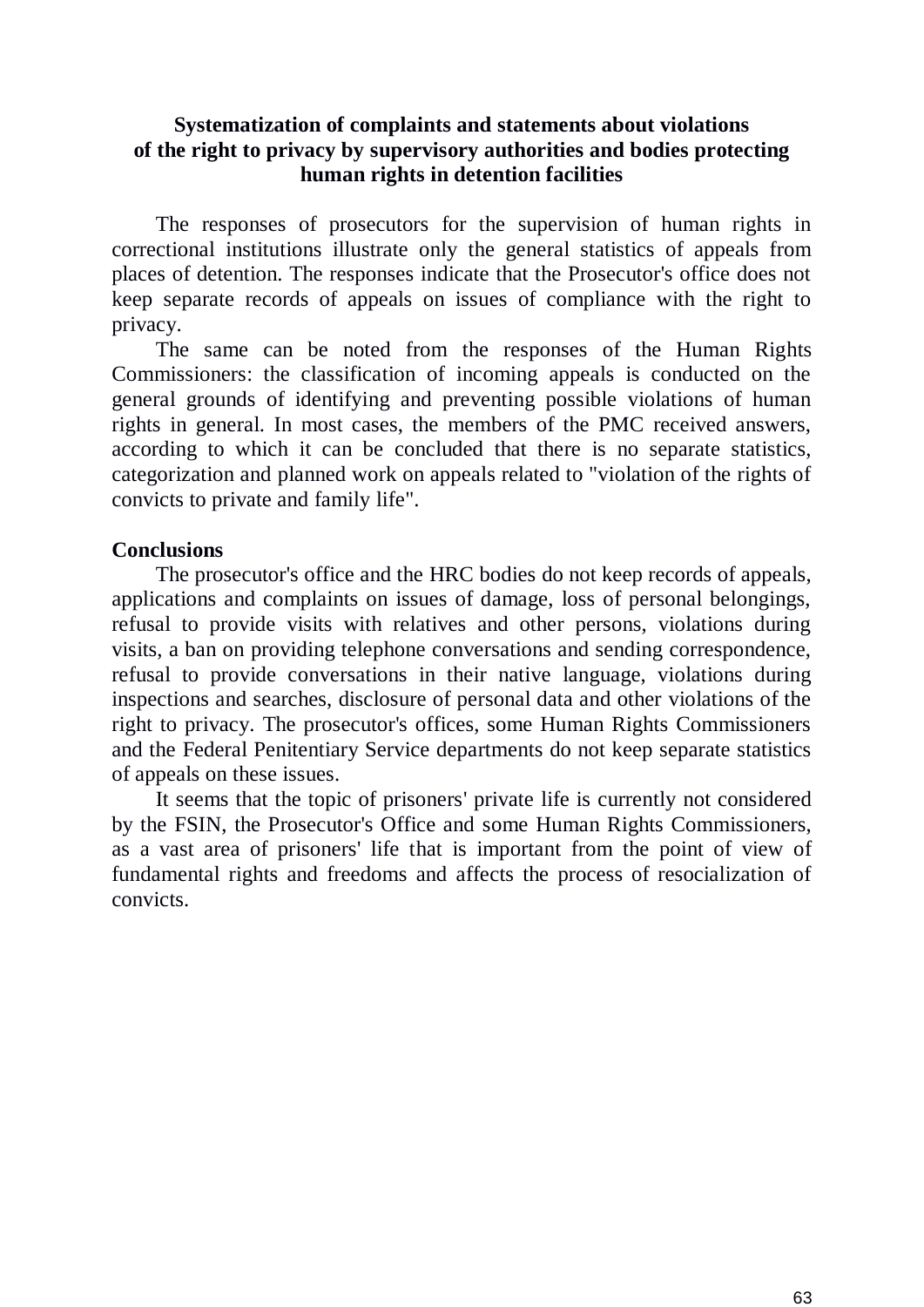## Systematization of complaints and statements about violations of the right to privacy by supervisory authorities and bodies protecting human rights in detention facilities

The responses of prosecutors for the supervision of human rights in correctional institutions illustrate only the general statistics of appeals from places of detention. The responses indicate that the Prosecutor's office does not keep separate records of appeals on issues of compliance with the right to privacy.

The same can be noted from the responses of the Human Rights Commissioners: the classification of incoming appeals is conducted on the general grounds of identifying and preventing possible violations of human rights in general. In most cases, the members of the PMC received answers, according to which it can be concluded that there is no separate statistics, categorization and planned work on appeals related to "violation of the rights of convicts to private and family life".

**Conclusions**

The prosecutor's office and the HRC bodies do not keep records of appeals, applications and complaints on issues of damage, loss of personal belongings, refusal to provide visits with relatives and other persons, violations during visits, a ban on providing telephone conversations and sending correspondence, refusal to provide conversations in their native language, violations during inspections and searches, disclosure of personal data and other violations of the right to privacy. The prosecutor's offices, some Human Rights Commissioners and the Federal Penitentiary Service departments do not keep separate statistics of appeals on these issues.

It seems that the topic of prisoners' private life is currently not considered by the FSIN, the Prosecutor's Office and some Human Rights Commissioners, as a vast area of prisoners' life that is important from the point of view of fundamental rights and freedoms and affects the process of resocialization of convicts.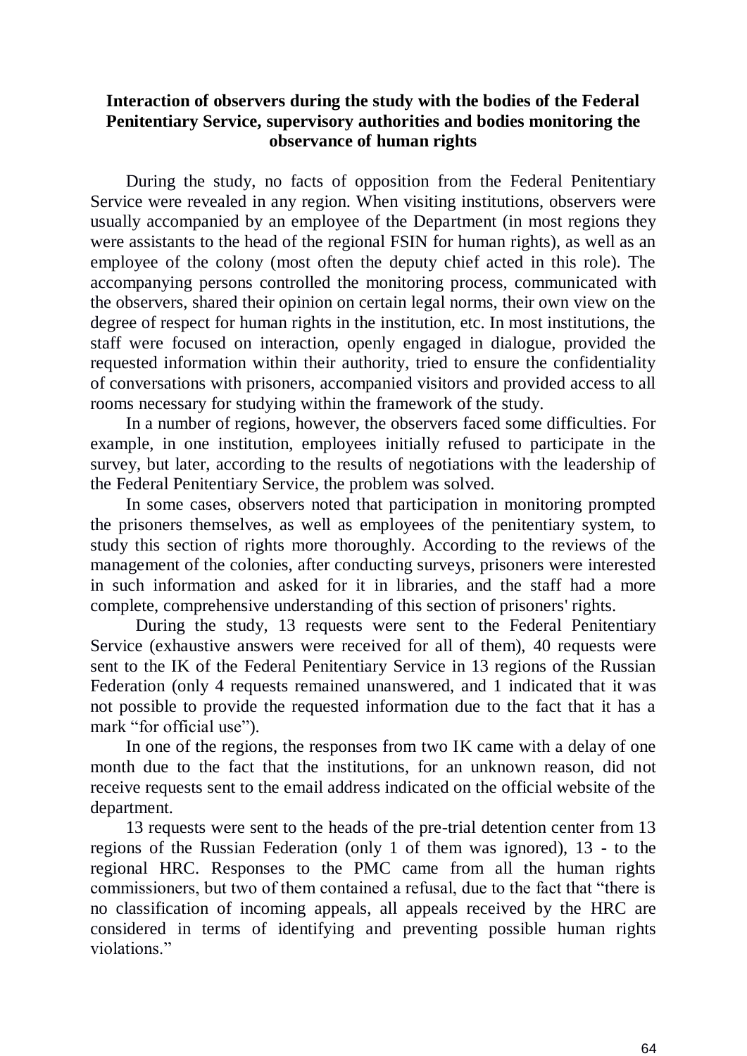### Interaction of observers during the study with the bodies of the Federal Penitentiary Service, supervisory authorities and bodies monitoring the observance of human rights

During the study, no facts of opposition from the Federal Penitentiary Service were revealed in any region. When visiting institutions, observers were usually accompanied by an employee of the Department (in most regions they were assistants to the head of the regional FSIN for human rights), as well as an employee of the colony (most often the deputy chief acted in this role). The accompanying persons controlled the monitoring process, communicated with the observers, shared their opinion on certain legal norms, their own view on the degree of respect for human rights in the institution, etc. In most institutions, the staff were focused on interaction, openly engaged in dialogue, provided the requested information within their authority, tried to ensure the confidentiality of conversations with prisoners, accompanied visitors and provided access to all rooms necessary for studying within the framework of the study.

In a number of regions, however, the observers faced some difficulties. For example, in one institution, employees initially refused to participate in the survey, but later, according to the results of negotiations with the leadership of the Federal Penitentiary Service, the problem was solved.

In some cases, observers noted that participation in monitoring prompted the prisoners themselves, as well as employees of the penitentiary system, to study this section of rights more thoroughly. According to the reviews of the management of the colonies, after conducting surveys, prisoners were interested in such information and asked for it in libraries, and the staff had a more complete, comprehensive understanding of this section of prisoners' rights.

During the study, 13 requests were sent to the Federal Penitentiary Service (exhaustive answers were received for all of them), 40 requests were sent to the IK of the Federal Penitentiary Service in 13 regions of the Russian Federation (only 4 requests remained unanswered, and 1 indicated that it was not possible to provide the requested information due to the fact that it has a mark "for official use").

In one of the regions, the responses from two IK came with a delay of one month due to the fact that the institutions, for an unknown reason, did not receive requests sent to the email address indicated on the official website of the department.

13 requests were sent to the heads of the pre-trial detention center from 13 regions of the Russian Federation (only 1 of them was ignored), 13 - to the regional HRC. Responses to the PMC came from all the human rights commissioners, but two of them contained a refusal, due to the fact that "there is no classification of incoming appeals, all appeals received by the HRC are considered in terms of identifying and preventing possible human rights violations."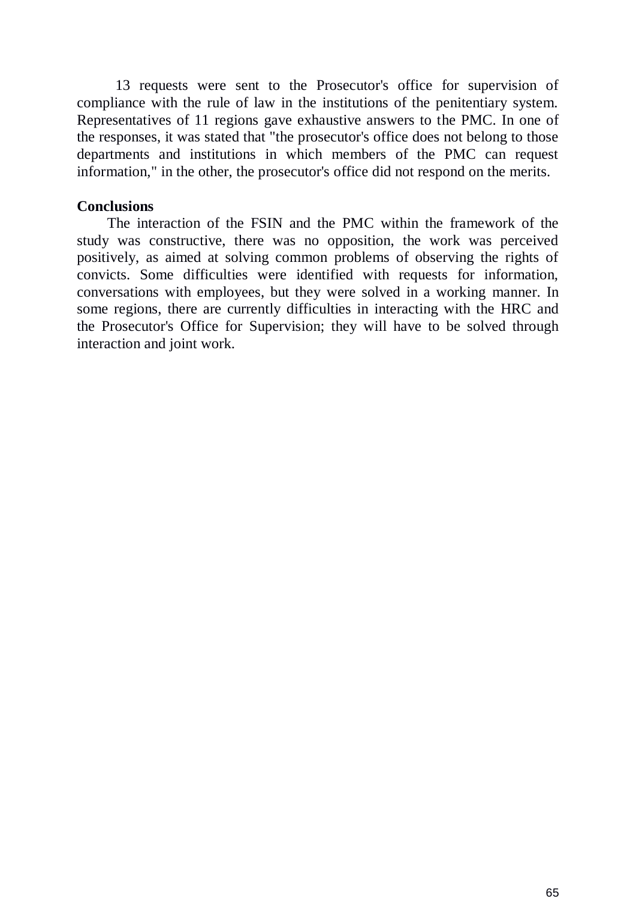13 requests were sent to the Prosecutor's office for supervision of compliance with the rule of law in the institutions of the penitentiary system. Representatives of 11 regions gave exhaustive answers to the PMC. In one of the responses, it was stated that "the prosecutor's office does not belong to those departments and institutions in which members of the PMC can request information," in the other, the prosecutor's office did not respond on the merits.

**Conclusions**

The interaction of the FSIN and the PMC within the framework of the study was constructive, there was no opposition, the work was perceived positively, as aimed at solving common problems of observing the rights of convicts. Some difficulties were identified with requests for information, conversations with employees, but they were solved in a working manner. In some regions, there are currently difficulties in interacting with the HRC and the Prosecutor's Office for Supervision; they will have to be solved through interaction and joint work.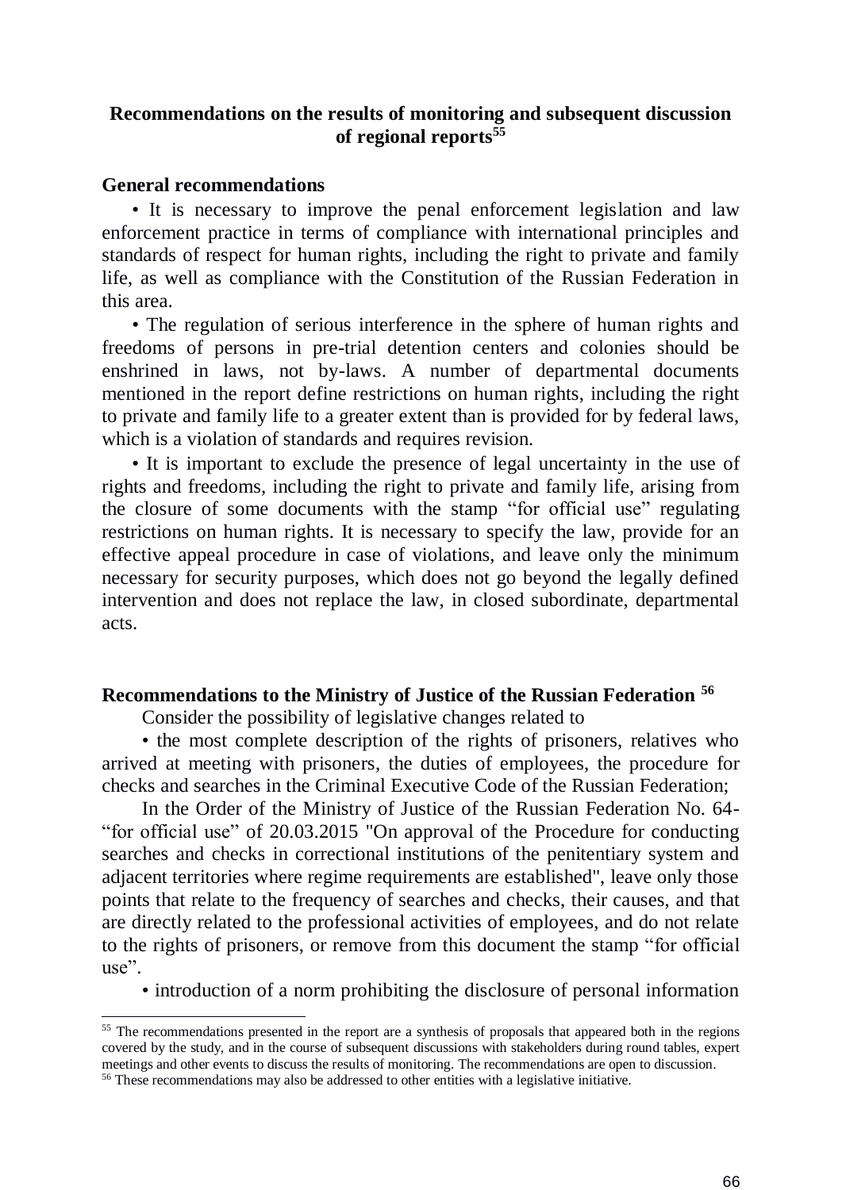## Recommendations on the results of monitoring and subsequent discussion of regional reports[55]

### General recommendations

• It is necessary to improve the penal enforcement legislation and law enforcement practice in terms of compliance with international principles and standards of respect for human rights, including the right to private and family life, as well as compliance with the Constitution of the Russian Federation in this area.

• The regulation of serious interference in the sphere of human rights and freedoms of persons in pre-trial detention centers and colonies should be enshrined in laws, not by-laws. A number of departmental documents mentioned in the report define restrictions on human rights, including the right to private and family life to a greater extent than is provided for by federal laws, which is a violation of standards and requires revision.

• It is important to exclude the presence of legal uncertainty in the use of rights and freedoms, including the right to private and family life, arising from the closure of some documents with the stamp "for official use" regulating restrictions on human rights. It is necessary to specify the law, provide for an effective appeal procedure in case of violations, and leave only the minimum necessary for security purposes, which does not go beyond the legally defined intervention and does not replace the law, in closed subordinate, departmental acts.

### Recommendations to the Ministry of Justice of the Russian Federation [56]

Consider the possibility of legislative changes related to

• the most complete description of the rights of prisoners, relatives who arrived at meeting with prisoners, the duties of employees, the procedure for checks and searches in the Criminal Executive Code of the Russian Federation;

In the Order of the Ministry of Justice of the Russian Federation No. 64- "for official use" of 20.03.2015 "On approval of the Procedure for conducting searches and checks in correctional institutions of the penitentiary system and adjacent territories where regime requirements are established", leave only those points that relate to the frequency of searches and checks, their causes, and that are directly related to the professional activities of employees, and do not relate to the rights of prisoners, or remove from this document the stamp "for official use".

• introduction of a norm prohibiting the disclosure of personal information

---

[55] The recommendations presented in the report are a synthesis of proposals that appeared both in the regions covered by the study, and in the course of subsequent discussions with stakeholders during round tables, expert meetings and other events to discuss the results of monitoring. The recommendations are open to discussion.

[56] These recommendations may also be addressed to other entities with a legislative initiative.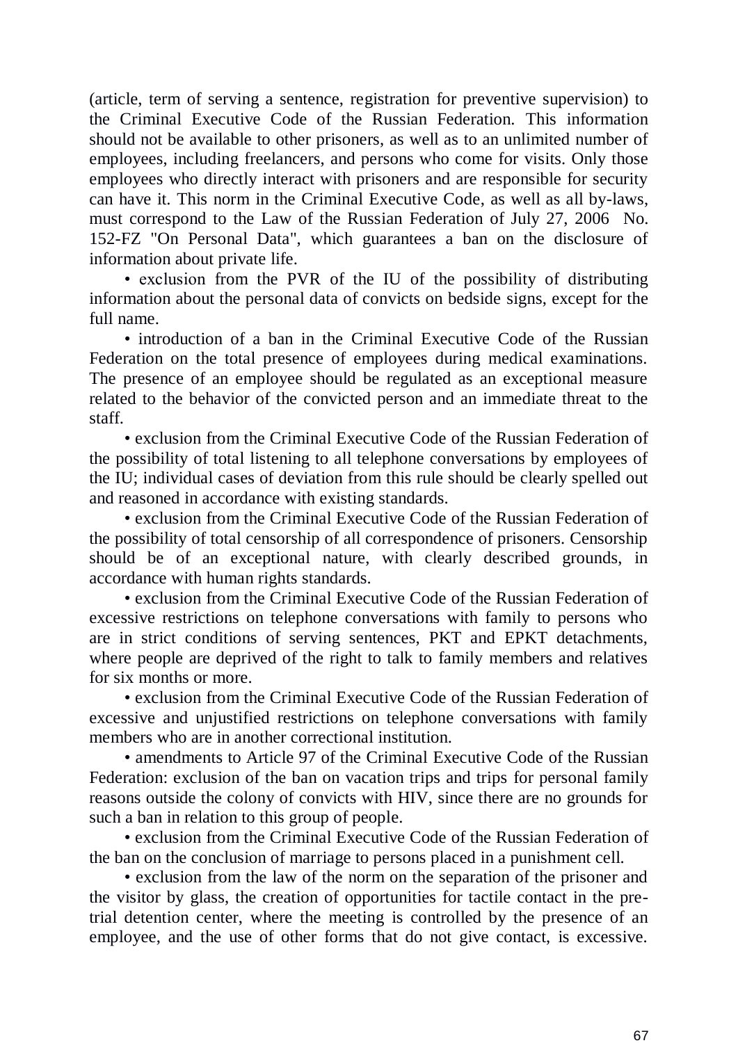(article, term of serving a sentence, registration for preventive supervision) to the Criminal Executive Code of the Russian Federation. This information should not be available to other prisoners, as well as to an unlimited number of employees, including freelancers, and persons who come for visits. Only those employees who directly interact with prisoners and are responsible for security can have it. This norm in the Criminal Executive Code, as well as all by-laws, must correspond to the Law of the Russian Federation of July 27, 2006 No. 152-FZ "On Personal Data", which guarantees a ban on the disclosure of information about private life.

• exclusion from the PVR of the IU of the possibility of distributing information about the personal data of convicts on bedside signs, except for the full name.

• introduction of a ban in the Criminal Executive Code of the Russian Federation on the total presence of employees during medical examinations. The presence of an employee should be regulated as an exceptional measure related to the behavior of the convicted person and an immediate threat to the staff.

• exclusion from the Criminal Executive Code of the Russian Federation of the possibility of total listening to all telephone conversations by employees of the IU; individual cases of deviation from this rule should be clearly spelled out and reasoned in accordance with existing standards.

• exclusion from the Criminal Executive Code of the Russian Federation of the possibility of total censorship of all correspondence of prisoners. Censorship should be of an exceptional nature, with clearly described grounds, in accordance with human rights standards.

• exclusion from the Criminal Executive Code of the Russian Federation of excessive restrictions on telephone conversations with family to persons who are in strict conditions of serving sentences, PKT and EPKT detachments, where people are deprived of the right to talk to family members and relatives for six months or more.

• exclusion from the Criminal Executive Code of the Russian Federation of excessive and unjustified restrictions on telephone conversations with family members who are in another correctional institution.

• amendments to Article 97 of the Criminal Executive Code of the Russian Federation: exclusion of the ban on vacation trips and trips for personal family reasons outside the colony of convicts with HIV, since there are no grounds for such a ban in relation to this group of people.

• exclusion from the Criminal Executive Code of the Russian Federation of the ban on the conclusion of marriage to persons placed in a punishment cell.

• exclusion from the law of the norm on the separation of the prisoner and the visitor by glass, the creation of opportunities for tactile contact in the pre-trial detention center, where the meeting is controlled by the presence of an employee, and the use of other forms that do not give contact, is excessive.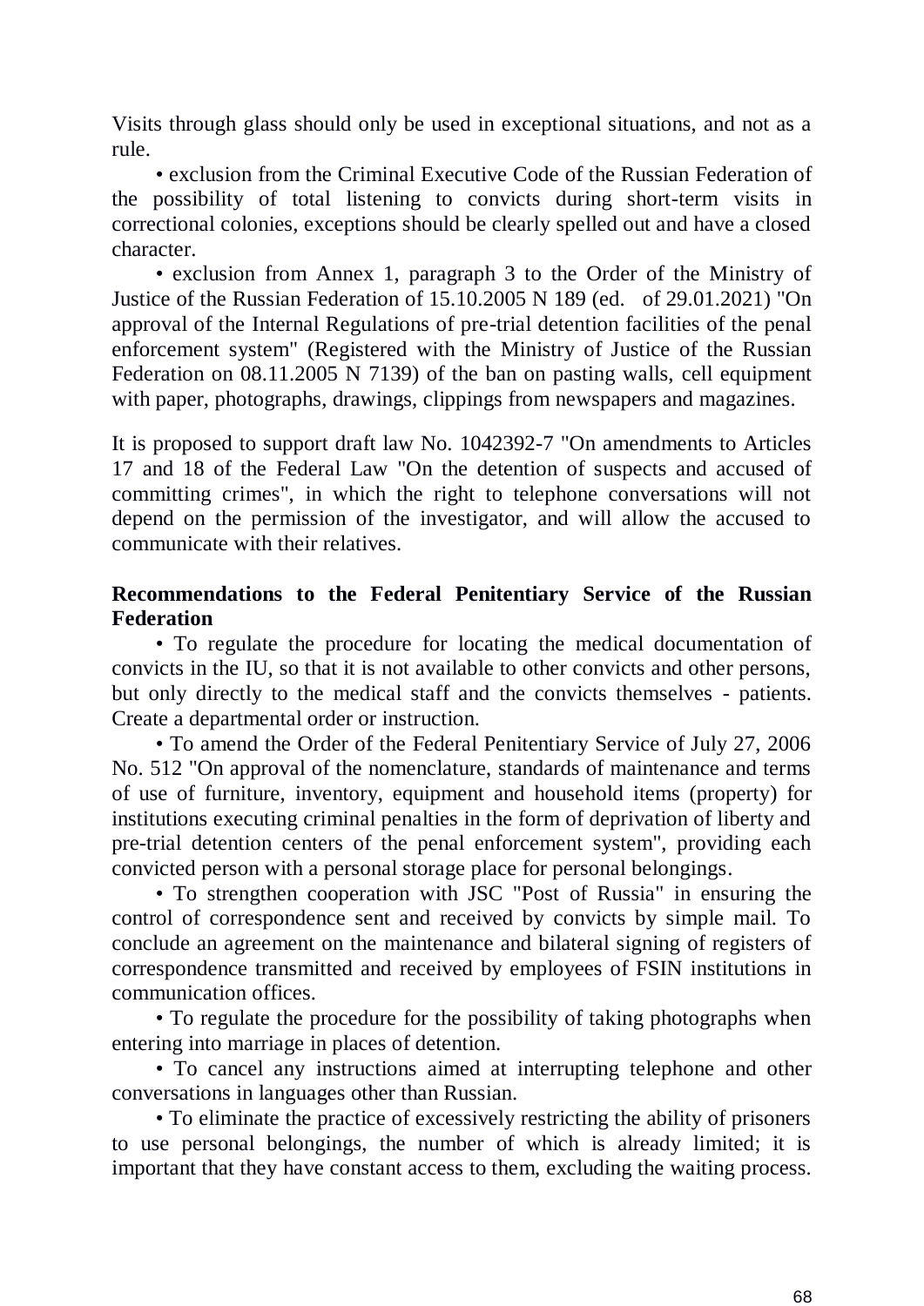Visits through glass should only be used in exceptional situations, and not as a rule.

- exclusion from the Criminal Executive Code of the Russian Federation of the possibility of total listening to convicts during short-term visits in correctional colonies, exceptions should be clearly spelled out and have a closed character.
- exclusion from Annex 1, paragraph 3 to the Order of the Ministry of Justice of the Russian Federation of 15.10.2005 N 189 (ed. of 29.01.2021) "On approval of the Internal Regulations of pre-trial detention facilities of the penal enforcement system" (Registered with the Ministry of Justice of the Russian Federation on 08.11.2005 N 7139) of the ban on pasting walls, cell equipment with paper, photographs, drawings, clippings from newspapers and magazines.

It is proposed to support draft law No. 1042392-7 "On amendments to Articles 17 and 18 of the Federal Law "On the detention of suspects and accused of committing crimes", in which the right to telephone conversations will not depend on the permission of the investigator, and will allow the accused to communicate with their relatives.

**Recommendations to the Federal Penitentiary Service of the Russian Federation**

- To regulate the procedure for locating the medical documentation of convicts in the IU, so that it is not available to other convicts and other persons, but only directly to the medical staff and the convicts themselves - patients. Create a departmental order or instruction.
- To amend the Order of the Federal Penitentiary Service of July 27, 2006 No. 512 "On approval of the nomenclature, standards of maintenance and terms of use of furniture, inventory, equipment and household items (property) for institutions executing criminal penalties in the form of deprivation of liberty and pre-trial detention centers of the penal enforcement system", providing each convicted person with a personal storage place for personal belongings.
- To strengthen cooperation with JSC "Post of Russia" in ensuring the control of correspondence sent and received by convicts by simple mail. To conclude an agreement on the maintenance and bilateral signing of registers of correspondence transmitted and received by employees of FSIN institutions in communication offices.
- To regulate the procedure for the possibility of taking photographs when entering into marriage in places of detention.
- To cancel any instructions aimed at interrupting telephone and other conversations in languages other than Russian.
- To eliminate the practice of excessively restricting the ability of prisoners to use personal belongings, the number of which is already limited; it is important that they have constant access to them, excluding the waiting process.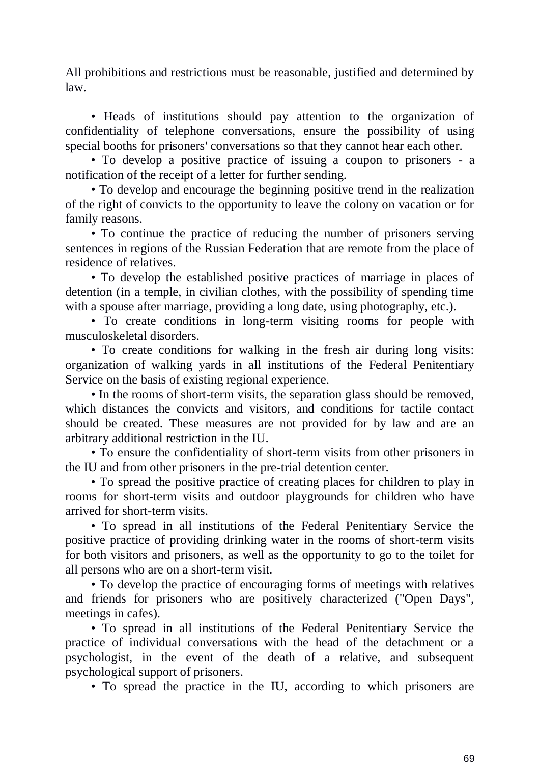All prohibitions and restrictions must be reasonable, justified and determined by law.

• Heads of institutions should pay attention to the organization of confidentiality of telephone conversations, ensure the possibility of using special booths for prisoners' conversations so that they cannot hear each other.

• To develop a positive practice of issuing a coupon to prisoners - a notification of the receipt of a letter for further sending.

• To develop and encourage the beginning positive trend in the realization of the right of convicts to the opportunity to leave the colony on vacation or for family reasons.

• To continue the practice of reducing the number of prisoners serving sentences in regions of the Russian Federation that are remote from the place of residence of relatives.

• To develop the established positive practices of marriage in places of detention (in a temple, in civilian clothes, with the possibility of spending time with a spouse after marriage, providing a long date, using photography, etc.).

• To create conditions in long-term visiting rooms for people with musculoskeletal disorders.

• To create conditions for walking in the fresh air during long visits: organization of walking yards in all institutions of the Federal Penitentiary Service on the basis of existing regional experience.

• In the rooms of short-term visits, the separation glass should be removed, which distances the convicts and visitors, and conditions for tactile contact should be created. These measures are not provided for by law and are an arbitrary additional restriction in the IU.

• To ensure the confidentiality of short-term visits from other prisoners in the IU and from other prisoners in the pre-trial detention center.

• To spread the positive practice of creating places for children to play in rooms for short-term visits and outdoor playgrounds for children who have arrived for short-term visits.

• To spread in all institutions of the Federal Penitentiary Service the positive practice of providing drinking water in the rooms of short-term visits for both visitors and prisoners, as well as the opportunity to go to the toilet for all persons who are on a short-term visit.

• To develop the practice of encouraging forms of meetings with relatives and friends for prisoners who are positively characterized ("Open Days", meetings in cafes).

• To spread in all institutions of the Federal Penitentiary Service the practice of individual conversations with the head of the detachment or a psychologist, in the event of the death of a relative, and subsequent psychological support of prisoners.

• To spread the practice in the IU, according to which prisoners are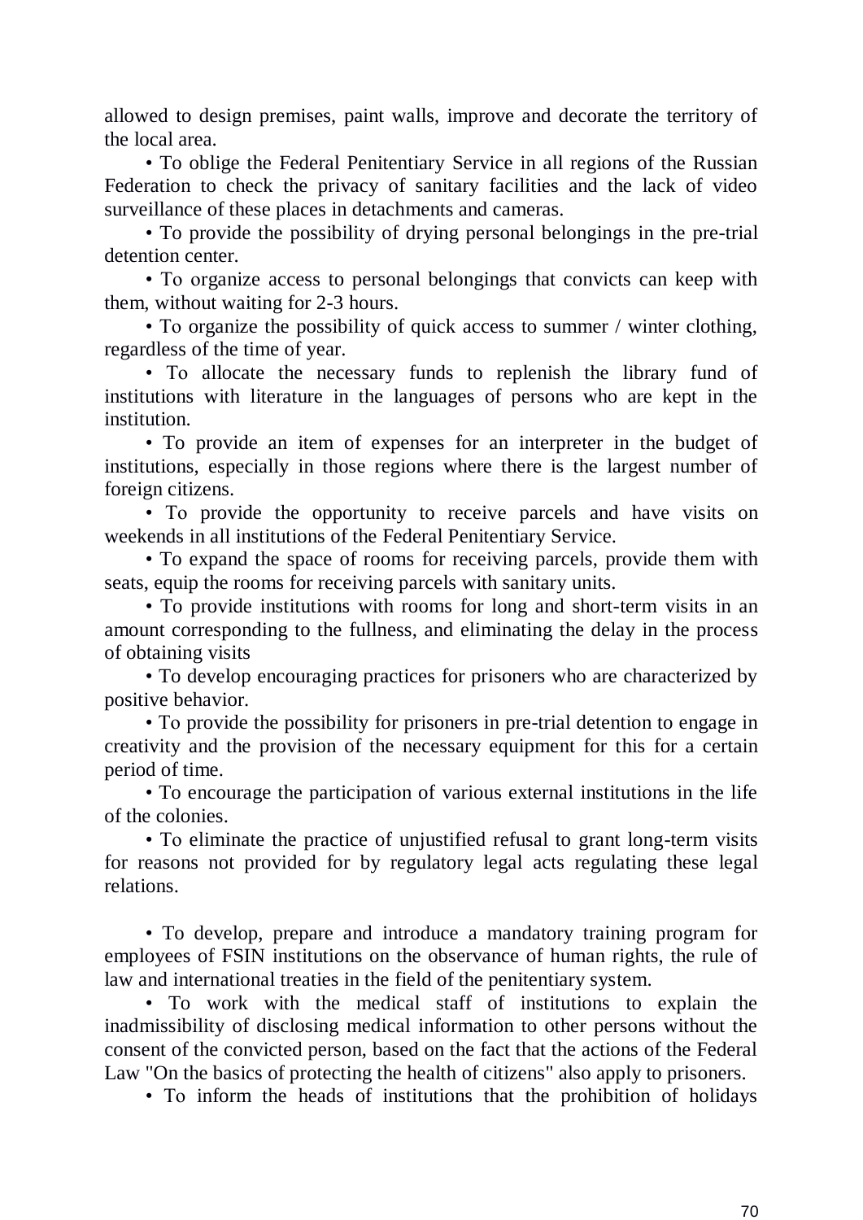allowed to design premises, paint walls, improve and decorate the territory of the local area.

• To oblige the Federal Penitentiary Service in all regions of the Russian Federation to check the privacy of sanitary facilities and the lack of video surveillance of these places in detachments and cameras.

• To provide the possibility of drying personal belongings in the pre-trial detention center.

• To organize access to personal belongings that convicts can keep with them, without waiting for 2-3 hours.

• To organize the possibility of quick access to summer / winter clothing, regardless of the time of year.

• To allocate the necessary funds to replenish the library fund of institutions with literature in the languages of persons who are kept in the institution.

• To provide an item of expenses for an interpreter in the budget of institutions, especially in those regions where there is the largest number of foreign citizens.

• To provide the opportunity to receive parcels and have visits on weekends in all institutions of the Federal Penitentiary Service.

• To expand the space of rooms for receiving parcels, provide them with seats, equip the rooms for receiving parcels with sanitary units.

• To provide institutions with rooms for long and short-term visits in an amount corresponding to the fullness, and eliminating the delay in the process of obtaining visits

• To develop encouraging practices for prisoners who are characterized by positive behavior.

• To provide the possibility for prisoners in pre-trial detention to engage in creativity and the provision of the necessary equipment for this for a certain period of time.

• To encourage the participation of various external institutions in the life of the colonies.

• To eliminate the practice of unjustified refusal to grant long-term visits for reasons not provided for by regulatory legal acts regulating these legal relations.

• To develop, prepare and introduce a mandatory training program for employees of FSIN institutions on the observance of human rights, the rule of law and international treaties in the field of the penitentiary system.

• To work with the medical staff of institutions to explain the inadmissibility of disclosing medical information to other persons without the consent of the convicted person, based on the fact that the actions of the Federal Law "On the basics of protecting the health of citizens" also apply to prisoners.

• To inform the heads of institutions that the prohibition of holidays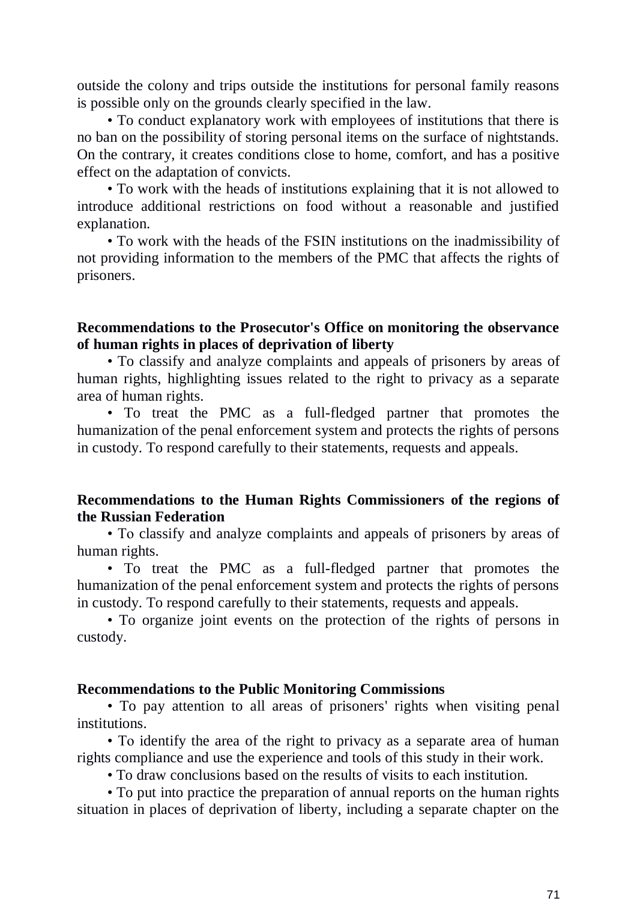outside the colony and trips outside the institutions for personal family reasons is possible only on the grounds clearly specified in the law.

• To conduct explanatory work with employees of institutions that there is no ban on the possibility of storing personal items on the surface of nightstands. On the contrary, it creates conditions close to home, comfort, and has a positive effect on the adaptation of convicts.

• To work with the heads of institutions explaining that it is not allowed to introduce additional restrictions on food without a reasonable and justified explanation.

• To work with the heads of the FSIN institutions on the inadmissibility of not providing information to the members of the PMC that affects the rights of prisoners.

**Recommendations to the Prosecutor's Office on monitoring the observance of human rights in places of deprivation of liberty**

• To classify and analyze complaints and appeals of prisoners by areas of human rights, highlighting issues related to the right to privacy as a separate area of human rights.

• To treat the PMC as a full-fledged partner that promotes the humanization of the penal enforcement system and protects the rights of persons in custody. To respond carefully to their statements, requests and appeals.

**Recommendations to the Human Rights Commissioners of the regions of the Russian Federation**

• To classify and analyze complaints and appeals of prisoners by areas of human rights.

• To treat the PMC as a full-fledged partner that promotes the humanization of the penal enforcement system and protects the rights of persons in custody. To respond carefully to their statements, requests and appeals.

• To organize joint events on the protection of the rights of persons in custody.

**Recommendations to the Public Monitoring Commissions**

• To pay attention to all areas of prisoners' rights when visiting penal institutions.

• To identify the area of the right to privacy as a separate area of human rights compliance and use the experience and tools of this study in their work.

• To draw conclusions based on the results of visits to each institution.

• To put into practice the preparation of annual reports on the human rights situation in places of deprivation of liberty, including a separate chapter on the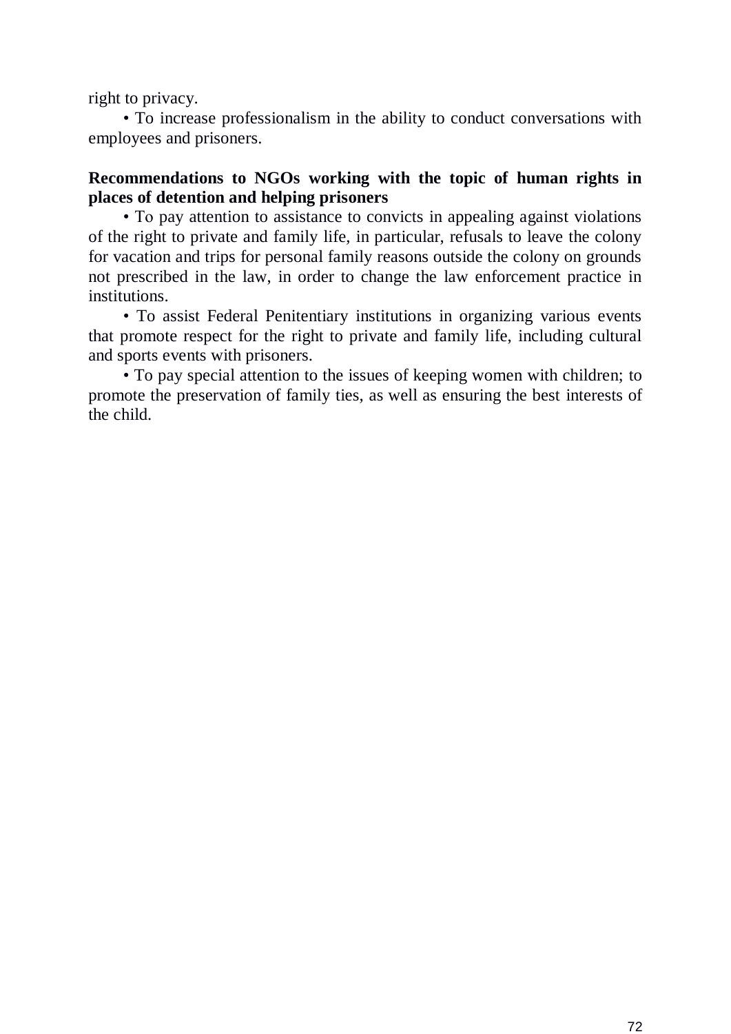right to privacy.

• To increase professionalism in the ability to conduct conversations with employees and prisoners.

**Recommendations to NGOs working with the topic of human rights in places of detention and helping prisoners**

• To pay attention to assistance to convicts in appealing against violations of the right to private and family life, in particular, refusals to leave the colony for vacation and trips for personal family reasons outside the colony on grounds not prescribed in the law, in order to change the law enforcement practice in institutions.

• To assist Federal Penitentiary institutions in organizing various events that promote respect for the right to private and family life, including cultural and sports events with prisoners.

• To pay special attention to the issues of keeping women with children; to promote the preservation of family ties, as well as ensuring the best interests of the child.